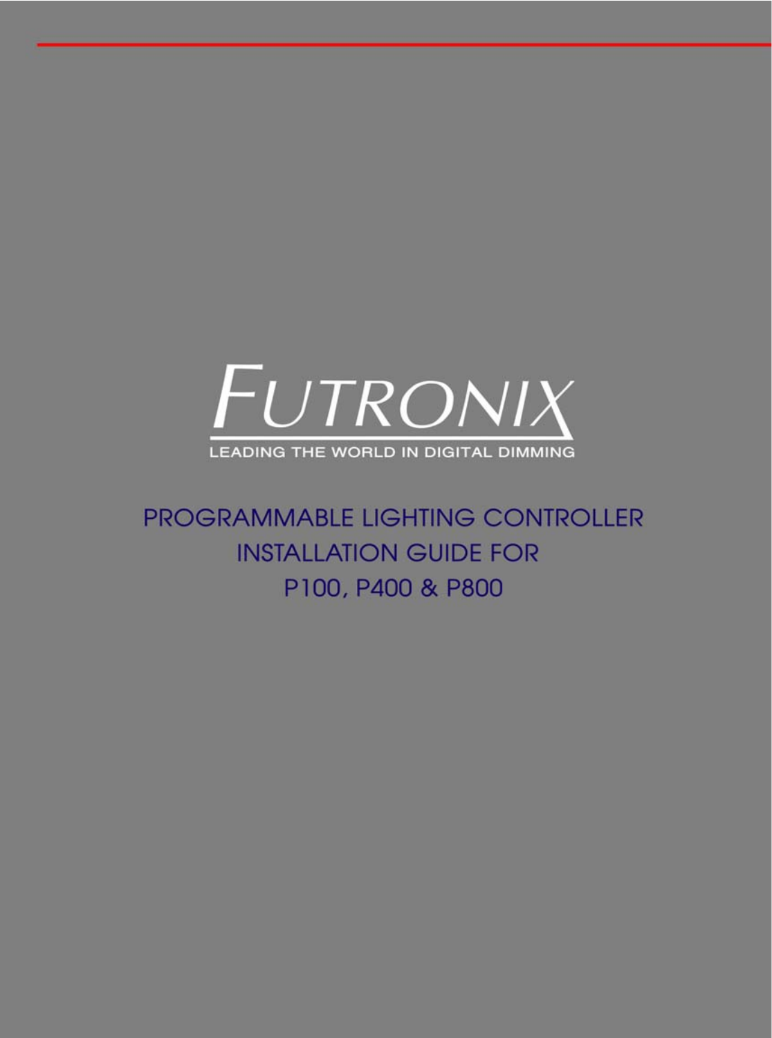# FUTRONIX

LEADING THE WORLD IN DIGITAL DIMMING

## PROGRAMMABLE LIGHTING CONTROLLER INSTALLATION GUIDE FOR P100, P400 & P800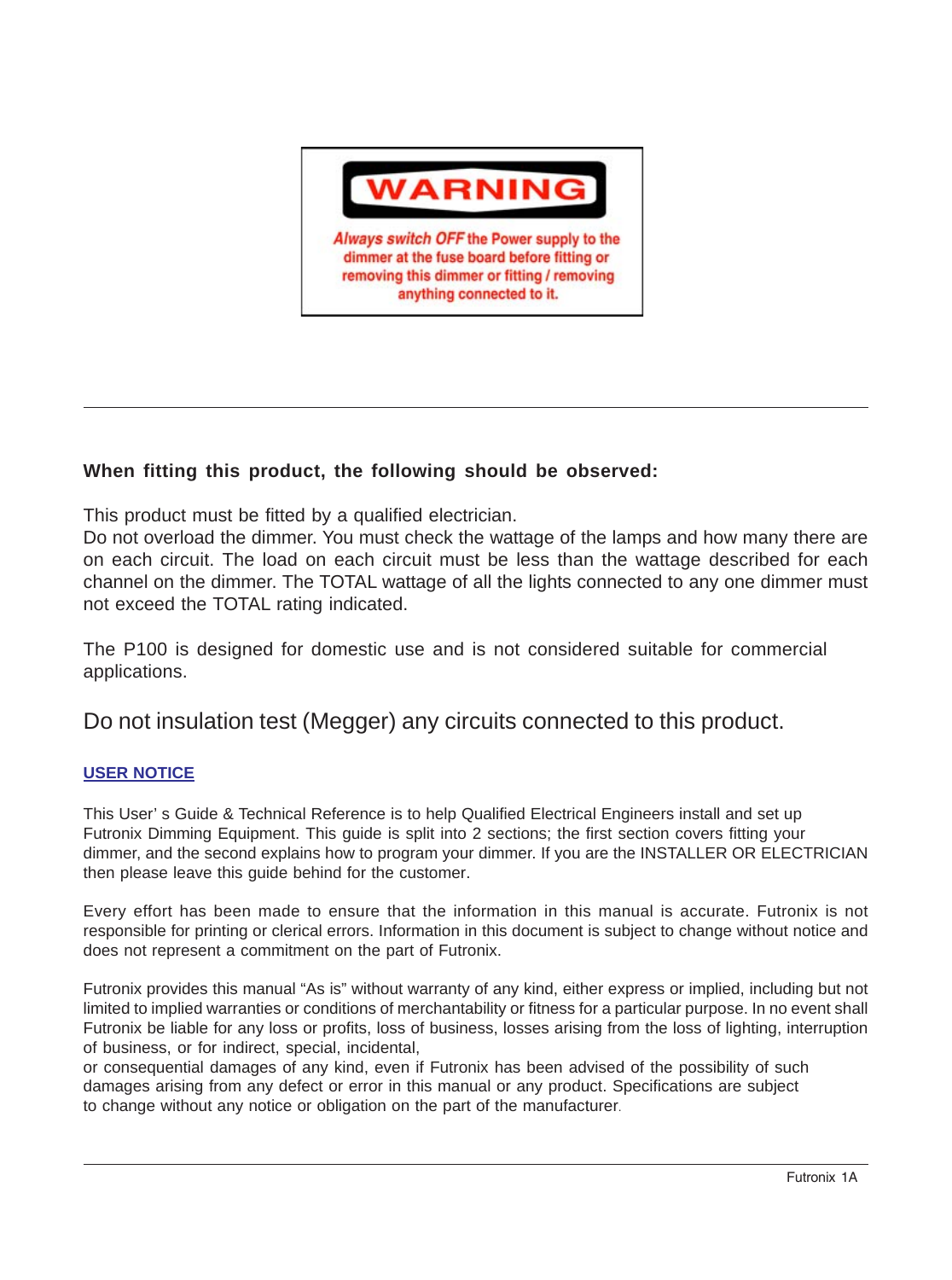**WARNING**

*Always switch OFF* the Power supply to the dimmer at the fuse board before fitting or removing this dimmer or fitting / removing anything connected to it.

---

**When fitting this product, the following should be observed:**

This product must be fitted by a qualified electrician.
Do not overload the dimmer. You must check the wattage of the lamps and how many there are on each circuit. The load on each circuit must be less than the wattage described for each channel on the dimmer. The TOTAL wattage of all the lights connected to any one dimmer must not exceed the TOTAL rating indicated.

The P100 is designed for domestic use and is not considered suitable for commercial applications.

Do not insulation test (Megger) any circuits connected to this product.

**USER NOTICE**

This User' s Guide & Technical Reference is to help Qualified Electrical Engineers install and set up Futronix Dimming Equipment. This guide is split into 2 sections; the first section covers fitting your dimmer, and the second explains how to program your dimmer. If you are the INSTALLER OR ELECTRICIAN then please leave this guide behind for the customer.

Every effort has been made to ensure that the information in this manual is accurate. Futronix is not responsible for printing or clerical errors. Information in this document is subject to change without notice and does not represent a commitment on the part of Futronix.

Futronix provides this manual "As is" without warranty of any kind, either express or implied, including but not limited to implied warranties or conditions of merchantability or fitness for a particular purpose. In no event shall Futronix be liable for any loss or profits, loss of business, losses arising from the loss of lighting, interruption of business, or for indirect, special, incidental,
or consequential damages of any kind, even if Futronix has been advised of the possibility of such damages arising from any defect or error in this manual or any product. Specifications are subject to change without any notice or obligation on the part of the manufacturer.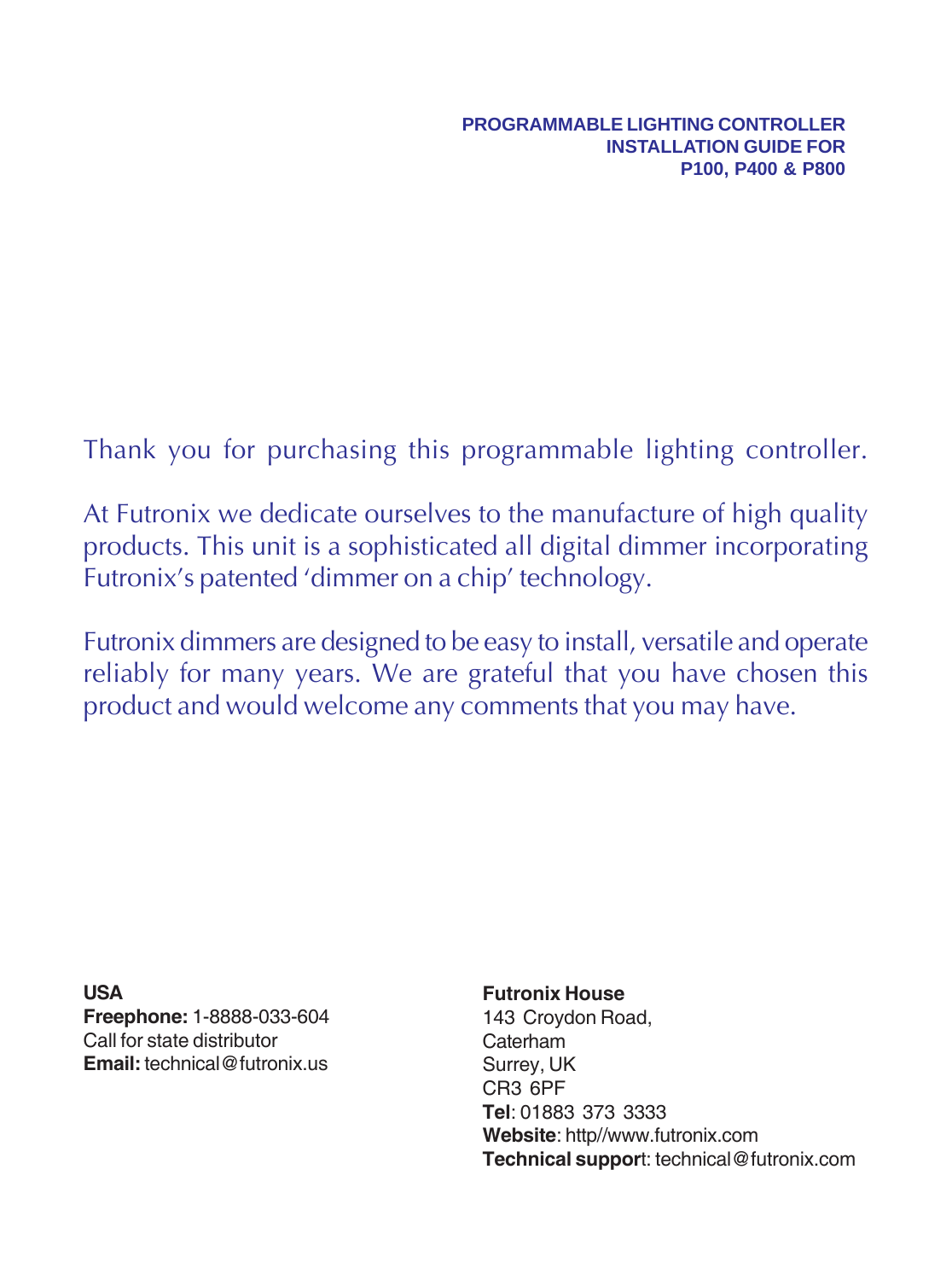**PROGRAMMABLE LIGHTING CONTROLLER**
**INSTALLATION GUIDE FOR**
**P100, P400 & P800**

Thank you for purchasing this programmable lighting controller.

At Futronix we dedicate ourselves to the manufacture of high quality products. This unit is a sophisticated all digital dimmer incorporating Futronix's patented 'dimmer on a chip' technology.

Futronix dimmers are designed to be easy to install, versatile and operate reliably for many years. We are grateful that you have chosen this product and would welcome any comments that you may have.

**USA**
**Freephone:** 1-8888-033-604
Call for state distributor
**Email:** technical@futronix.us

**Futronix House**
143 Croydon Road,
Caterham
Surrey, UK
CR3 6PF
**Tel**: 01883 373 3333
**Website**: http//www.futronix.com
**Technical support**: technical@futronix.com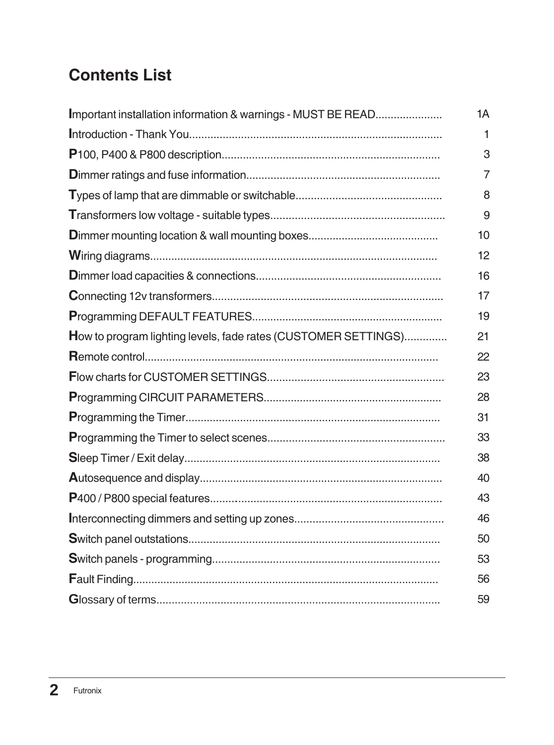# Contents List

| | |
|---|---|
| **I**mportant installation information & warnings - MUST BE READ | 1A |
| **I**ntroduction - Thank You | 1 |
| **P**100, P400 & P800 description | 3 |
| **D**immer ratings and fuse information | 7 |
| **T**ypes of lamp that are dimmable or switchable | 8 |
| **T**ransformers low voltage - suitable types | 9 |
| **D**immer mounting location & wall mounting boxes | 10 |
| **W**iring diagrams | 12 |
| **D**immer load capacities & connections | 16 |
| **C**onnecting 12v transformers | 17 |
| **P**rogramming DEFAULT FEATURES | 19 |
| **H**ow to program lighting levels, fade rates (CUSTOMER SETTINGS) | 21 |
| **R**emote control | 22 |
| **F**low charts for CUSTOMER SETTINGS | 23 |
| **P**rogramming CIRCUIT PARAMETERS | 28 |
| **P**rogramming the Timer | 31 |
| **P**rogramming the Timer to select scenes | 33 |
| **S**leep Timer / Exit delay | 38 |
| **A**utosequence and display | 40 |
| **P**400 / P800 special features | 43 |
| **I**nterconnecting dimmers and setting up zones | 46 |
| **S**witch panel outstations | 50 |
| **S**witch panels - programming | 53 |
| **F**ault Finding | 56 |
| **G**lossary of terms | 59 |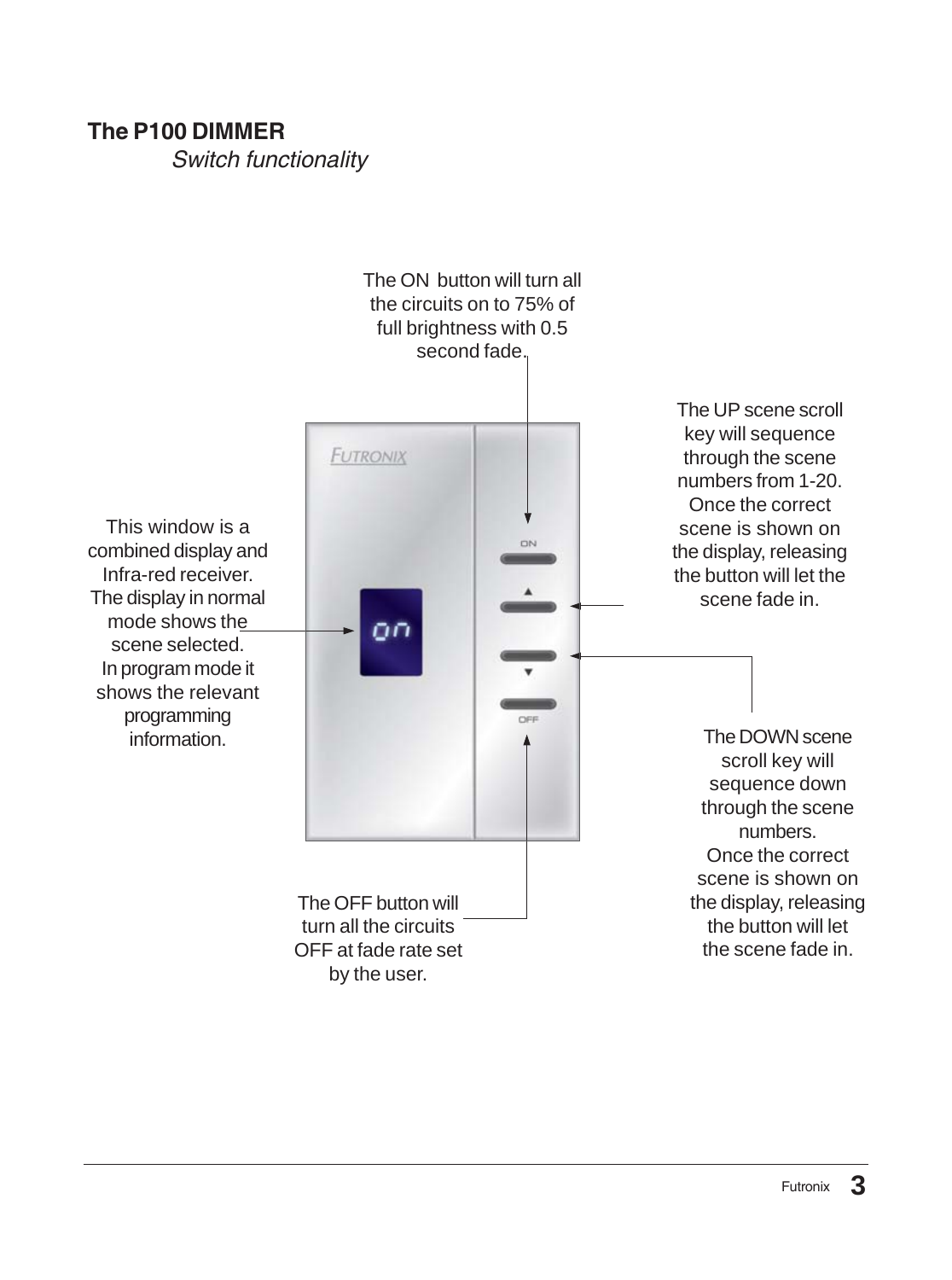## The P100 DIMMER

*Switch functionality*

The ON button will turn all the circuits on to 75% of full brightness with 0.5 second fade.

This window is a combined display and Infra-red receiver. The display in normal mode shows the scene selected. In program mode it shows the relevant programming information.

The UP scene scroll key will sequence through the scene numbers from 1-20. Once the correct scene is shown on the display, releasing the button will let the scene fade in.

The DOWN scene scroll key will sequence down through the scene numbers. Once the correct scene is shown on the display, releasing the button will let the scene fade in.

The OFF button will turn all the circuits OFF at fade rate set by the user.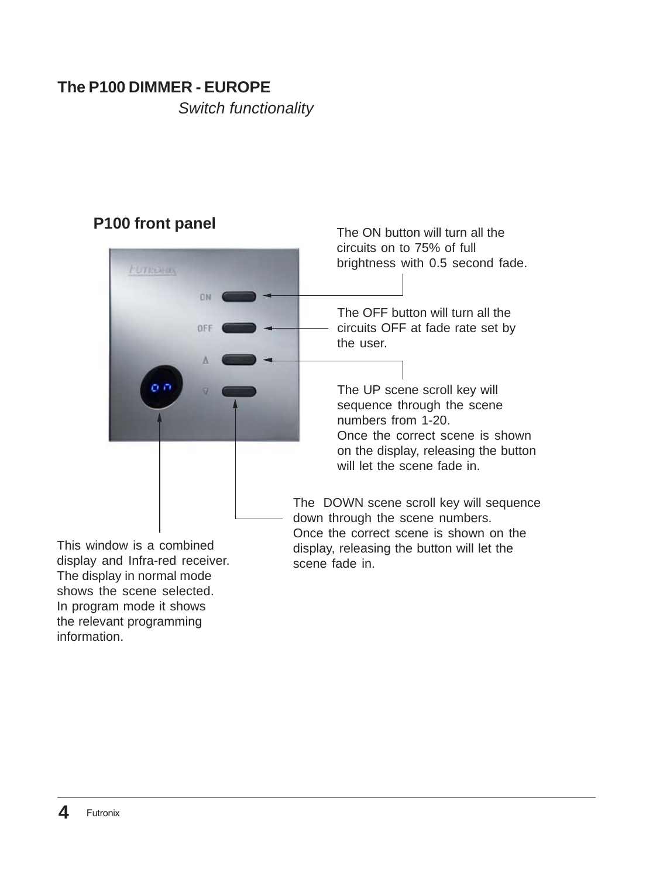## The P100 DIMMER - EUROPE

*Switch functionality*

### P100 front panel

The ON button will turn all the circuits on to 75% of full brightness with 0.5 second fade.

The OFF button will turn all the circuits OFF at fade rate set by the user.

The UP scene scroll key will sequence through the scene numbers from 1-20.
Once the correct scene is shown on the display, releasing the button will let the scene fade in.

The DOWN scene scroll key will sequence down through the scene numbers.
Once the correct scene is shown on the display, releasing the button will let the scene fade in.

This window is a combined display and Infra-red receiver. The display in normal mode shows the scene selected. In program mode it shows the relevant programming information.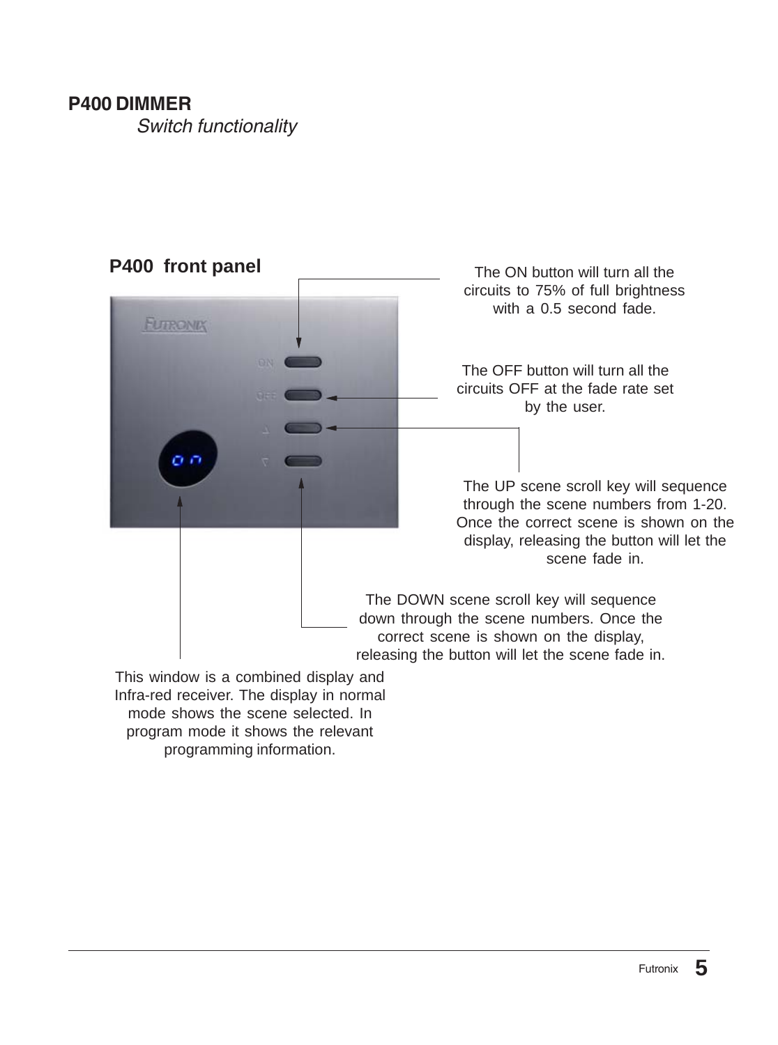**P400 DIMMER**

*Switch functionality*

**P400 front panel**

The ON button will turn all the circuits to 75% of full brightness with a 0.5 second fade.

The OFF button will turn all the circuits OFF at the fade rate set by the user.

The UP scene scroll key will sequence through the scene numbers from 1-20. Once the correct scene is shown on the display, releasing the button will let the scene fade in.

The DOWN scene scroll key will sequence down through the scene numbers. Once the correct scene is shown on the display, releasing the button will let the scene fade in.

This window is a combined display and Infra-red receiver. The display in normal mode shows the scene selected. In program mode it shows the relevant programming information.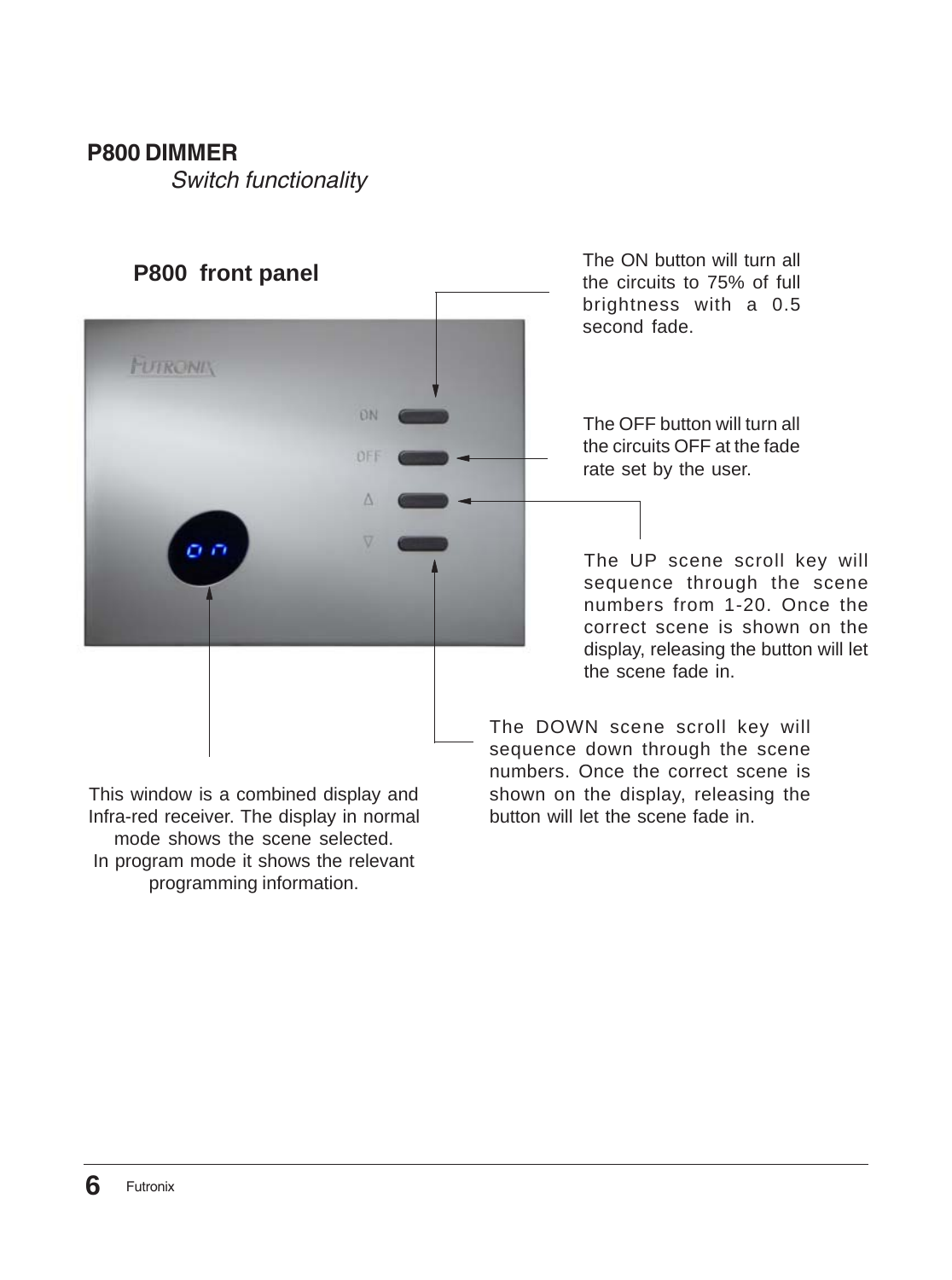# P800 DIMMER

*Switch functionality*

## P800 front panel

The ON button will turn all the circuits to 75% of full brightness with a 0.5 second fade.

The OFF button will turn all the circuits OFF at the fade rate set by the user.

The UP scene scroll key will sequence through the scene numbers from 1-20. Once the correct scene is shown on the display, releasing the button will let the scene fade in.

The DOWN scene scroll key will sequence down through the scene numbers. Once the correct scene is shown on the display, releasing the button will let the scene fade in.

This window is a combined display and Infra-red receiver. The display in normal mode shows the scene selected.
In program mode it shows the relevant programming information.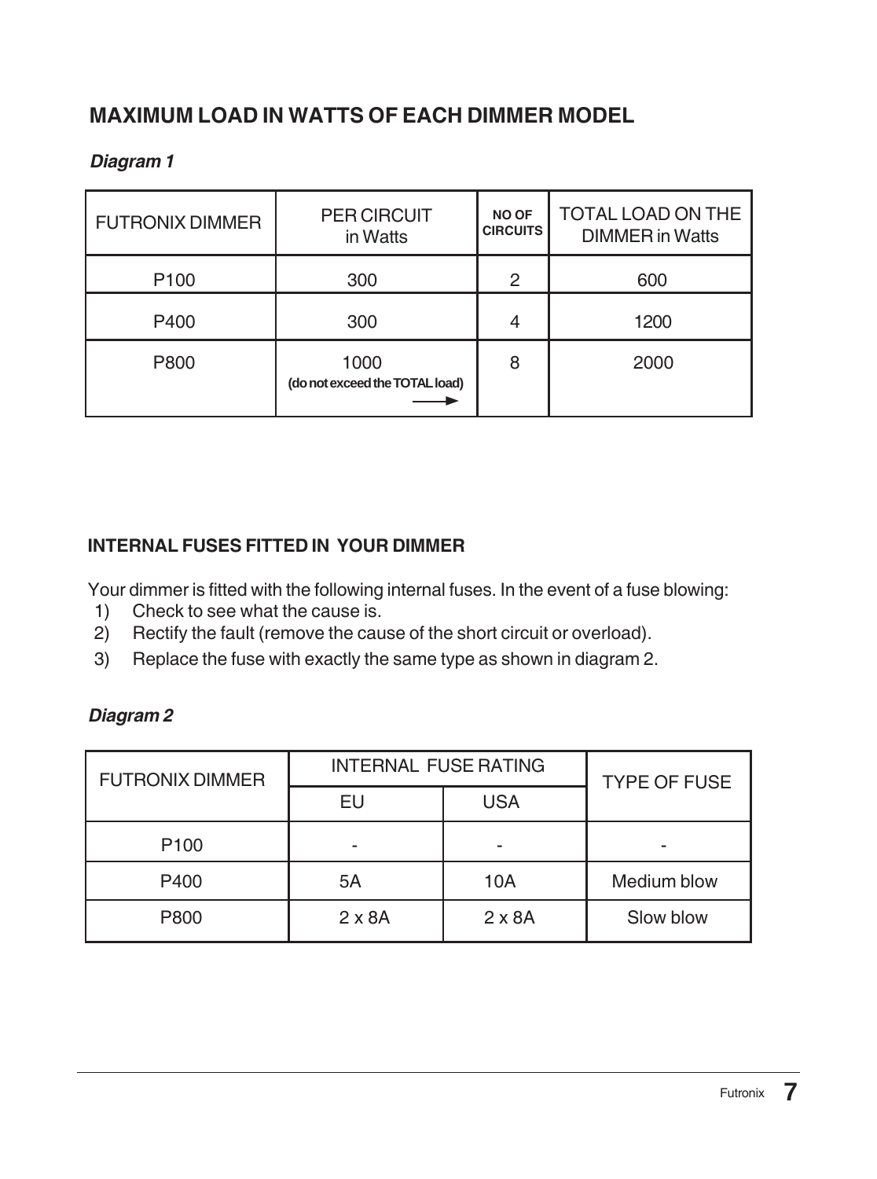## MAXIMUM LOAD IN WATTS OF EACH DIMMER MODEL

***Diagram 1***

| FUTRONIX DIMMER | PER CIRCUIT in Watts | NO OF CIRCUITS | TOTAL LOAD ON THE DIMMER in Watts |
|---|---|---|---|
| P100 | 300 | 2 | 600 |
| P400 | 300 | 4 | 1200 |
| P800 | 1000 **(do not exceed the TOTAL load)** → | 8 | 2000 |

### INTERNAL FUSES FITTED IN YOUR DIMMER

Your dimmer is fitted with the following internal fuses. In the event of a fuse blowing:

1) Check to see what the cause is.
2) Rectify the fault (remove the cause of the short circuit or overload).
3) Replace the fuse with exactly the same type as shown in diagram 2.

***Diagram 2***

| FUTRONIX DIMMER | INTERNAL FUSE RATING | | TYPE OF FUSE |
|---|---|---|---|
| | EU | USA | |
| P100 | - | - | - |
| P400 | 5A | 10A | Medium blow |
| P800 | 2 x 8A | 2 x 8A | Slow blow |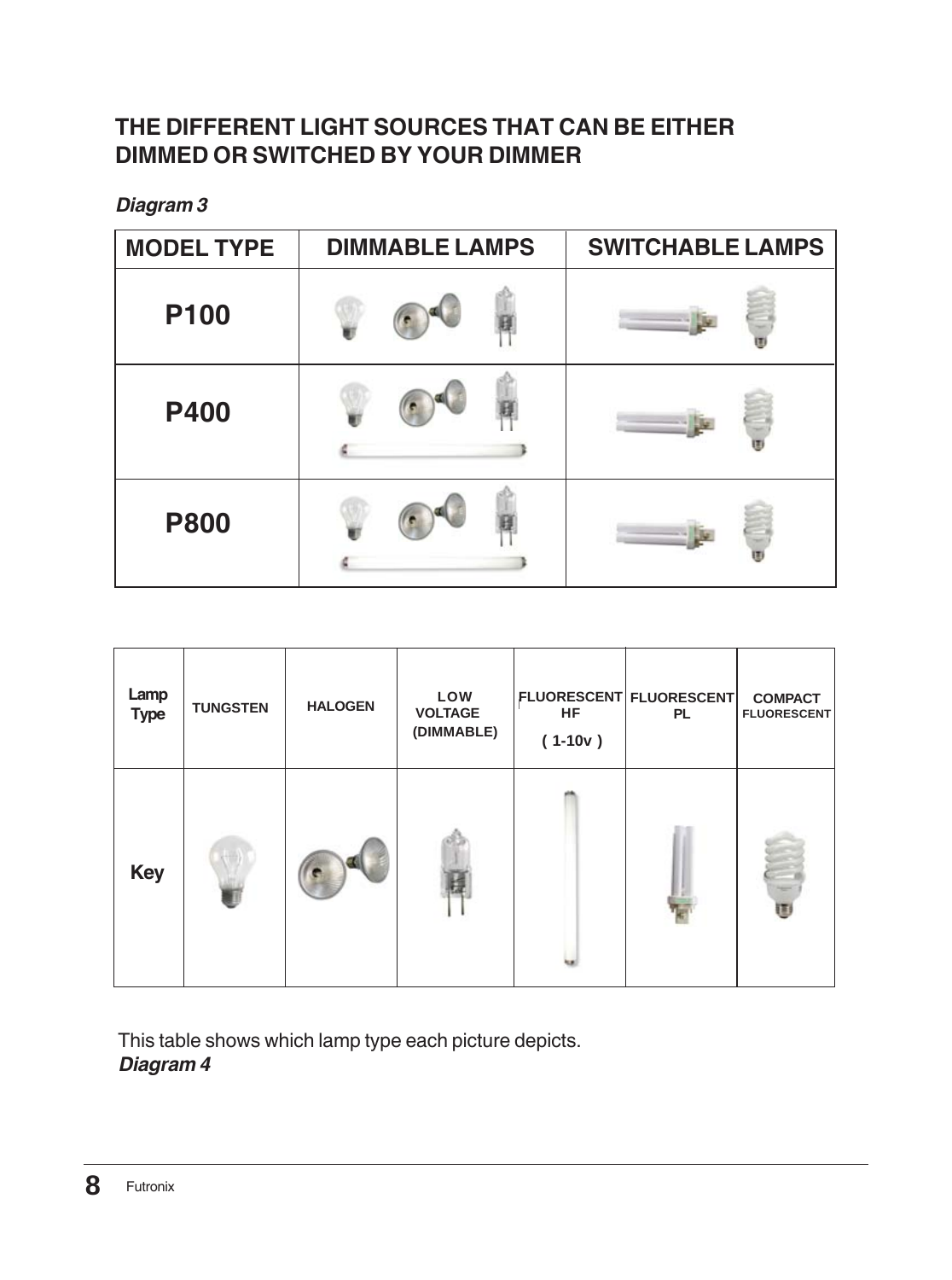## THE DIFFERENT LIGHT SOURCES THAT CAN BE EITHER DIMMED OR SWITCHED BY YOUR DIMMER

***Diagram 3***

| MODEL TYPE | DIMMABLE LAMPS | SWITCHABLE LAMPS |
|---|---|---|
| **P100** | | |
| **P400** | | |
| **P800** | | |

| Lamp Type | TUNGSTEN | HALOGEN | LOW VOLTAGE (DIMMABLE) | FLUORESCENT HF (1-10v) | FLUORESCENT PL | COMPACT FLUORESCENT |
|---|---|---|---|---|---|---|
| Key | | | | | | |

This table shows which lamp type each picture depicts.
***Diagram 4***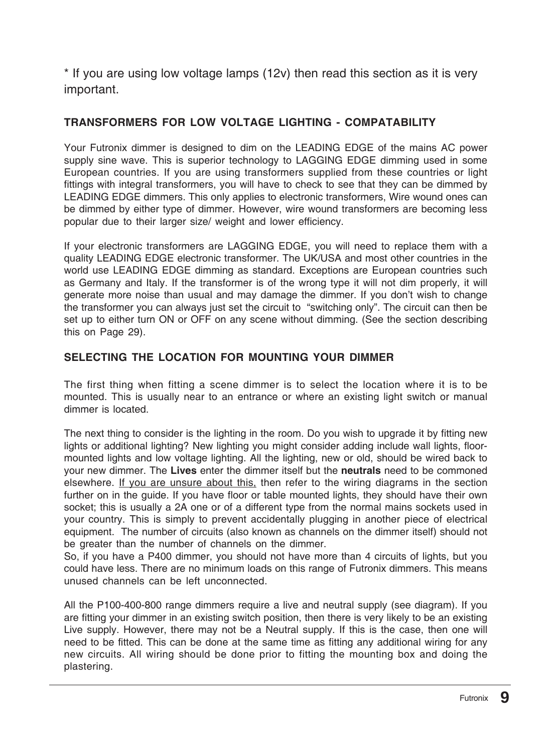* If you are using low voltage lamps (12v) then read this section as it is very important.

## TRANSFORMERS FOR LOW VOLTAGE LIGHTING - COMPATABILITY

Your Futronix dimmer is designed to dim on the LEADING EDGE of the mains AC power supply sine wave. This is superior technology to LAGGING EDGE dimming used in some European countries. If you are using transformers supplied from these countries or light fittings with integral transformers, you will have to check to see that they can be dimmed by LEADING EDGE dimmers. This only applies to electronic transformers, Wire wound ones can be dimmed by either type of dimmer. However, wire wound transformers are becoming less popular due to their larger size/ weight and lower efficiency.

If your electronic transformers are LAGGING EDGE, you will need to replace them with a quality LEADING EDGE electronic transformer. The UK/USA and most other countries in the world use LEADING EDGE dimming as standard. Exceptions are European countries such as Germany and Italy. If the transformer is of the wrong type it will not dim properly, it will generate more noise than usual and may damage the dimmer. If you don't wish to change the transformer you can always just set the circuit to "switching only". The circuit can then be set up to either turn ON or OFF on any scene without dimming. (See the section describing this on Page 29).

## SELECTING THE LOCATION FOR MOUNTING YOUR DIMMER

The first thing when fitting a scene dimmer is to select the location where it is to be mounted. This is usually near to an entrance or where an existing light switch or manual dimmer is located.

The next thing to consider is the lighting in the room. Do you wish to upgrade it by fitting new lights or additional lighting? New lighting you might consider adding include wall lights, floor-mounted lights and low voltage lighting. All the lighting, new or old, should be wired back to your new dimmer. The **Lives** enter the dimmer itself but the **neutrals** need to be commoned elsewhere. <u>If you are unsure about this,</u> then refer to the wiring diagrams in the section further on in the guide. If you have floor or table mounted lights, they should have their own socket; this is usually a 2A one or of a different type from the normal mains sockets used in your country. This is simply to prevent accidentally plugging in another piece of electrical equipment. The number of circuits (also known as channels on the dimmer itself) should not be greater than the number of channels on the dimmer.
So, if you have a P400 dimmer, you should not have more than 4 circuits of lights, but you could have less. There are no minimum loads on this range of Futronix dimmers. This means unused channels can be left unconnected.

All the P100-400-800 range dimmers require a live and neutral supply (see diagram). If you are fitting your dimmer in an existing switch position, then there is very likely to be an existing Live supply. However, there may not be a Neutral supply. If this is the case, then one will need to be fitted. This can be done at the same time as fitting any additional wiring for any new circuits. All wiring should be done prior to fitting the mounting box and doing the plastering.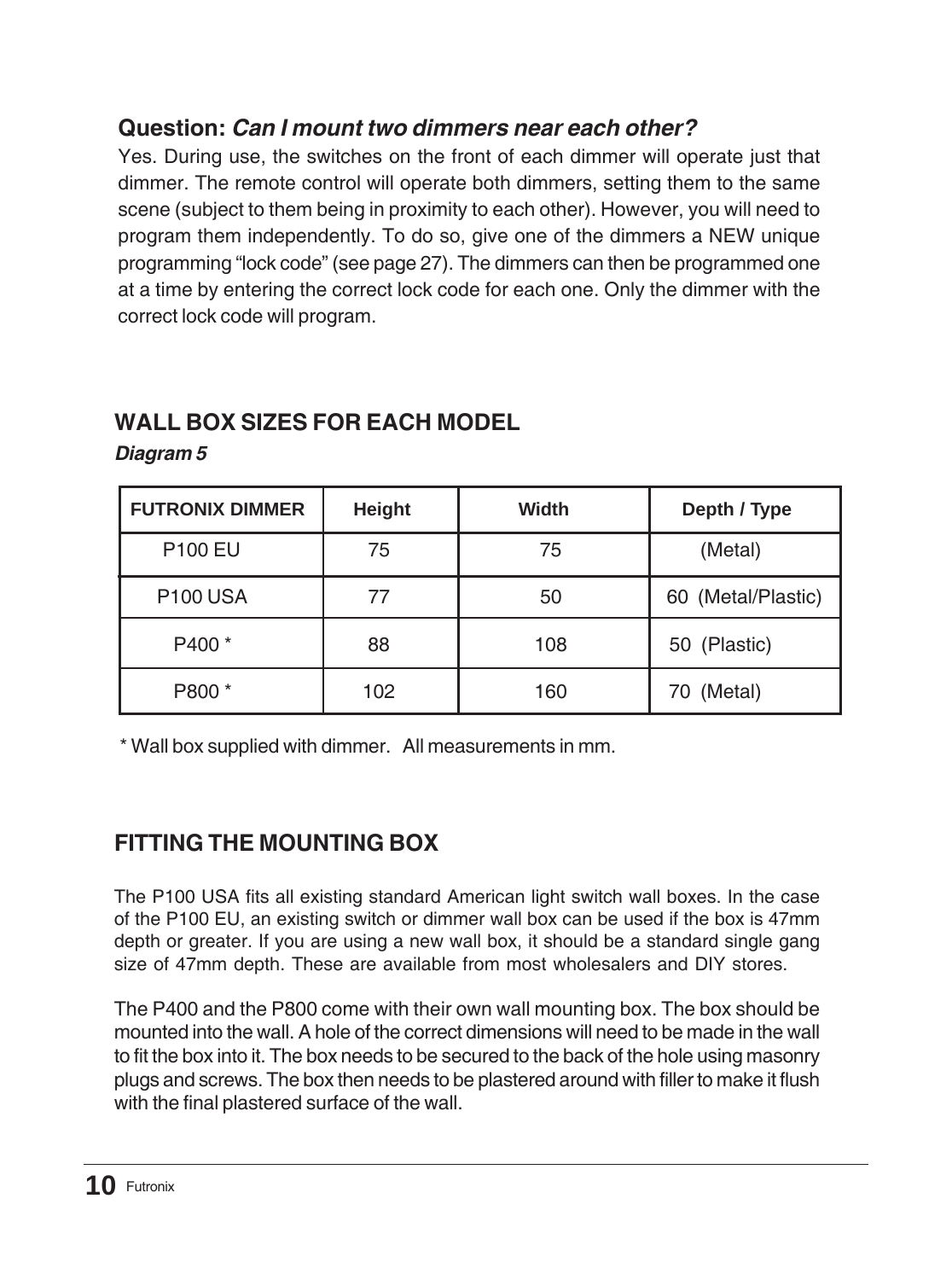### **Question:** ***Can I mount two dimmers near each other?***

Yes. During use, the switches on the front of each dimmer will operate just that dimmer. The remote control will operate both dimmers, setting them to the same scene (subject to them being in proximity to each other). However, you will need to program them independently. To do so, give one of the dimmers a NEW unique programming "lock code" (see page 27). The dimmers can then be programmed one at a time by entering the correct lock code for each one. Only the dimmer with the correct lock code will program.

## WALL BOX SIZES FOR EACH MODEL

***Diagram 5***

| FUTRONIX DIMMER | Height | Width | Depth / Type |
|---|---|---|---|
| P100 EU | 75 | 75 | (Metal) |
| P100 USA | 77 | 50 | 60 (Metal/Plastic) |
| P400 * | 88 | 108 | 50 (Plastic) |
| P800 * | 102 | 160 | 70 (Metal) |

* Wall box supplied with dimmer. All measurements in mm.

## FITTING THE MOUNTING BOX

The P100 USA fits all existing standard American light switch wall boxes. In the case of the P100 EU, an existing switch or dimmer wall box can be used if the box is 47mm depth or greater. If you are using a new wall box, it should be a standard single gang size of 47mm depth. These are available from most wholesalers and DIY stores.

The P400 and the P800 come with their own wall mounting box. The box should be mounted into the wall. A hole of the correct dimensions will need to be made in the wall to fit the box into it. The box needs to be secured to the back of the hole using masonry plugs and screws. The box then needs to be plastered around with filler to make it flush with the final plastered surface of the wall.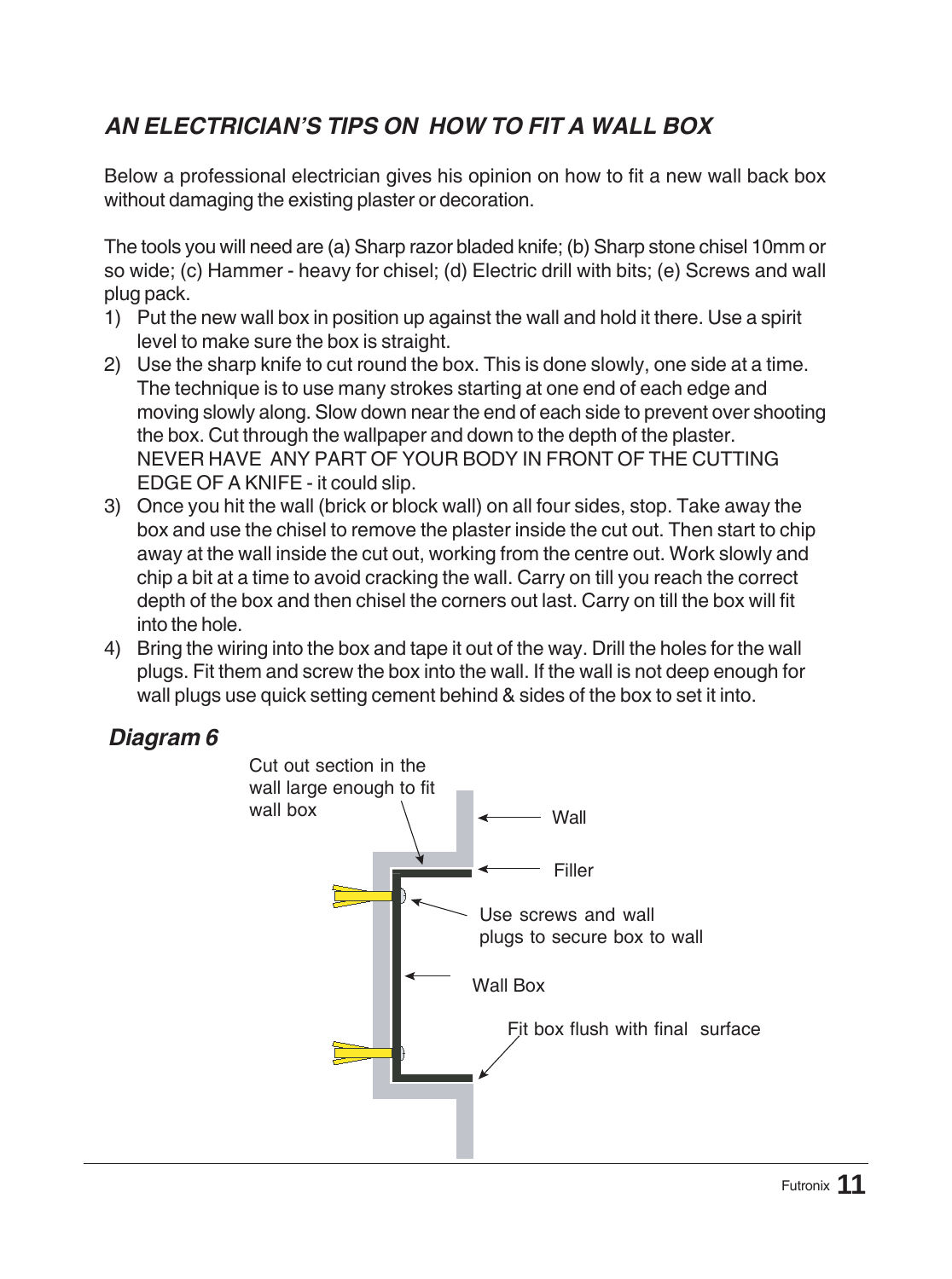## *AN ELECTRICIAN'S TIPS ON HOW TO FIT A WALL BOX*

Below a professional electrician gives his opinion on how to fit a new wall back box without damaging the existing plaster or decoration.

The tools you will need are (a) Sharp razor bladed knife; (b) Sharp stone chisel 10mm or so wide; (c) Hammer - heavy for chisel; (d) Electric drill with bits; (e) Screws and wall plug pack.

1) Put the new wall box in position up against the wall and hold it there. Use a spirit level to make sure the box is straight.
2) Use the sharp knife to cut round the box. This is done slowly, one side at a time. The technique is to use many strokes starting at one end of each edge and moving slowly along. Slow down near the end of each side to prevent over shooting the box. Cut through the wallpaper and down to the depth of the plaster. NEVER HAVE ANY PART OF YOUR BODY IN FRONT OF THE CUTTING EDGE OF A KNIFE - it could slip.
3) Once you hit the wall (brick or block wall) on all four sides, stop. Take away the box and use the chisel to remove the plaster inside the cut out. Then start to chip away at the wall inside the cut out, working from the centre out. Work slowly and chip a bit at a time to avoid cracking the wall. Carry on till you reach the correct depth of the box and then chisel the corners out last. Carry on till the box will fit into the hole.
4) Bring the wiring into the box and tape it out of the way. Drill the holes for the wall plugs. Fit them and screw the box into the wall. If the wall is not deep enough for wall plugs use quick setting cement behind & sides of the box to set it into.

### *Diagram 6*

Cut out section in the wall large enough to fit wall box

Wall

Filler

Use screws and wall plugs to secure box to wall

Wall Box

Fit box flush with final surface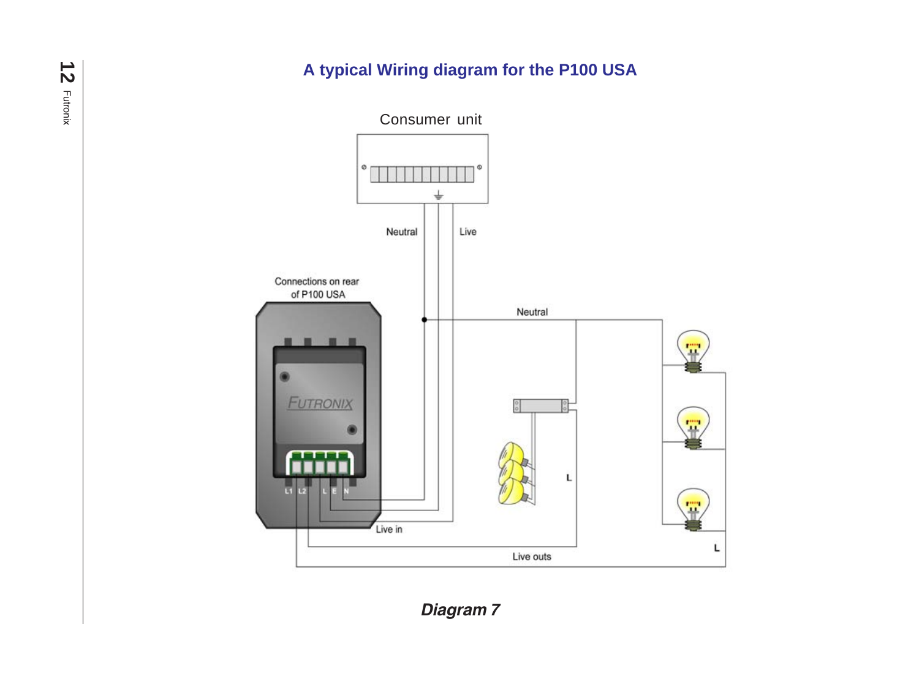## A typical Wiring diagram for the P100 USA

Consumer unit

Neutral

Live

Connections on rear of P100 USA

Neutral

FUTRONIX

L1 L2 L E N

L

Live in

L

Live outs

*Diagram 7*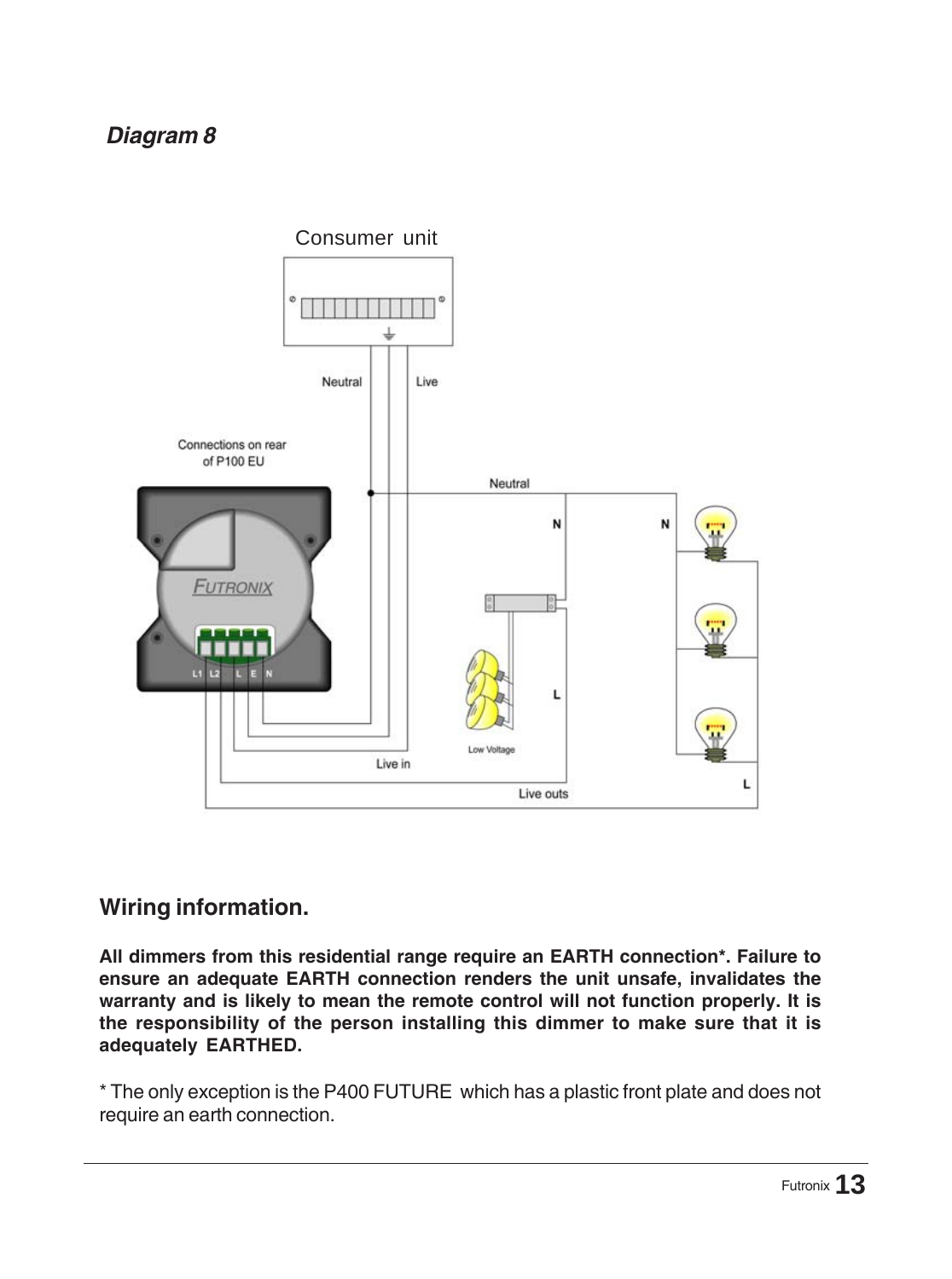## *Diagram 8*

Consumer unit

Neutral

Live

Connections on rear of P100 EU

Neutral

N

N

FUTRONIX

L1 L2 L E N

Low Voltage

L

Live in

Live outs

L

## Wiring information.

**All dimmers from this residential range require an EARTH connection*. Failure to ensure an adequate EARTH connection renders the unit unsafe, invalidates the warranty and is likely to mean the remote control will not function properly. It is the responsibility of the person installing this dimmer to make sure that it is adequately EARTHED.**

* The only exception is the P400 FUTURE which has a plastic front plate and does not require an earth connection.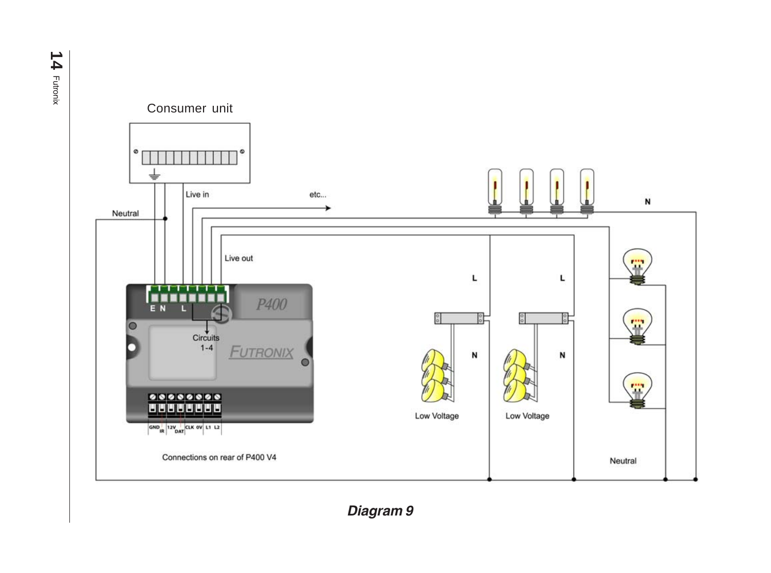Consumer unit

Live in

etc...

Neutral

Live out

E N L

Circuits 1-4

P400

FUTRONIX

GND IR 12V DAT CLK 0V L1 L2

Connections on rear of P400 V4

N

L

L

N

N

Low Voltage

Low Voltage

Neutral

***Diagram 9***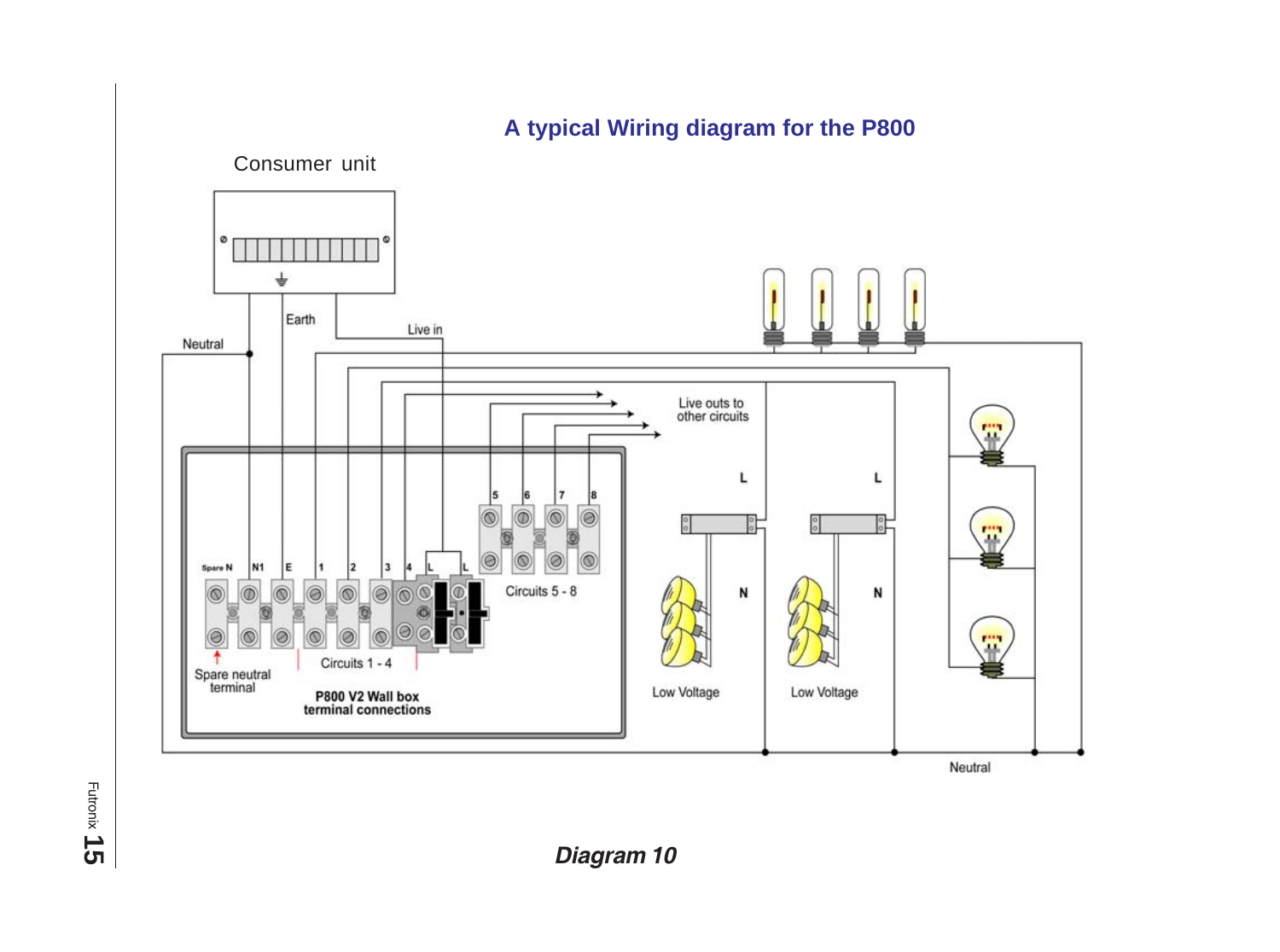## A typical Wiring diagram for the P800

Consumer unit

Earth

Live in

Neutral

Live outs to other circuits

L

L

N

N

Spare N N1 E 1 2 3 4 L L

5 6 7 8

Circuits 5 - 8

Circuits 1 - 4

Spare neutral terminal

**P800 V2 Wall box terminal connections**

Low Voltage

Low Voltage

Neutral

***Diagram 10***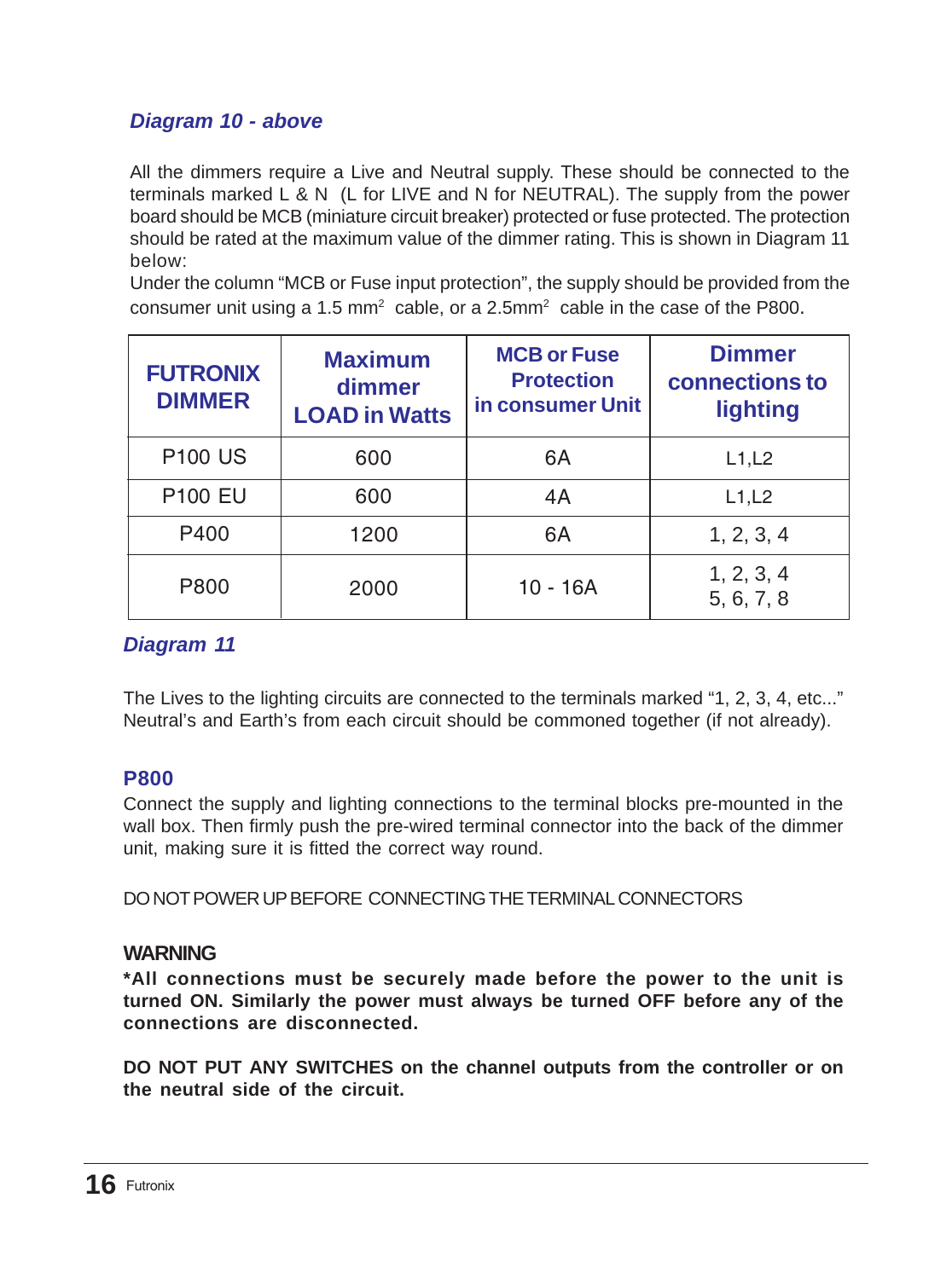### *Diagram 10 - above*

All the dimmers require a Live and Neutral supply. These should be connected to the terminals marked L & N (L for LIVE and N for NEUTRAL). The supply from the power board should be MCB (miniature circuit breaker) protected or fuse protected. The protection should be rated at the maximum value of the dimmer rating. This is shown in Diagram 11 below:
Under the column "MCB or Fuse input protection", the supply should be provided from the consumer unit using a 1.5 $mm^2$ cable, or a 2.5$mm^2$ cable in the case of the P800.

| FUTRONIX DIMMER | Maximum dimmer LOAD in Watts | MCB or Fuse Protection in consumer Unit | Dimmer connections to lighting |
|---|---|---|---|
| P100 US | 600 | 6A | L1,L2 |
| P100 EU | 600 | 4A | L1,L2 |
| P400 | 1200 | 6A | 1, 2, 3, 4 |
| P800 | 2000 | 10 - 16A | 1, 2, 3, 4<br>5, 6, 7, 8 |

### *Diagram 11*

The Lives to the lighting circuits are connected to the terminals marked "1, 2, 3, 4, etc..." Neutral's and Earth's from each circuit should be commoned together (if not already).

### P800

Connect the supply and lighting connections to the terminal blocks pre-mounted in the wall box. Then firmly push the pre-wired terminal connector into the back of the dimmer unit, making sure it is fitted the correct way round.

DO NOT POWER UP BEFORE CONNECTING THE TERMINAL CONNECTORS

### WARNING

**\*All connections must be securely made before the power to the unit is turned ON. Similarly the power must always be turned OFF before any of the connections are disconnected.**

**DO NOT PUT ANY SWITCHES on the channel outputs from the controller or on the neutral side of the circuit.**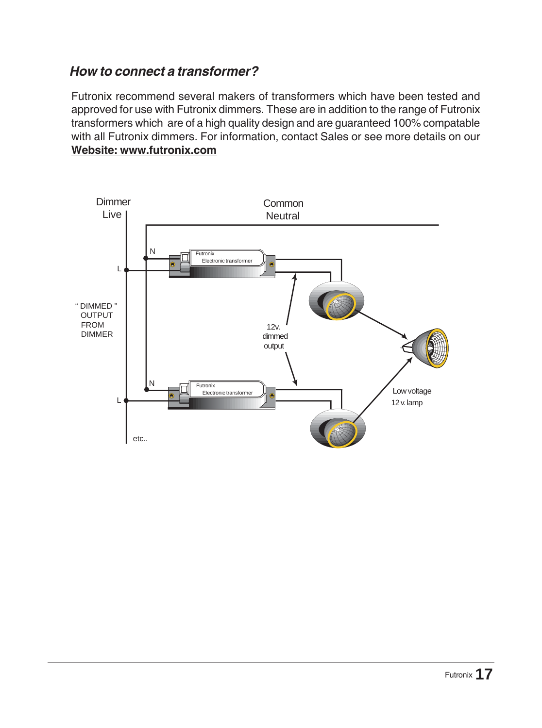## *How to connect a transformer?*

Futronix recommend several makers of transformers which have been tested and approved for use with Futronix dimmers. These are in addition to the range of Futronix transformers which are of a high quality design and are guaranteed 100% compatable with all Futronix dimmers. For information, contact Sales or see more details on our **Website: www.futronix.com**

Dimmer Live

Common Neutral

N

L

Futronix Electronic transformer

" DIMMED " OUTPUT FROM DIMMER

12v. dimmed output

N

L

Futronix Electronic transformer

Low voltage 12 v. lamp

etc..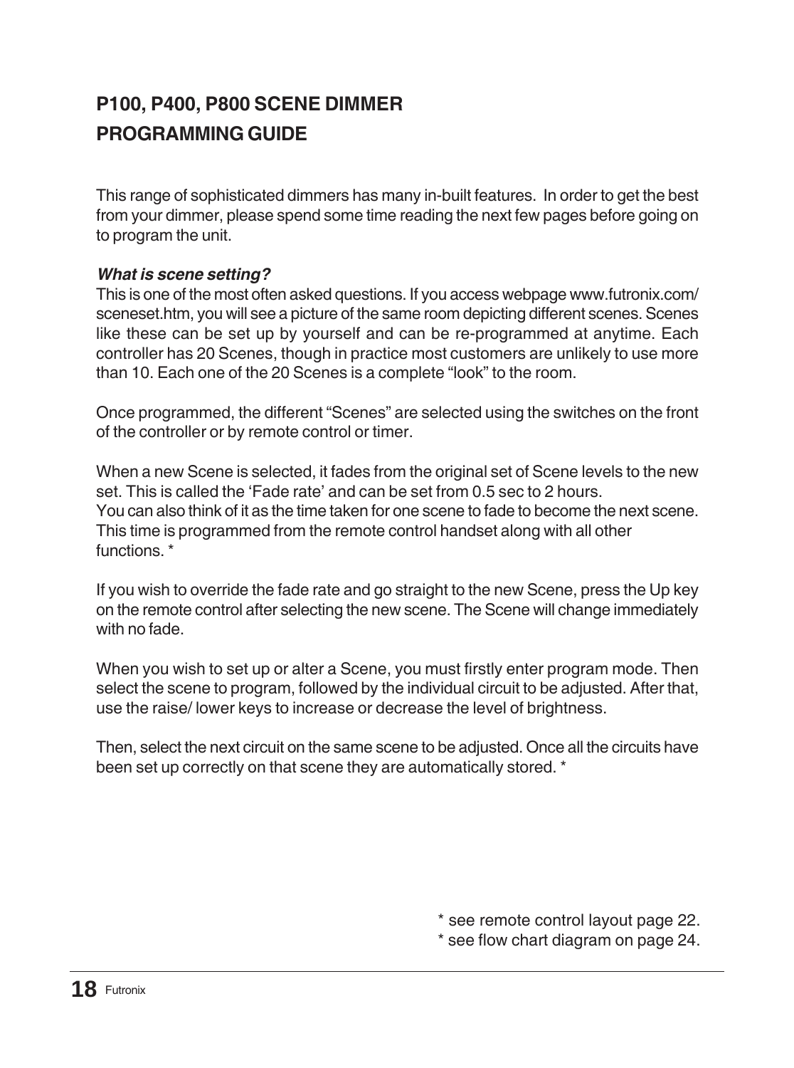## P100, P400, P800 SCENE DIMMER PROGRAMMING GUIDE

This range of sophisticated dimmers has many in-built features. In order to get the best from your dimmer, please spend some time reading the next few pages before going on to program the unit.

***What is scene setting?***

This is one of the most often asked questions. If you access webpage www.futronix.com/sceneset.htm, you will see a picture of the same room depicting different scenes. Scenes like these can be set up by yourself and can be re-programmed at anytime. Each controller has 20 Scenes, though in practice most customers are unlikely to use more than 10. Each one of the 20 Scenes is a complete "look" to the room.

Once programmed, the different "Scenes" are selected using the switches on the front of the controller or by remote control or timer.

When a new Scene is selected, it fades from the original set of Scene levels to the new set. This is called the 'Fade rate' and can be set from 0.5 sec to 2 hours.
You can also think of it as the time taken for one scene to fade to become the next scene. This time is programmed from the remote control handset along with all other functions. *

If you wish to override the fade rate and go straight to the new Scene, press the Up key on the remote control after selecting the new scene. The Scene will change immediately with no fade.

When you wish to set up or alter a Scene, you must firstly enter program mode. Then select the scene to program, followed by the individual circuit to be adjusted. After that, use the raise/ lower keys to increase or decrease the level of brightness.

Then, select the next circuit on the same scene to be adjusted. Once all the circuits have been set up correctly on that scene they are automatically stored. *

\* see remote control layout page 22.
\* see flow chart diagram on page 24.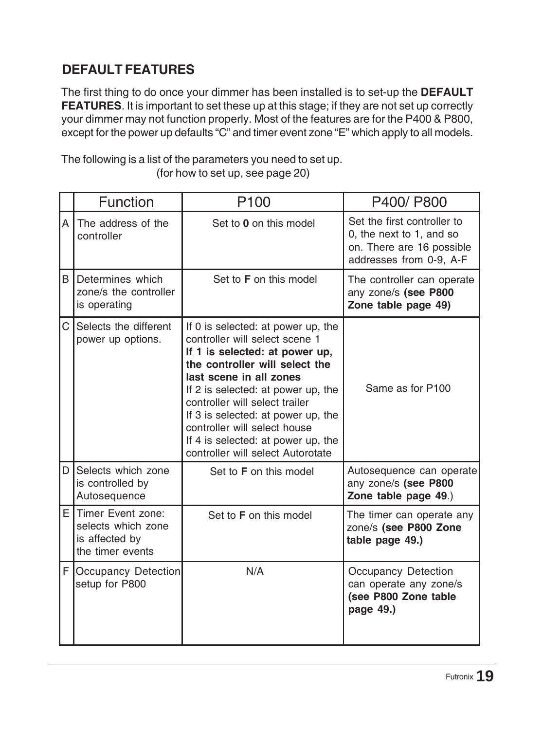## DEFAULT FEATURES

The first thing to do once your dimmer has been installed is to set-up the **DEFAULT FEATURES**. It is important to set these up at this stage; if they are not set up correctly your dimmer may not function properly. Most of the features are for the P400 & P800, except for the power up defaults "C" and timer event zone "E" which apply to all models.

The following is a list of the parameters you need to set up.
(for how to set up, see page 20)

| | Function | P100 | P400/ P800 |
|---|---|---|---|
| A | The address of the controller | Set to **0** on this model | Set the first controller to 0, the next to 1, and so on. There are 16 possible addresses from 0-9, A-F |
| B | Determines which zone/s the controller is operating | Set to **F** on this model | The controller can operate any zone/s **(see P800 Zone table page 49)** |
| C | Selects the different power up options. | If 0 is selected: at power up, the controller will select scene 1<br>**If 1 is selected: at power up, the controller will select the last scene in all zones**<br>If 2 is selected: at power up, the controller will select trailer<br>If 3 is selected: at power up, the controller will select house<br>If 4 is selected: at power up, the controller will select Autorotate | Same as for P100 |
| D | Selects which zone is controlled by Autosequence | Set to **F** on this model | Autosequence can operate any zone/s **(see P800 Zone table page 49**.) |
| E | Timer Event zone: selects which zone is affected by the timer events | Set to **F** on this model | The timer can operate any zone/s **(see P800 Zone table page 49.)** |
| F | Occupancy Detection setup for P800 | N/A | Occupancy Detection can operate any zone/s **(see P800 Zone table page 49.)** |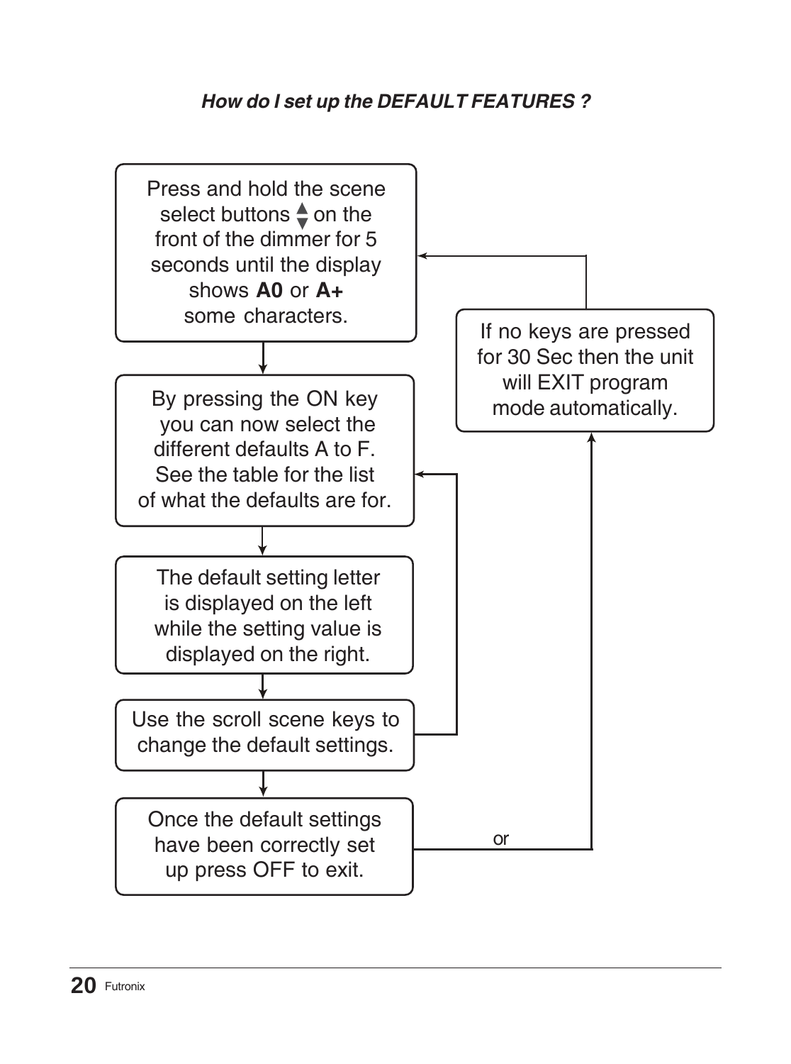***How do I set up the DEFAULT FEATURES ?***

Press and hold the scene select buttons ▲▼ on the front of the dimmer for 5 seconds until the display shows **A0** or **A+** some characters.

By pressing the ON key you can now select the different defaults A to F. See the table for the list of what the defaults are for.

The default setting letter is displayed on the left while the setting value is displayed on the right.

Use the scroll scene keys to change the default settings.

Once the default settings have been correctly set up press OFF to exit.

or

If no keys are pressed for 30 Sec then the unit will EXIT program mode automatically.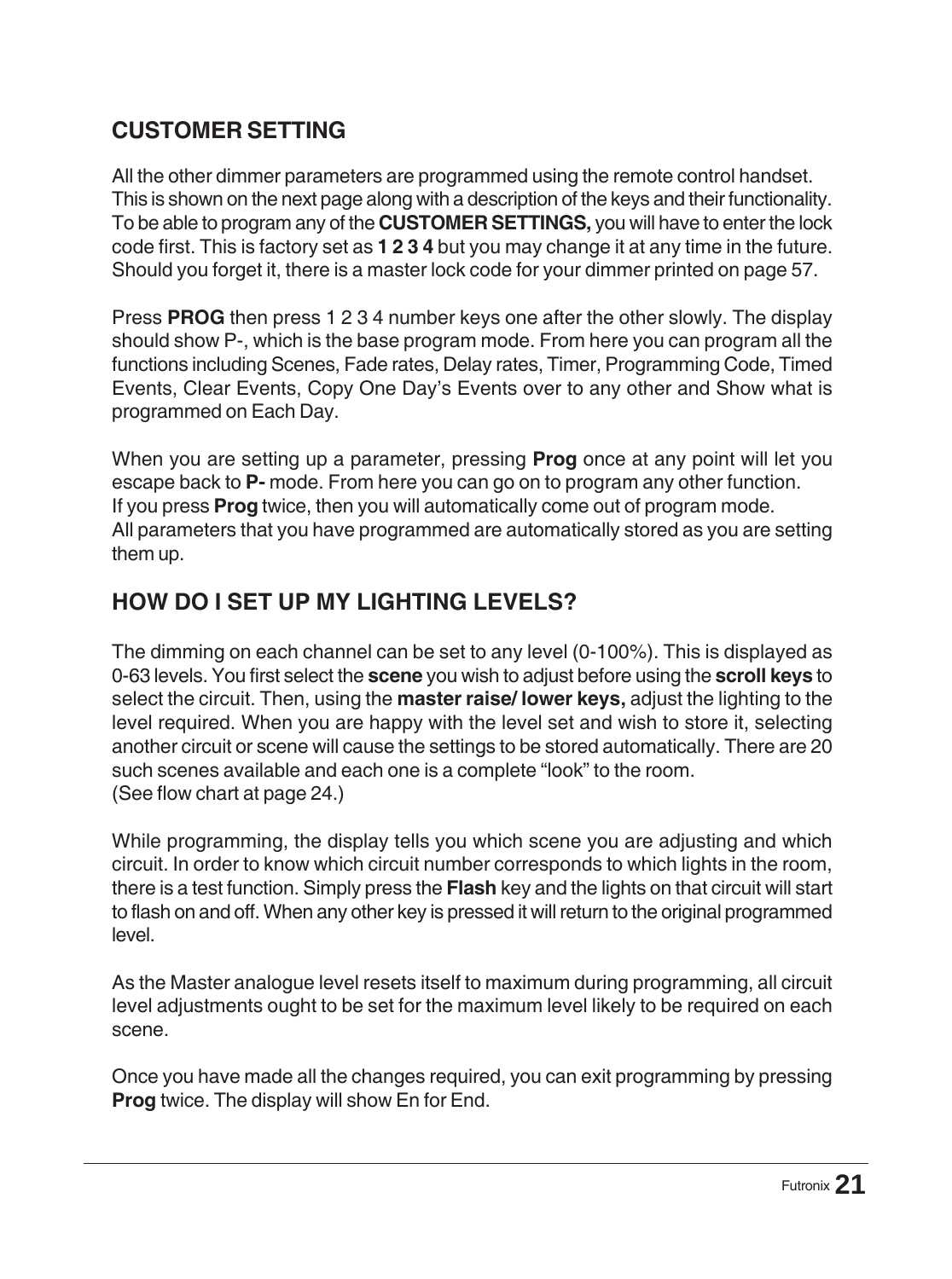## CUSTOMER SETTING

All the other dimmer parameters are programmed using the remote control handset. This is shown on the next page along with a description of the keys and their functionality. To be able to program any of the **CUSTOMER SETTINGS,** you will have to enter the lock code first. This is factory set as **1 2 3 4** but you may change it at any time in the future. Should you forget it, there is a master lock code for your dimmer printed on page 57.

Press **PROG** then press 1 2 3 4 number keys one after the other slowly. The display should show P-, which is the base program mode. From here you can program all the functions including Scenes, Fade rates, Delay rates, Timer, Programming Code, Timed Events, Clear Events, Copy One Day's Events over to any other and Show what is programmed on Each Day.

When you are setting up a parameter, pressing **Prog** once at any point will let you escape back to **P-** mode. From here you can go on to program any other function.
If you press **Prog** twice, then you will automatically come out of program mode.
All parameters that you have programmed are automatically stored as you are setting them up.

## HOW DO I SET UP MY LIGHTING LEVELS?

The dimming on each channel can be set to any level (0-100%). This is displayed as 0-63 levels. You first select the **scene** you wish to adjust before using the **scroll keys** to select the circuit. Then, using the **master raise/ lower keys,** adjust the lighting to the level required. When you are happy with the level set and wish to store it, selecting another circuit or scene will cause the settings to be stored automatically. There are 20 such scenes available and each one is a complete "look" to the room.
(See flow chart at page 24.)

While programming, the display tells you which scene you are adjusting and which circuit. In order to know which circuit number corresponds to which lights in the room, there is a test function. Simply press the **Flash** key and the lights on that circuit will start to flash on and off. When any other key is pressed it will return to the original programmed level.

As the Master analogue level resets itself to maximum during programming, all circuit level adjustments ought to be set for the maximum level likely to be required on each scene.

Once you have made all the changes required, you can exit programming by pressing **Prog** twice. The display will show En for End.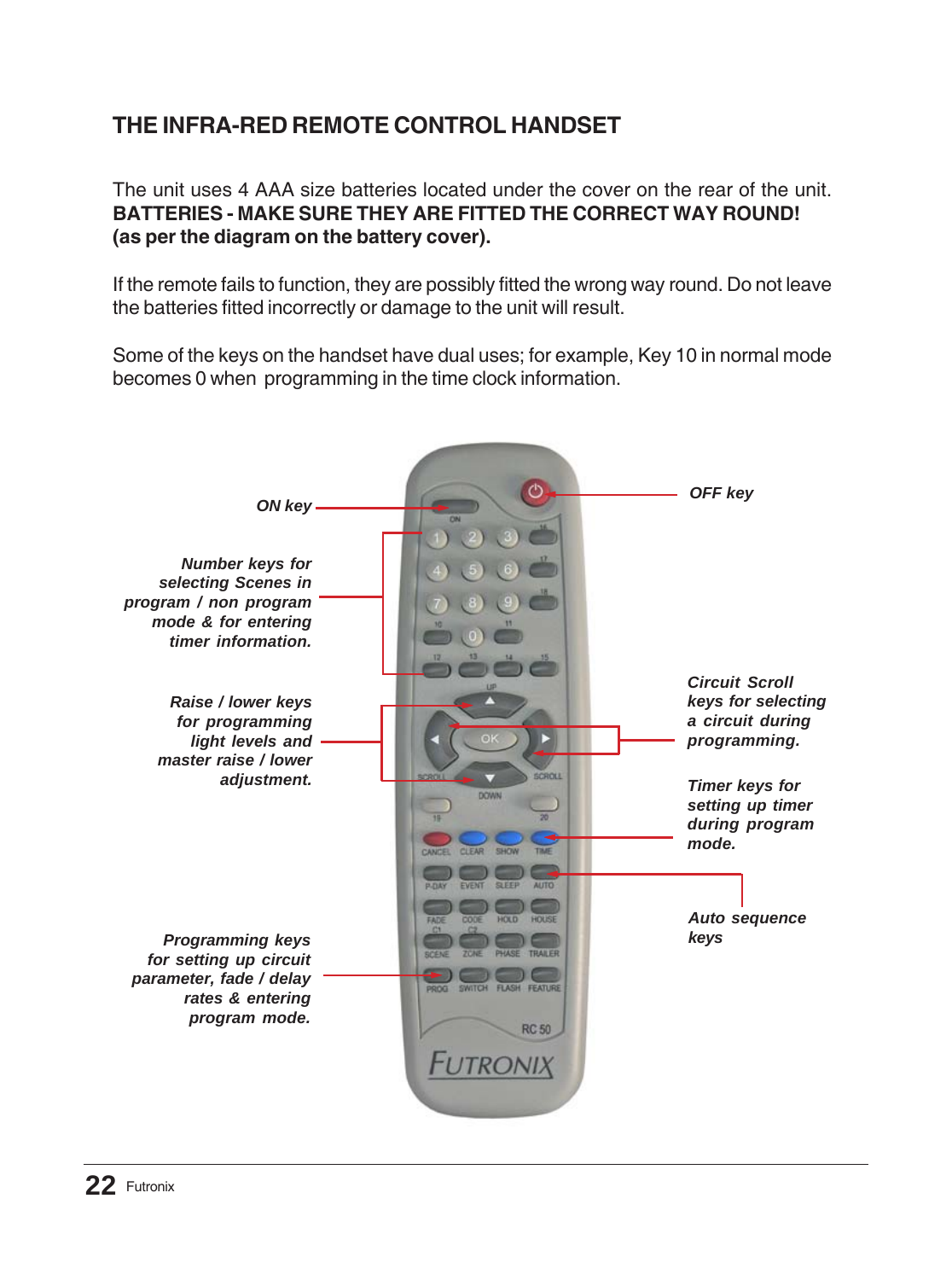## THE INFRA-RED REMOTE CONTROL HANDSET

The unit uses 4 AAA size batteries located under the cover on the rear of the unit.
**BATTERIES - MAKE SURE THEY ARE FITTED THE CORRECT WAY ROUND! (as per the diagram on the battery cover).**

If the remote fails to function, they are possibly fitted the wrong way round. Do not leave the batteries fitted incorrectly or damage to the unit will result.

Some of the keys on the handset have dual uses; for example, Key 10 in normal mode becomes 0 when programming in the time clock information.

***ON key***

***OFF key***

***Number keys for selecting Scenes in program / non program mode & for entering timer information.***

***Raise / lower keys for programming light levels and master raise / lower adjustment.***

***Circuit Scroll keys for selecting a circuit during programming.***

***Timer keys for setting up timer during program mode.***

***Auto sequence keys***

***Programming keys for setting up circuit parameter, fade / delay rates & entering program mode.***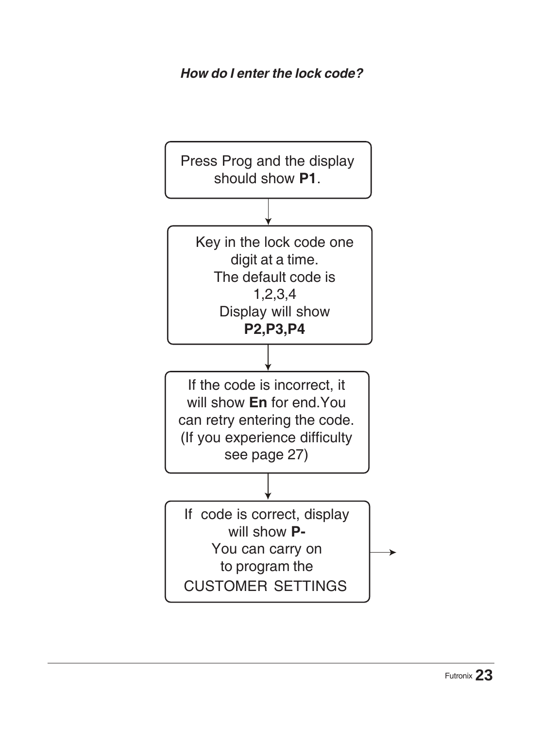***How do I enter the lock code?***

Press Prog and the display should show **P1**.

↓

Key in the lock code one digit at a time.
The default code is 1,2,3,4
Display will show **P2,P3,P4**

↓

If the code is incorrect, it will show **En** for end.You can retry entering the code. (If you experience difficulty see page 27)

↓

If code is correct, display will show **P-**
You can carry on to program the CUSTOMER SETTINGS →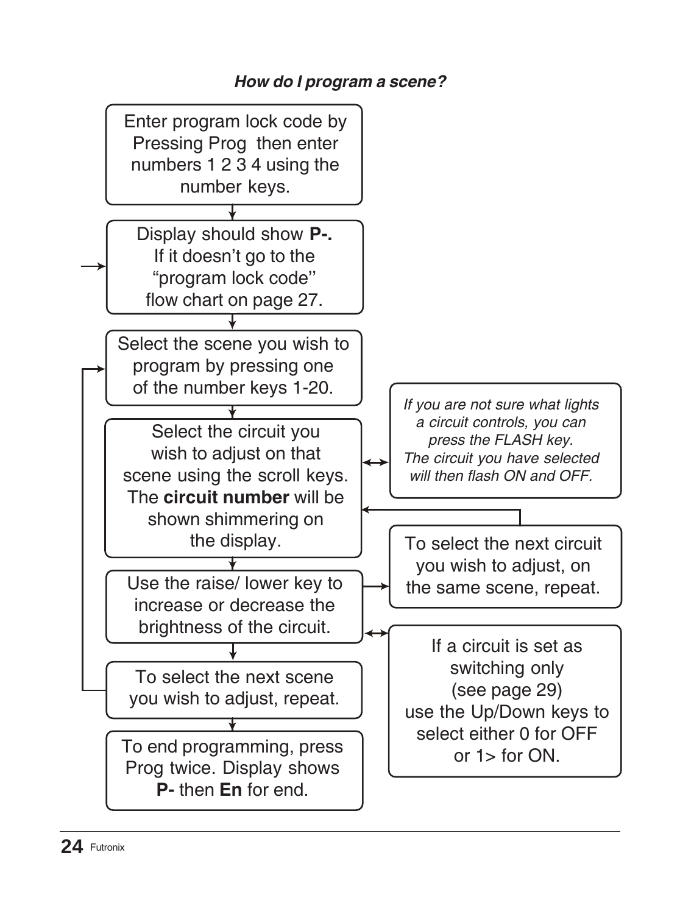### *How do I program a scene?*

Enter program lock code by Pressing Prog then enter numbers 1 2 3 4 using the number keys.

↓

Display should show **P-.** If it doesn't go to the "program lock code'' flow chart on page 27.

↓

Select the scene you wish to program by pressing one of the number keys 1-20.

↓

Select the circuit you wish to adjust on that scene using the scroll keys. The **circuit number** will be shown shimmering on the display.

↔ *If you are not sure what lights a circuit controls, you can press the FLASH key. The circuit you have selected will then flash ON and OFF.*

↓

Use the raise/ lower key to increase or decrease the brightness of the circuit.

→ To select the next circuit you wish to adjust, on the same scene, repeat.

↔ If a circuit is set as switching only (see page 29) use the Up/Down keys to select either 0 for OFF or 1> for ON.

↓

To select the next scene you wish to adjust, repeat.

↓

To end programming, press Prog twice. Display shows **P-** then **En** for end.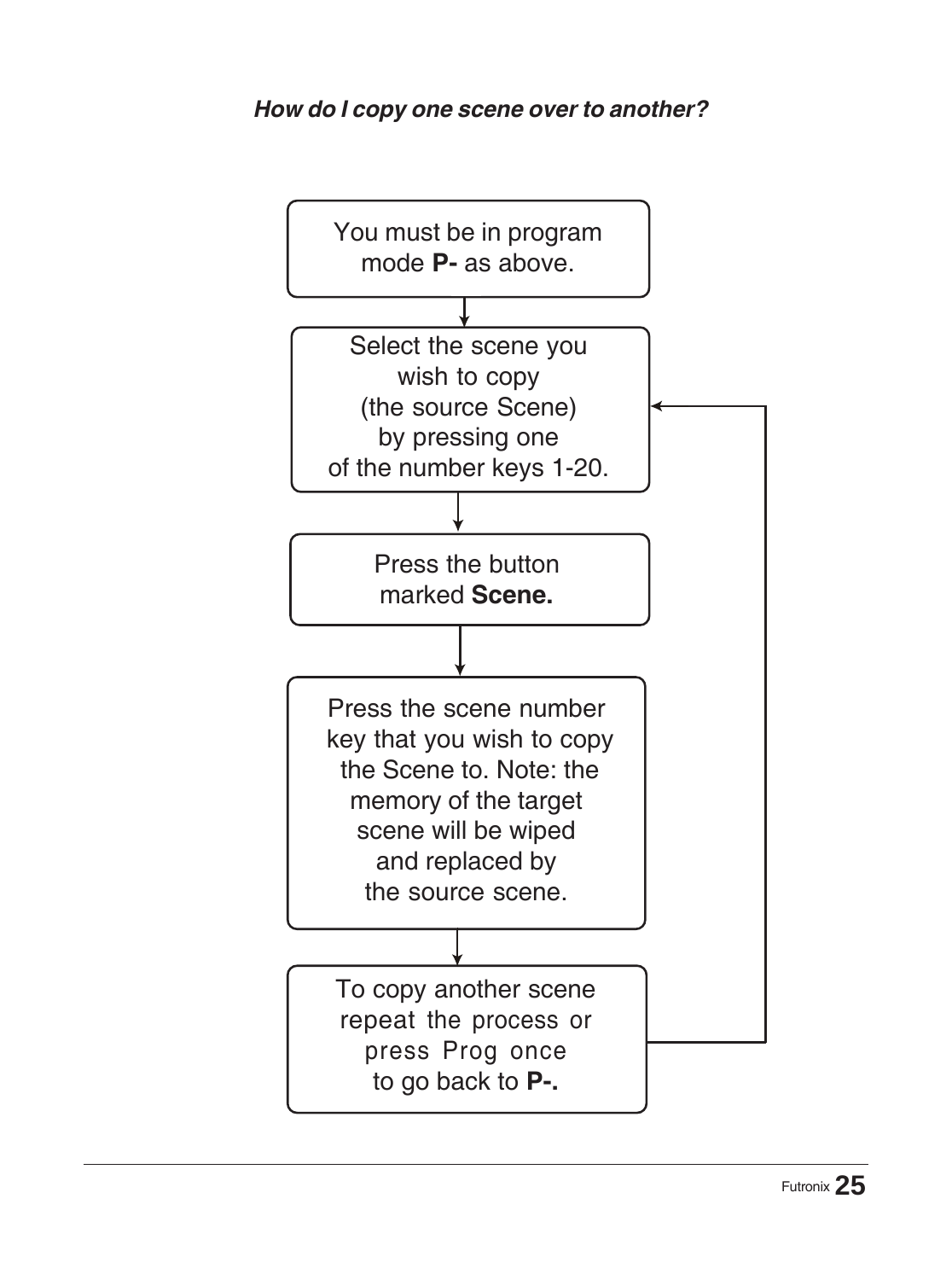***How do I copy one scene over to another?***

You must be in program mode **P-** as above.

↓

Select the scene you wish to copy (the source Scene) by pressing one of the number keys 1-20.

↓

Press the button marked **Scene.**

↓

Press the scene number key that you wish to copy the Scene to. Note: the memory of the target scene will be wiped and replaced by the source scene.

↓

To copy another scene repeat the process or press Prog once to go back to **P-.**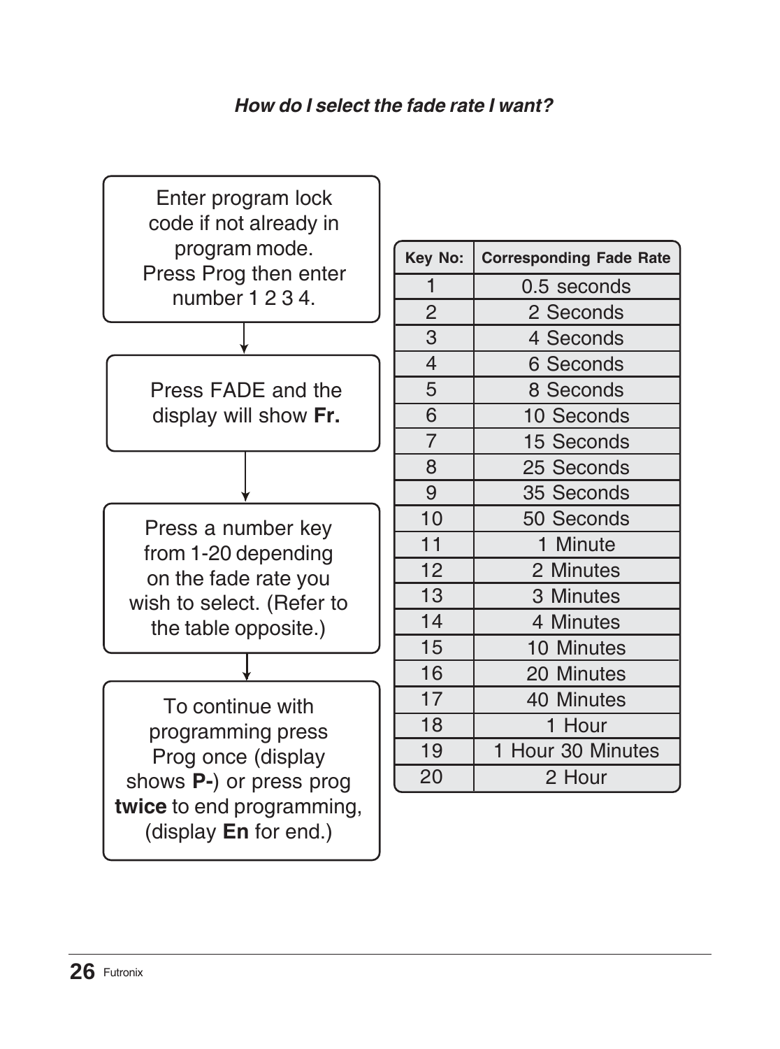***How do I select the fade rate I want?***

Enter program lock code if not already in program mode. Press Prog then enter number 1 2 3 4.

↓

Press FADE and the display will show **Fr.**

↓

Press a number key from 1-20 depending on the fade rate you wish to select. (Refer to the table opposite.)

↓

To continue with programming press Prog once (display shows **P-**) or press prog **twice** to end programming, (display **En** for end.)

| Key No: | Corresponding Fade Rate |
|---|---|
| 1 | 0.5 seconds |
| 2 | 2 Seconds |
| 3 | 4 Seconds |
| 4 | 6 Seconds |
| 5 | 8 Seconds |
| 6 | 10 Seconds |
| 7 | 15 Seconds |
| 8 | 25 Seconds |
| 9 | 35 Seconds |
| 10 | 50 Seconds |
| 11 | 1 Minute |
| 12 | 2 Minutes |
| 13 | 3 Minutes |
| 14 | 4 Minutes |
| 15 | 10 Minutes |
| 16 | 20 Minutes |
| 17 | 40 Minutes |
| 18 | 1 Hour |
| 19 | 1 Hour 30 Minutes |
| 20 | 2 Hour |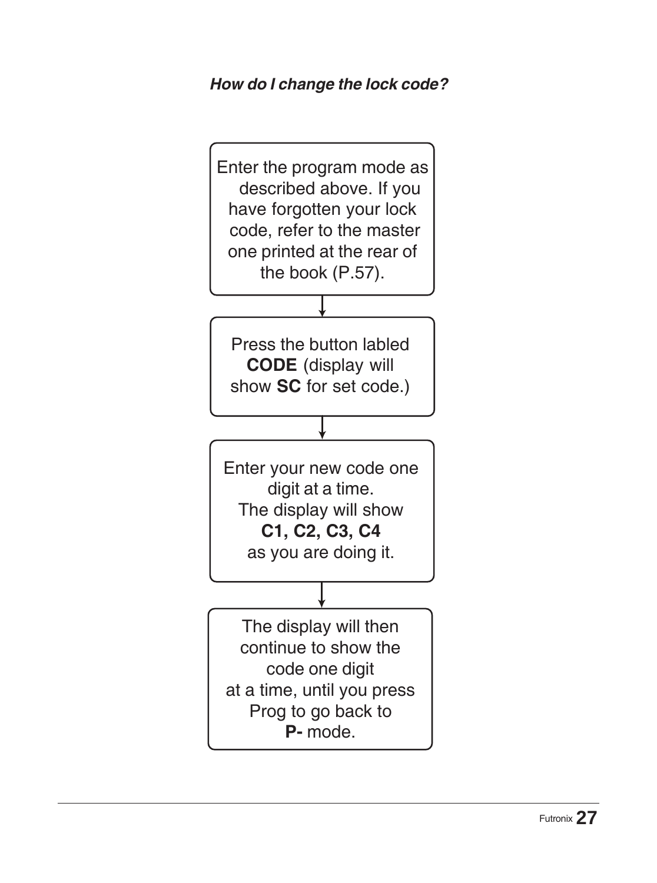***How do I change the lock code?***

Enter the program mode as described above. If you have forgotten your lock code, refer to the master one printed at the rear of the book (P.57).

↓

Press the button labled **CODE** (display will show **SC** for set code.)

↓

Enter your new code one digit at a time.
The display will show
**C1, C2, C3, C4**
as you are doing it.

↓

The display will then continue to show the code one digit at a time, until you press Prog to go back to **P-** mode.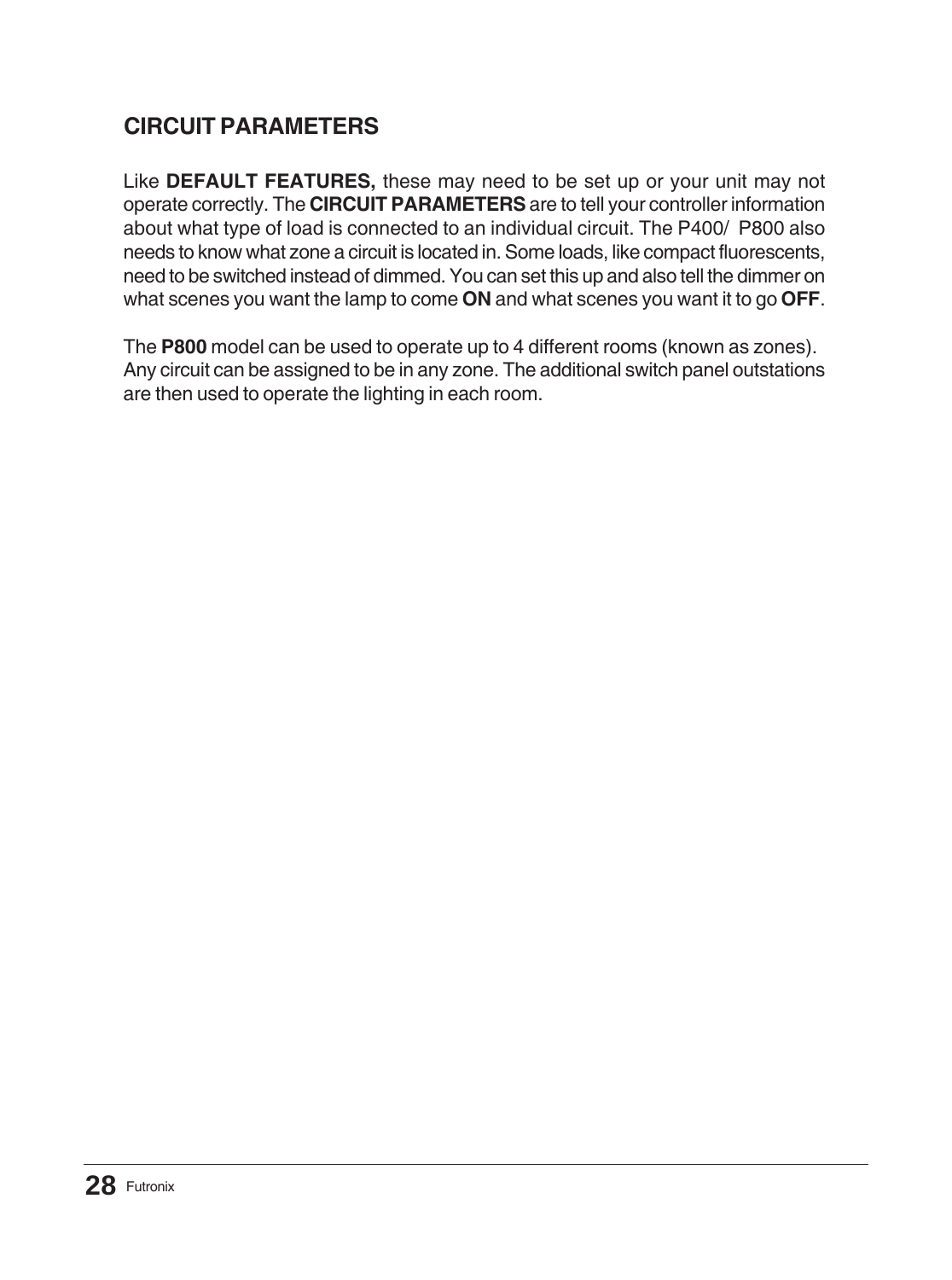## CIRCUIT PARAMETERS

Like **DEFAULT FEATURES,** these may need to be set up or your unit may not operate correctly. The **CIRCUIT PARAMETERS** are to tell your controller information about what type of load is connected to an individual circuit. The P400/ P800 also needs to know what zone a circuit is located in. Some loads, like compact fluorescents, need to be switched instead of dimmed. You can set this up and also tell the dimmer on what scenes you want the lamp to come **ON** and what scenes you want it to go **OFF**.

The **P800** model can be used to operate up to 4 different rooms (known as zones). Any circuit can be assigned to be in any zone. The additional switch panel outstations are then used to operate the lighting in each room.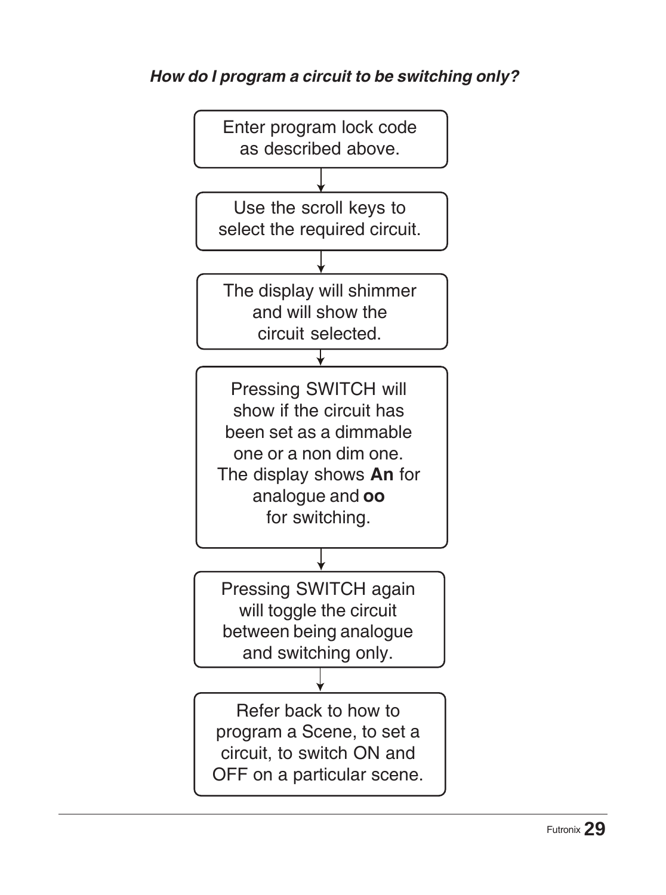***How do I program a circuit to be switching only?***

Enter program lock code as described above.

↓

Use the scroll keys to select the required circuit.

↓

The display will shimmer and will show the circuit selected.

↓

Pressing SWITCH will show if the circuit has been set as a dimmable one or a non dim one. The display shows **An** for analogue and **oo** for switching.

↓

Pressing SWITCH again will toggle the circuit between being analogue and switching only.

↓

Refer back to how to program a Scene, to set a circuit, to switch ON and OFF on a particular scene.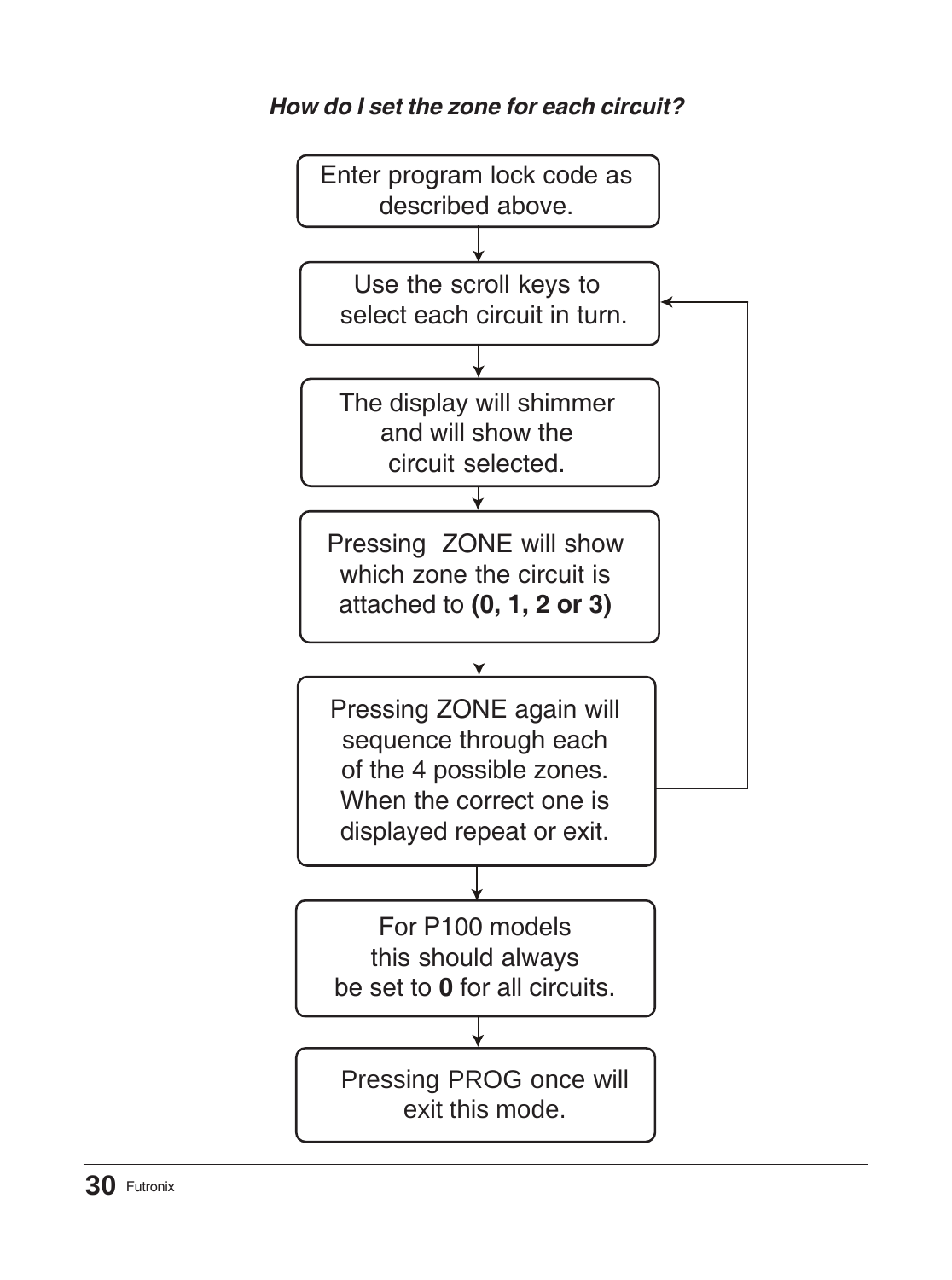***How do I set the zone for each circuit?***

Enter program lock code as described above.

↓

Use the scroll keys to select each circuit in turn.

↓

The display will shimmer and will show the circuit selected.

↓

Pressing ZONE will show which zone the circuit is attached to **(0, 1, 2 or 3)**

↓

Pressing ZONE again will sequence through each of the 4 possible zones. When the correct one is displayed repeat or exit.

↓

For P100 models this should always be set to **0** for all circuits.

↓

Pressing PROG once will exit this mode.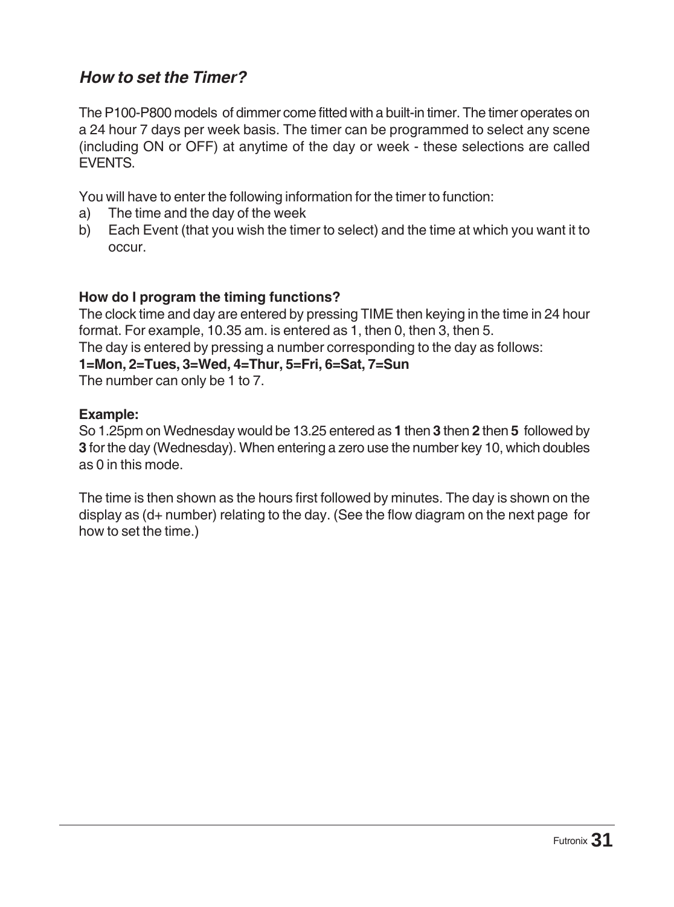## *How to set the Timer?*

The P100-P800 models of dimmer come fitted with a built-in timer. The timer operates on a 24 hour 7 days per week basis. The timer can be programmed to select any scene (including ON or OFF) at anytime of the day or week - these selections are called EVENTS.

You will have to enter the following information for the timer to function:

a) The time and the day of the week
b) Each Event (that you wish the timer to select) and the time at which you want it to occur.

**How do I program the timing functions?**

The clock time and day are entered by pressing TIME then keying in the time in 24 hour format. For example, 10.35 am. is entered as 1, then 0, then 3, then 5.

The day is entered by pressing a number corresponding to the day as follows:

**1=Mon, 2=Tues, 3=Wed, 4=Thur, 5=Fri, 6=Sat, 7=Sun**

The number can only be 1 to 7.

**Example:**

So 1.25pm on Wednesday would be 13.25 entered as **1** then **3** then **2** then **5** followed by **3** for the day (Wednesday). When entering a zero use the number key 10, which doubles as 0 in this mode.

The time is then shown as the hours first followed by minutes. The day is shown on the display as (d+ number) relating to the day. (See the flow diagram on the next page for how to set the time.)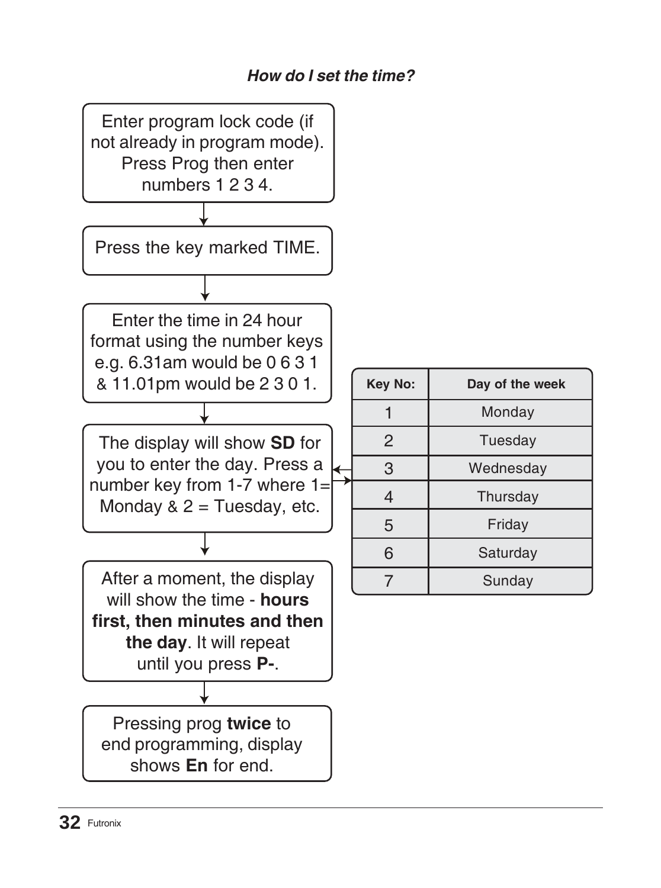*How do I set the time?*

Enter program lock code (if not already in program mode). Press Prog then enter numbers 1 2 3 4.

↓

Press the key marked TIME.

↓

Enter the time in 24 hour format using the number keys e.g. 6.31am would be 0 6 3 1 & 11.01pm would be 2 3 0 1.

↓

The display will show **SD** for you to enter the day. Press a number key from 1-7 where 1= Monday & 2 = Tuesday, etc.

↓

After a moment, the display will show the time - **hours first, then minutes and then the day**. It will repeat until you press **P-**.

↓

Pressing prog **twice** to end programming, display shows **En** for end.

| Key No: | Day of the week |
|---|---|
| 1 | Monday |
| 2 | Tuesday |
| 3 | Wednesday |
| 4 | Thursday |
| 5 | Friday |
| 6 | Saturday |
| 7 | Sunday |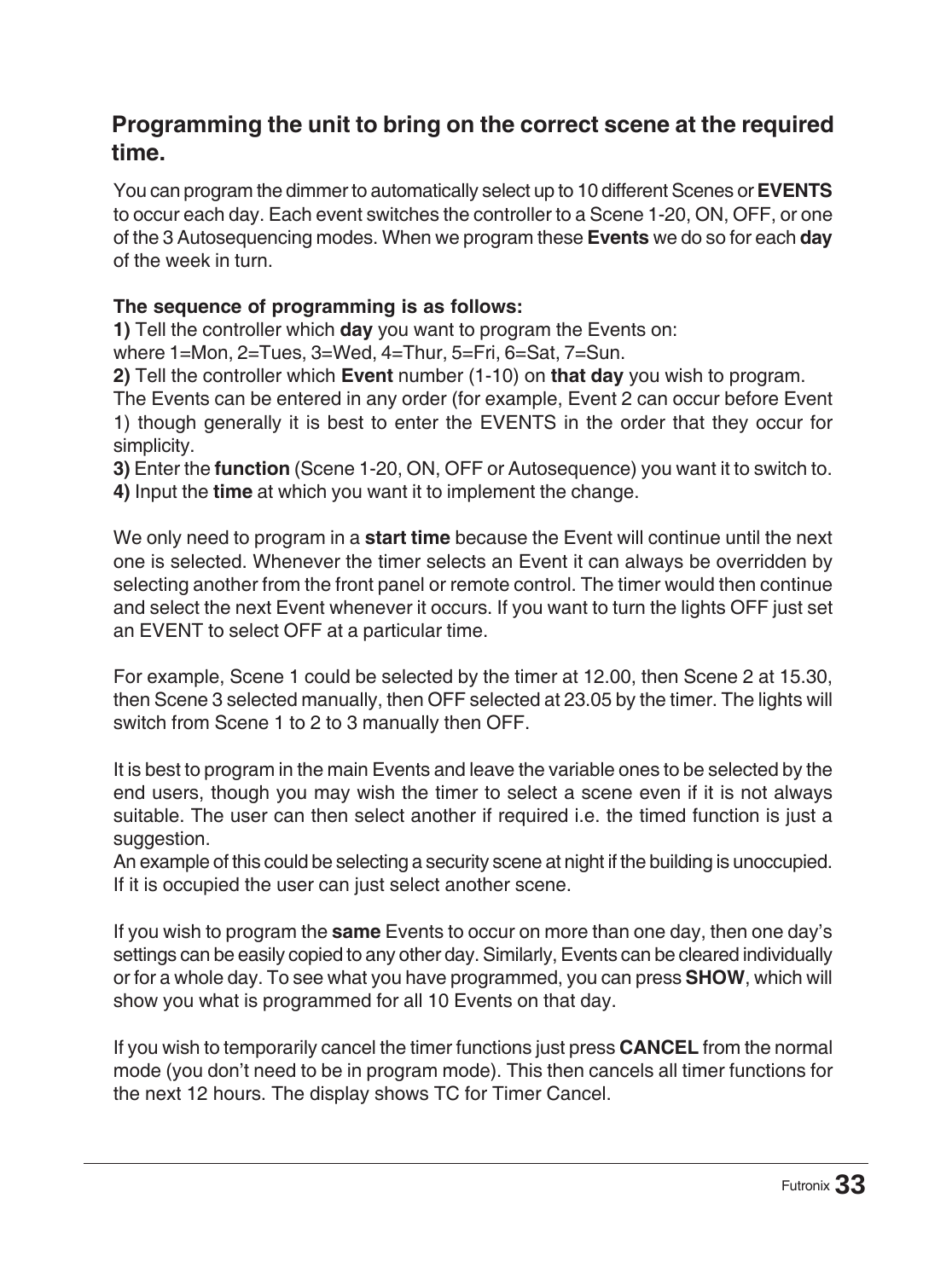## Programming the unit to bring on the correct scene at the required time.

You can program the dimmer to automatically select up to 10 different Scenes or **EVENTS** to occur each day. Each event switches the controller to a Scene 1-20, ON, OFF, or one of the 3 Autosequencing modes. When we program these **Events** we do so for each **day** of the week in turn.

**The sequence of programming is as follows:**

**1)** Tell the controller which **day** you want to program the Events on: where 1=Mon, 2=Tues, 3=Wed, 4=Thur, 5=Fri, 6=Sat, 7=Sun.

**2)** Tell the controller which **Event** number (1-10) on **that day** you wish to program. The Events can be entered in any order (for example, Event 2 can occur before Event 1) though generally it is best to enter the EVENTS in the order that they occur for simplicity.

**3)** Enter the **function** (Scene 1-20, ON, OFF or Autosequence) you want it to switch to.

**4)** Input the **time** at which you want it to implement the change.

We only need to program in a **start time** because the Event will continue until the next one is selected. Whenever the timer selects an Event it can always be overridden by selecting another from the front panel or remote control. The timer would then continue and select the next Event whenever it occurs. If you want to turn the lights OFF just set an EVENT to select OFF at a particular time.

For example, Scene 1 could be selected by the timer at 12.00, then Scene 2 at 15.30, then Scene 3 selected manually, then OFF selected at 23.05 by the timer. The lights will switch from Scene 1 to 2 to 3 manually then OFF.

It is best to program in the main Events and leave the variable ones to be selected by the end users, though you may wish the timer to select a scene even if it is not always suitable. The user can then select another if required i.e. the timed function is just a suggestion.
An example of this could be selecting a security scene at night if the building is unoccupied. If it is occupied the user can just select another scene.

If you wish to program the **same** Events to occur on more than one day, then one day's settings can be easily copied to any other day. Similarly, Events can be cleared individually or for a whole day. To see what you have programmed, you can press **SHOW**, which will show you what is programmed for all 10 Events on that day.

If you wish to temporarily cancel the timer functions just press **CANCEL** from the normal mode (you don't need to be in program mode). This then cancels all timer functions for the next 12 hours. The display shows TC for Timer Cancel.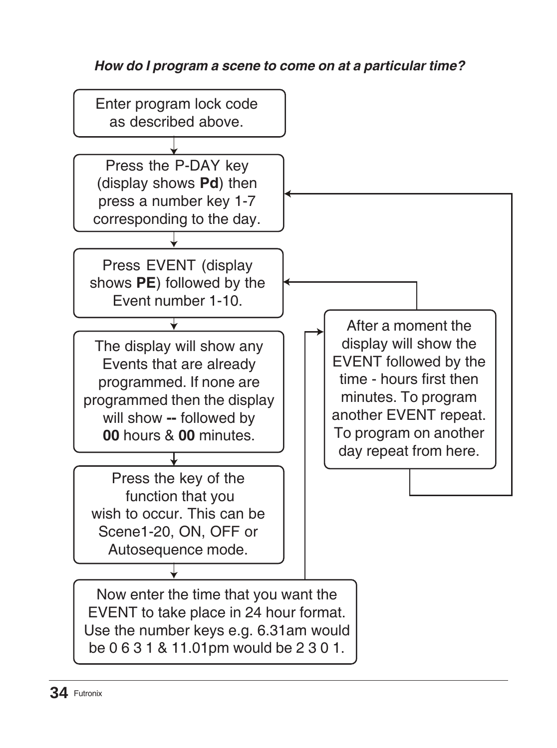***How do I program a scene to come on at a particular time?***

Enter program lock code as described above.

↓

Press the P-DAY key (display shows **Pd**) then press a number key 1-7 corresponding to the day.

↓

Press EVENT (display shows **PE**) followed by the Event number 1-10.

↓

The display will show any Events that are already programmed. If none are programmed then the display will show **--** followed by **00** hours & **00** minutes.

↓

Press the key of the function that you wish to occur. This can be Scene1-20, ON, OFF or Autosequence mode.

↓

Now enter the time that you want the EVENT to take place in 24 hour format. Use the number keys e.g. 6.31am would be 0 6 3 1 & 11.01pm would be 2 3 0 1.

↓

After a moment the display will show the EVENT followed by the time - hours first then minutes. To program another EVENT repeat. To program on another day repeat from here.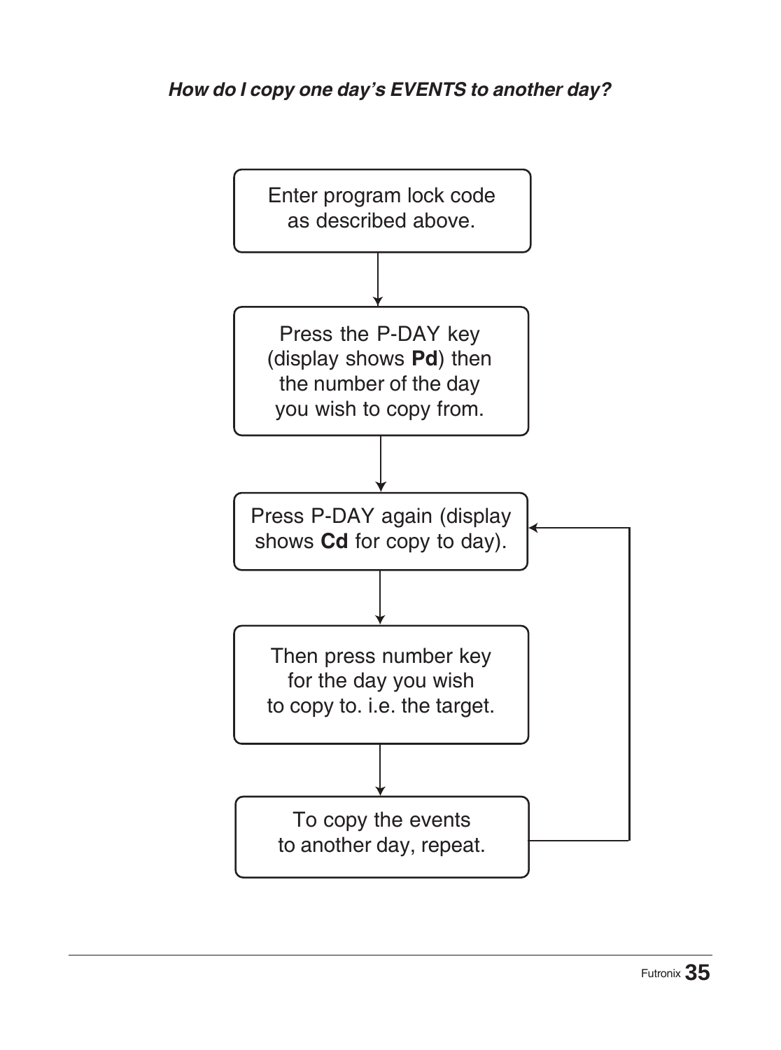***How do I copy one day's EVENTS to another day?***

Enter program lock code as described above.

↓

Press the P-DAY key (display shows **Pd**) then the number of the day you wish to copy from.

↓

Press P-DAY again (display shows **Cd** for copy to day).

↓

Then press number key for the day you wish to copy to. i.e. the target.

↓

To copy the events to another day, repeat.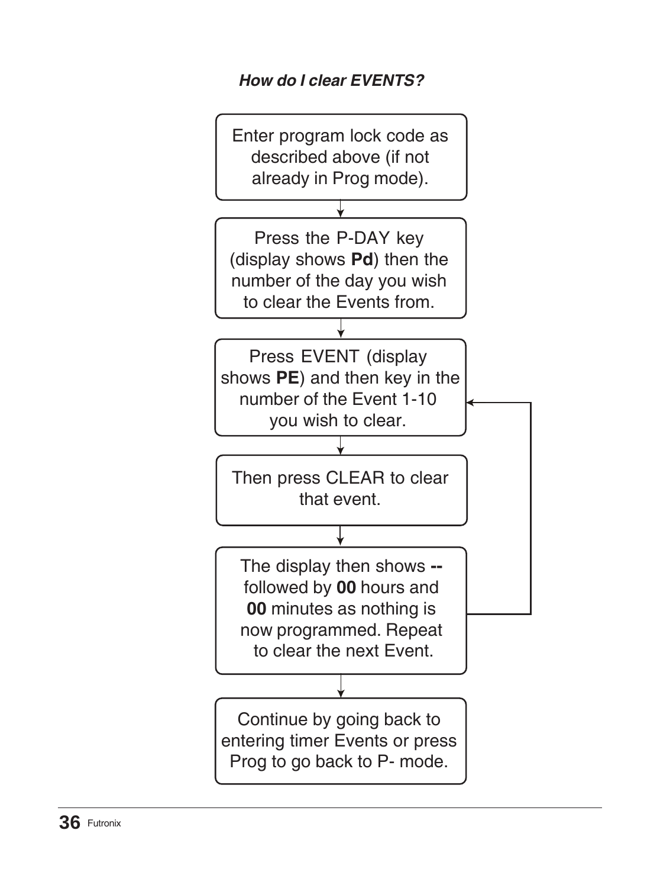***How do I clear EVENTS?***

Enter program lock code as described above (if not already in Prog mode).

↓

Press the P-DAY key (display shows **Pd**) then the number of the day you wish to clear the Events from.

↓

Press EVENT (display shows **PE**) and then key in the number of the Event 1-10 you wish to clear.

↓

Then press CLEAR to clear that event.

↓

The display then shows **--** followed by **00** hours and **00** minutes as nothing is now programmed. Repeat to clear the next Event.

↓

Continue by going back to entering timer Events or press Prog to go back to P- mode.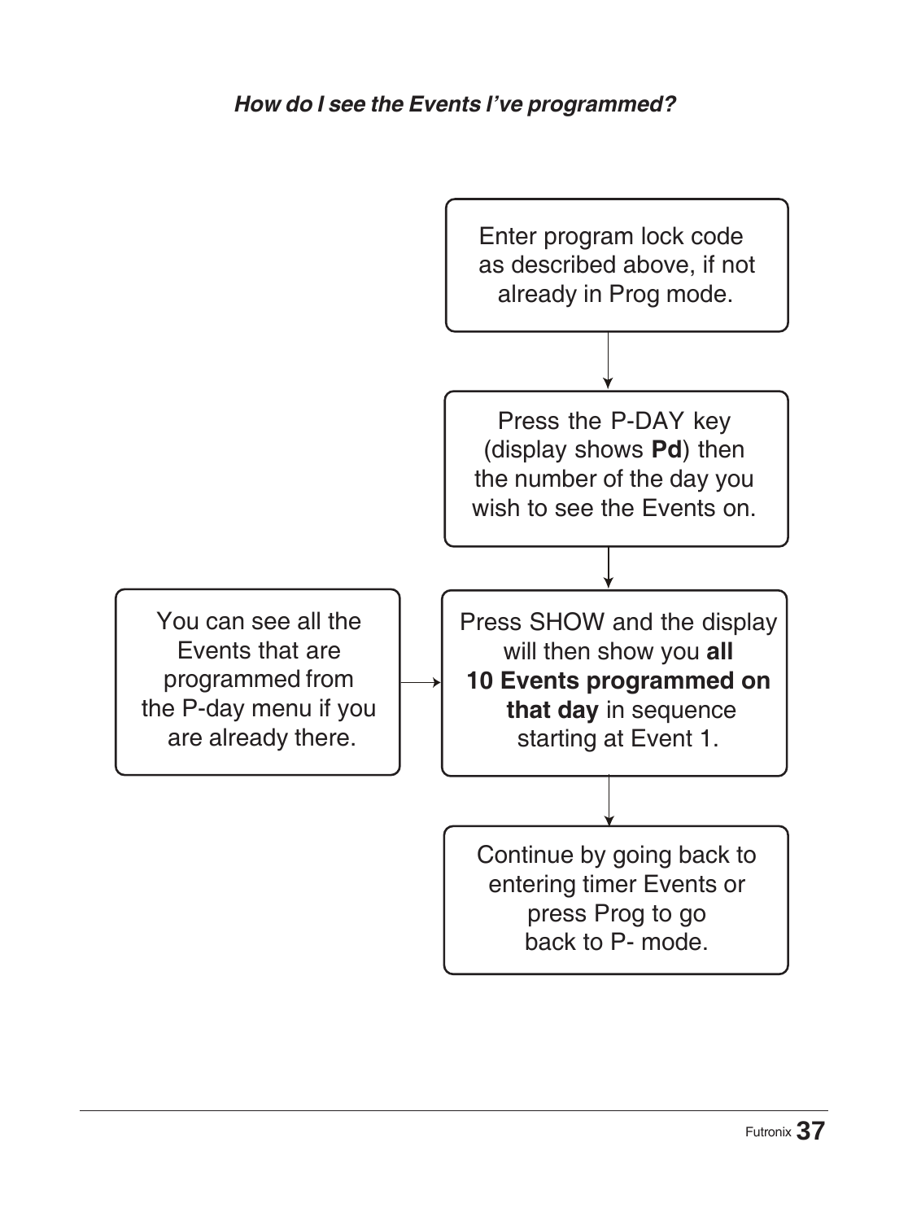***How do I see the Events I've programmed?***

Enter program lock code as described above, if not already in Prog mode.

↓

Press the P-DAY key (display shows **Pd**) then the number of the day you wish to see the Events on.

↓

Press SHOW and the display will then show you **all 10 Events programmed on that day** in sequence starting at Event 1.

← You can see all the Events that are programmed from the P-day menu if you are already there.

↓

Continue by going back to entering timer Events or press Prog to go back to P- mode.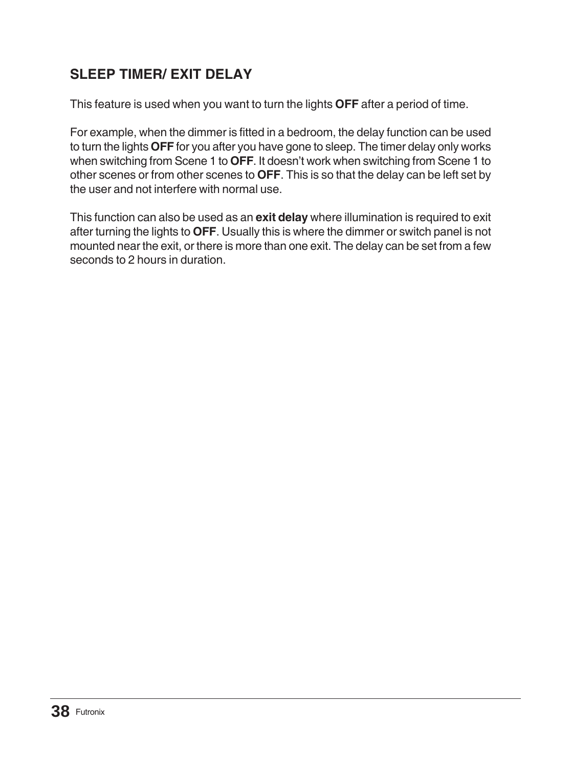## SLEEP TIMER/ EXIT DELAY

This feature is used when you want to turn the lights **OFF** after a period of time.

For example, when the dimmer is fitted in a bedroom, the delay function can be used to turn the lights **OFF** for you after you have gone to sleep. The timer delay only works when switching from Scene 1 to **OFF**. It doesn't work when switching from Scene 1 to other scenes or from other scenes to **OFF**. This is so that the delay can be left set by the user and not interfere with normal use.

This function can also be used as an **exit delay** where illumination is required to exit after turning the lights to **OFF**. Usually this is where the dimmer or switch panel is not mounted near the exit, or there is more than one exit. The delay can be set from a few seconds to 2 hours in duration.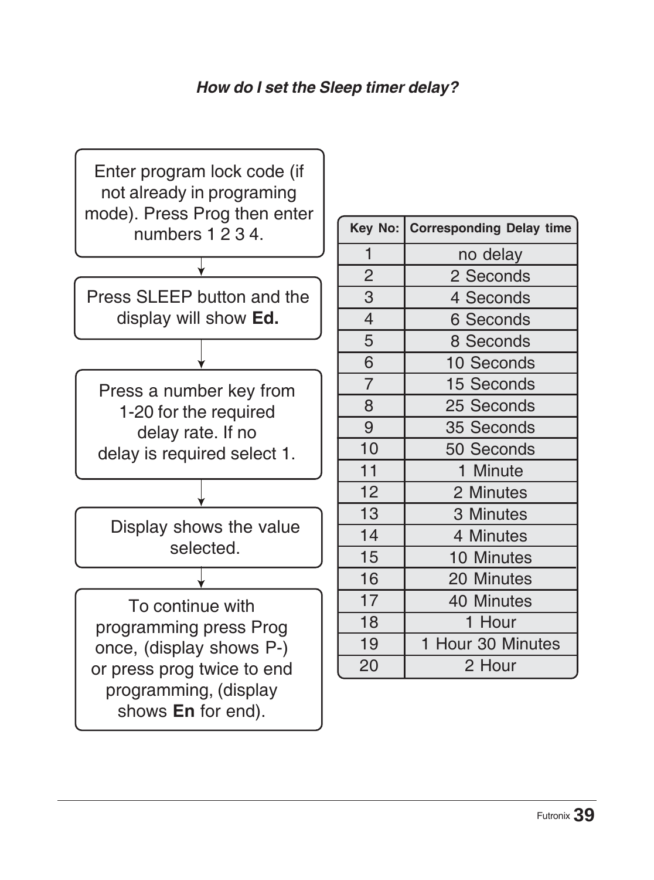### *How do I set the Sleep timer delay?*

Enter program lock code (if not already in programing mode). Press Prog then enter numbers 1 2 3 4.

↓

Press SLEEP button and the display will show **Ed.**

↓

Press a number key from 1-20 for the required delay rate. If no delay is required select 1.

↓

Display shows the value selected.

↓

To continue with programming press Prog once, (display shows P-) or press prog twice to end programming, (display shows **En** for end).

| Key No: | Corresponding Delay time |
|---|---|
| 1 | no delay |
| 2 | 2 Seconds |
| 3 | 4 Seconds |
| 4 | 6 Seconds |
| 5 | 8 Seconds |
| 6 | 10 Seconds |
| 7 | 15 Seconds |
| 8 | 25 Seconds |
| 9 | 35 Seconds |
| 10 | 50 Seconds |
| 11 | 1 Minute |
| 12 | 2 Minutes |
| 13 | 3 Minutes |
| 14 | 4 Minutes |
| 15 | 10 Minutes |
| 16 | 20 Minutes |
| 17 | 40 Minutes |
| 18 | 1 Hour |
| 19 | 1 Hour 30 Minutes |
| 20 | 2 Hour |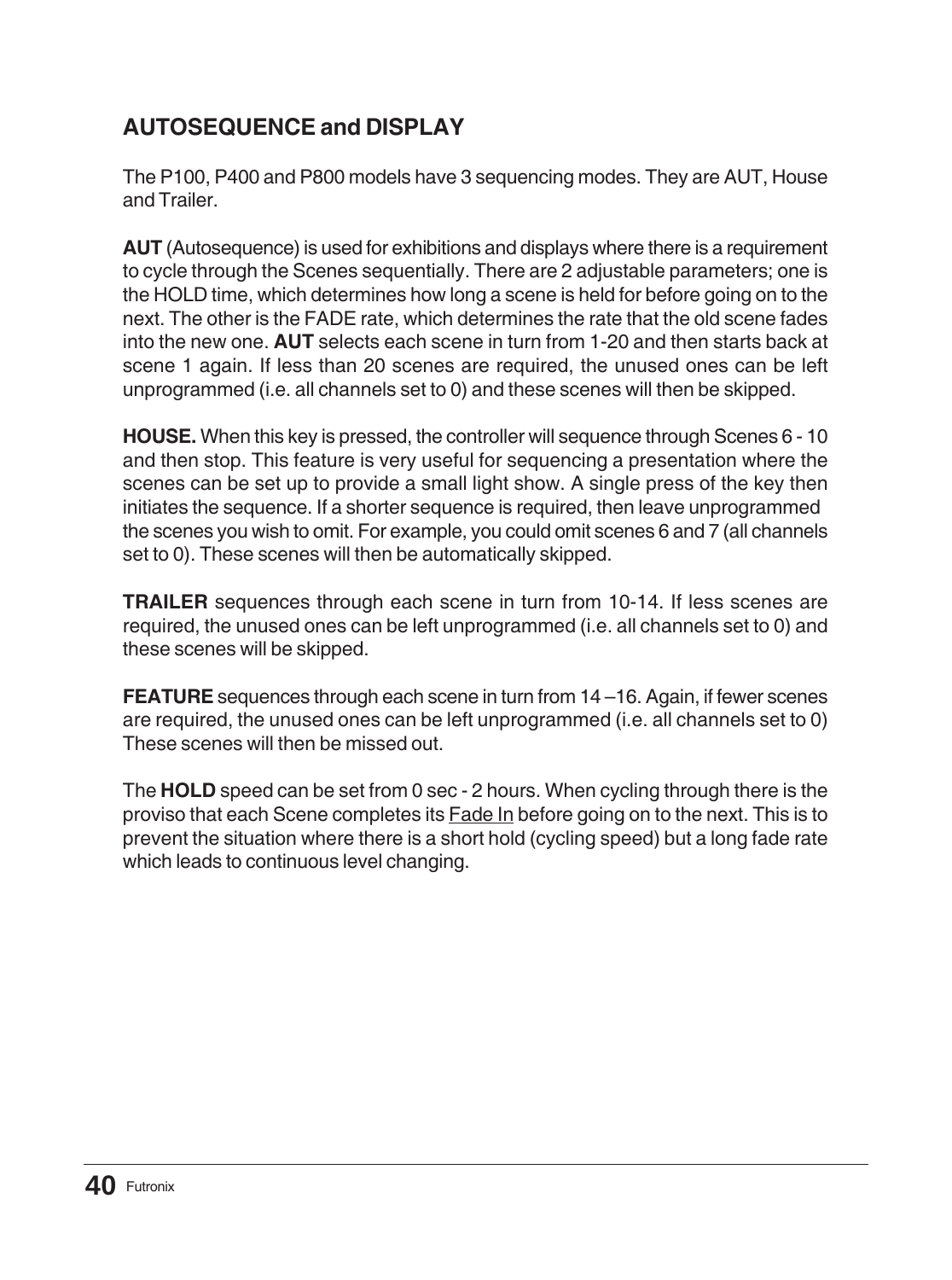## AUTOSEQUENCE and DISPLAY

The P100, P400 and P800 models have 3 sequencing modes. They are AUT, House and Trailer.

**AUT** (Autosequence) is used for exhibitions and displays where there is a requirement to cycle through the Scenes sequentially. There are 2 adjustable parameters; one is the HOLD time, which determines how long a scene is held for before going on to the next. The other is the FADE rate, which determines the rate that the old scene fades into the new one. **AUT** selects each scene in turn from 1-20 and then starts back at scene 1 again. If less than 20 scenes are required, the unused ones can be left unprogrammed (i.e. all channels set to 0) and these scenes will then be skipped.

**HOUSE.** When this key is pressed, the controller will sequence through Scenes 6 - 10 and then stop. This feature is very useful for sequencing a presentation where the scenes can be set up to provide a small light show. A single press of the key then initiates the sequence. If a shorter sequence is required, then leave unprogrammed the scenes you wish to omit. For example, you could omit scenes 6 and 7 (all channels set to 0). These scenes will then be automatically skipped.

**TRAILER** sequences through each scene in turn from 10-14. If less scenes are required, the unused ones can be left unprogrammed (i.e. all channels set to 0) and these scenes will be skipped.

**FEATURE** sequences through each scene in turn from 14 –16. Again, if fewer scenes are required, the unused ones can be left unprogrammed (i.e. all channels set to 0) These scenes will then be missed out.

The **HOLD** speed can be set from 0 sec - 2 hours. When cycling through there is the proviso that each Scene completes its <u>Fade In</u> before going on to the next. This is to prevent the situation where there is a short hold (cycling speed) but a long fade rate which leads to continuous level changing.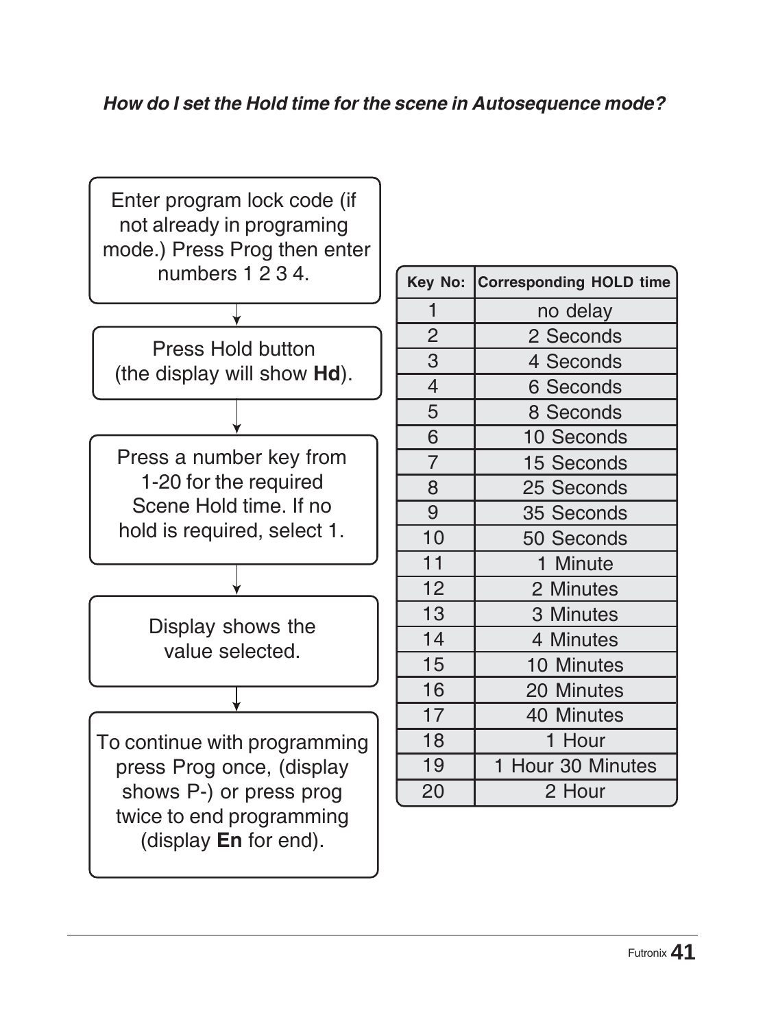***How do I set the Hold time for the scene in Autosequence mode?***

Enter program lock code (if not already in programing mode.) Press Prog then enter numbers 1 2 3 4.

↓

Press Hold button (the display will show **Hd**).

↓

Press a number key from 1-20 for the required Scene Hold time. If no hold is required, select 1.

↓

Display shows the value selected.

↓

To continue with programming press Prog once, (display shows P-) or press prog twice to end programming (display **En** for end).

| Key No: | Corresponding HOLD time |
|---|---|
| 1 | no delay |
| 2 | 2 Seconds |
| 3 | 4 Seconds |
| 4 | 6 Seconds |
| 5 | 8 Seconds |
| 6 | 10 Seconds |
| 7 | 15 Seconds |
| 8 | 25 Seconds |
| 9 | 35 Seconds |
| 10 | 50 Seconds |
| 11 | 1 Minute |
| 12 | 2 Minutes |
| 13 | 3 Minutes |
| 14 | 4 Minutes |
| 15 | 10 Minutes |
| 16 | 20 Minutes |
| 17 | 40 Minutes |
| 18 | 1 Hour |
| 19 | 1 Hour 30 Minutes |
| 20 | 2 Hour |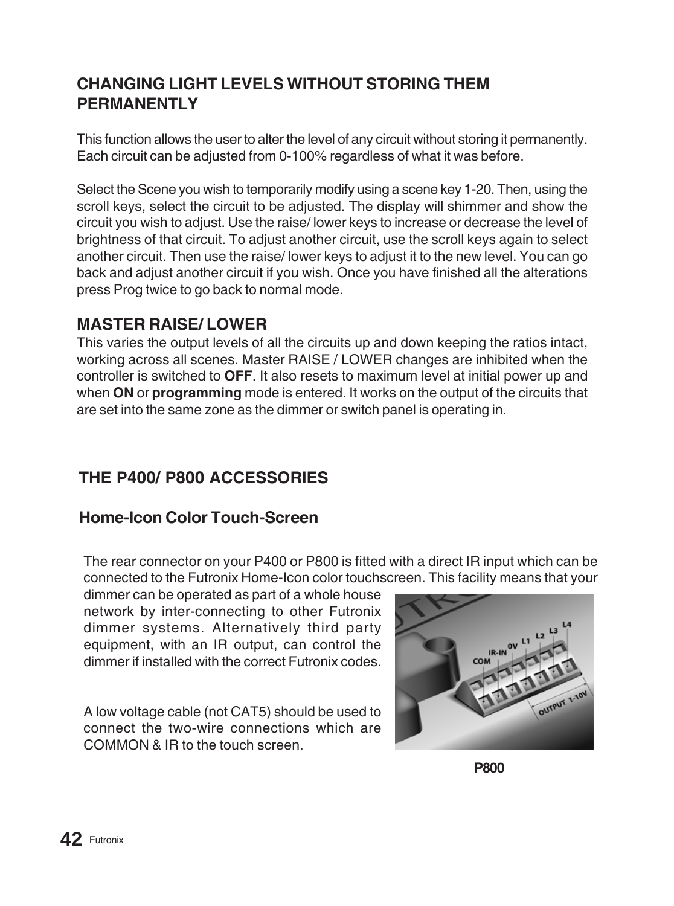## CHANGING LIGHT LEVELS WITHOUT STORING THEM PERMANENTLY

This function allows the user to alter the level of any circuit without storing it permanently. Each circuit can be adjusted from 0-100% regardless of what it was before.

Select the Scene you wish to temporarily modify using a scene key 1-20. Then, using the scroll keys, select the circuit to be adjusted. The display will shimmer and show the circuit you wish to adjust. Use the raise/ lower keys to increase or decrease the level of brightness of that circuit. To adjust another circuit, use the scroll keys again to select another circuit. Then use the raise/ lower keys to adjust it to the new level. You can go back and adjust another circuit if you wish. Once you have finished all the alterations press Prog twice to go back to normal mode.

## MASTER RAISE/ LOWER

This varies the output levels of all the circuits up and down keeping the ratios intact, working across all scenes. Master RAISE / LOWER changes are inhibited when the controller is switched to **OFF**. It also resets to maximum level at initial power up and when **ON** or **programming** mode is entered. It works on the output of the circuits that are set into the same zone as the dimmer or switch panel is operating in.

## THE P400/ P800 ACCESSORIES

### Home-Icon Color Touch-Screen

The rear connector on your P400 or P800 is fitted with a direct IR input which can be connected to the Futronix Home-Icon color touchscreen. This facility means that your dimmer can be operated as part of a whole house network by inter-connecting to other Futronix dimmer systems. Alternatively third party equipment, with an IR output, can control the dimmer if installed with the correct Futronix codes.

A low voltage cable (not CAT5) should be used to connect the two-wire connections which are COMMON & IR to the touch screen.

**P800**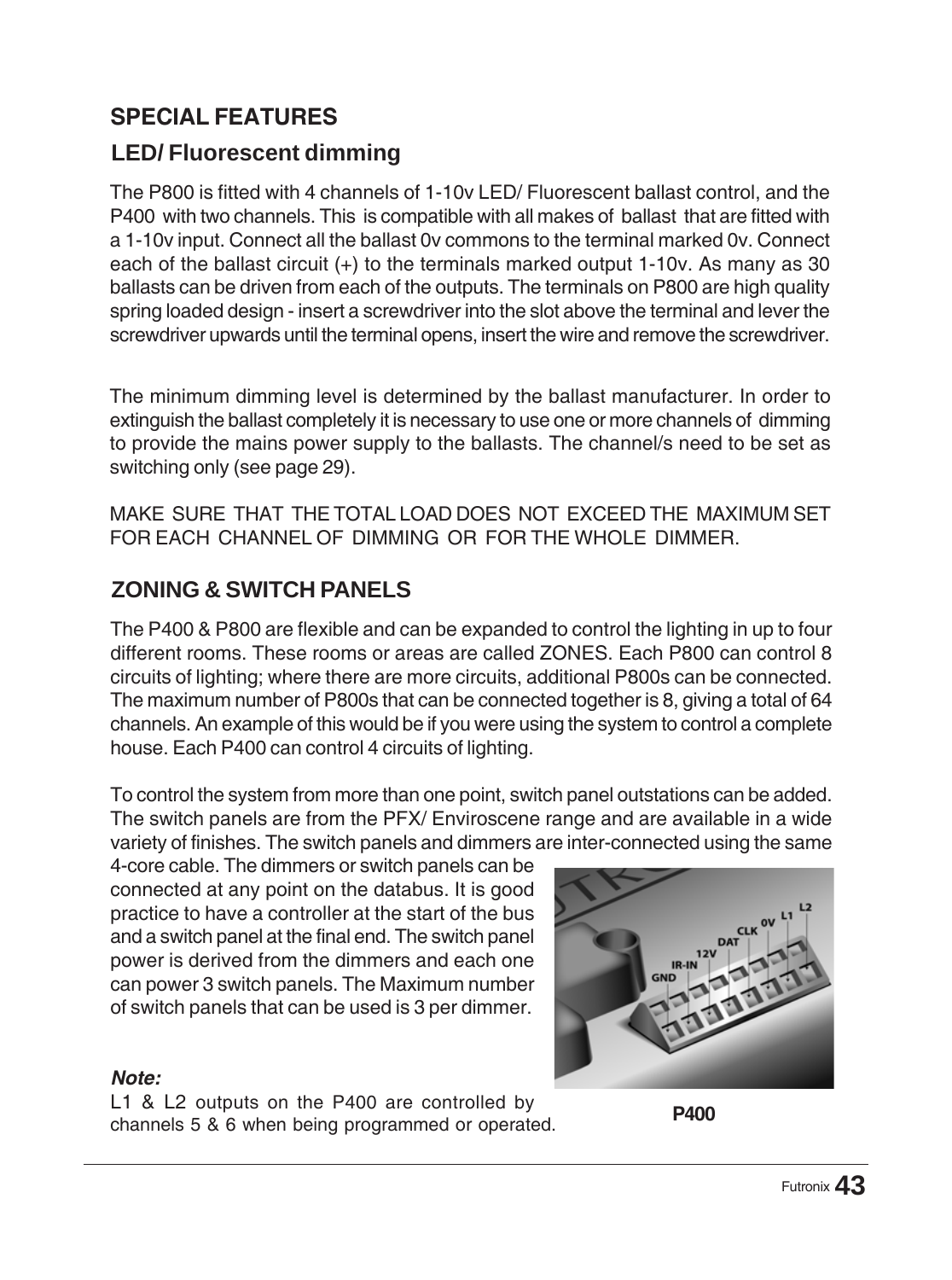## SPECIAL FEATURES

### LED/ Fluorescent dimming

The P800 is fitted with 4 channels of 1-10v LED/ Fluorescent ballast control, and the P400 with two channels. This is compatible with all makes of ballast that are fitted with a 1-10v input. Connect all the ballast 0v commons to the terminal marked 0v. Connect each of the ballast circuit (+) to the terminals marked output 1-10v. As many as 30 ballasts can be driven from each of the outputs. The terminals on P800 are high quality spring loaded design - insert a screwdriver into the slot above the terminal and lever the screwdriver upwards until the terminal opens, insert the wire and remove the screwdriver.

The minimum dimming level is determined by the ballast manufacturer. In order to extinguish the ballast completely it is necessary to use one or more channels of dimming to provide the mains power supply to the ballasts. The channel/s need to be set as switching only (see page 29).

MAKE SURE THAT THE TOTAL LOAD DOES NOT EXCEED THE MAXIMUM SET FOR EACH CHANNEL OF DIMMING OR FOR THE WHOLE DIMMER.

### ZONING & SWITCH PANELS

The P400 & P800 are flexible and can be expanded to control the lighting in up to four different rooms. These rooms or areas are called ZONES. Each P800 can control 8 circuits of lighting; where there are more circuits, additional P800s can be connected. The maximum number of P800s that can be connected together is 8, giving a total of 64 channels. An example of this would be if you were using the system to control a complete house. Each P400 can control 4 circuits of lighting.

To control the system from more than one point, switch panel outstations can be added. The switch panels are from the PFX/ Enviroscene range and are available in a wide variety of finishes. The switch panels and dimmers are inter-connected using the same 4-core cable. The dimmers or switch panels can be connected at any point on the databus. It is good practice to have a controller at the start of the bus and a switch panel at the final end. The switch panel power is derived from the dimmers and each one can power 3 switch panels. The Maximum number of switch panels that can be used is 3 per dimmer.

***Note:***

L1 & L2 outputs on the P400 are controlled by channels 5 & 6 when being programmed or operated.

**P400**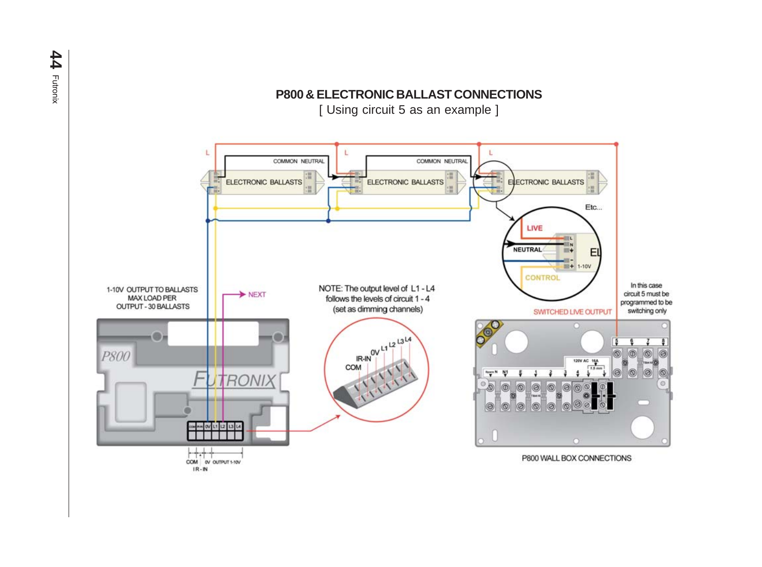## P800 & ELECTRONIC BALLAST CONNECTIONS

[ Using circuit 5 as an example ]

L

L

L

COMMON NEUTRAL

COMMON NEUTRAL

ELECTRONIC BALLASTS

ELECTRONIC BALLASTS

ELECTRONIC BALLASTS

Etc...

LIVE

NEUTRAL

CONTROL

1-10V

1-10V OUTPUT TO BALLASTS
MAX LOAD PER
OUTPUT - 30 BALLASTS

NEXT

NOTE: The output level of L1 - L4 follows the levels of circuit 1 - 4 (set as dimming channels)

SWITCHED LIVE OUTPUT

In this case circuit 5 must be programmed to be switching only

COM IR-IN 0V L1 L2 L3 L4

COM 0V OUTPUT 1-10V
IR-IN

P800 WALL BOX CONNECTIONS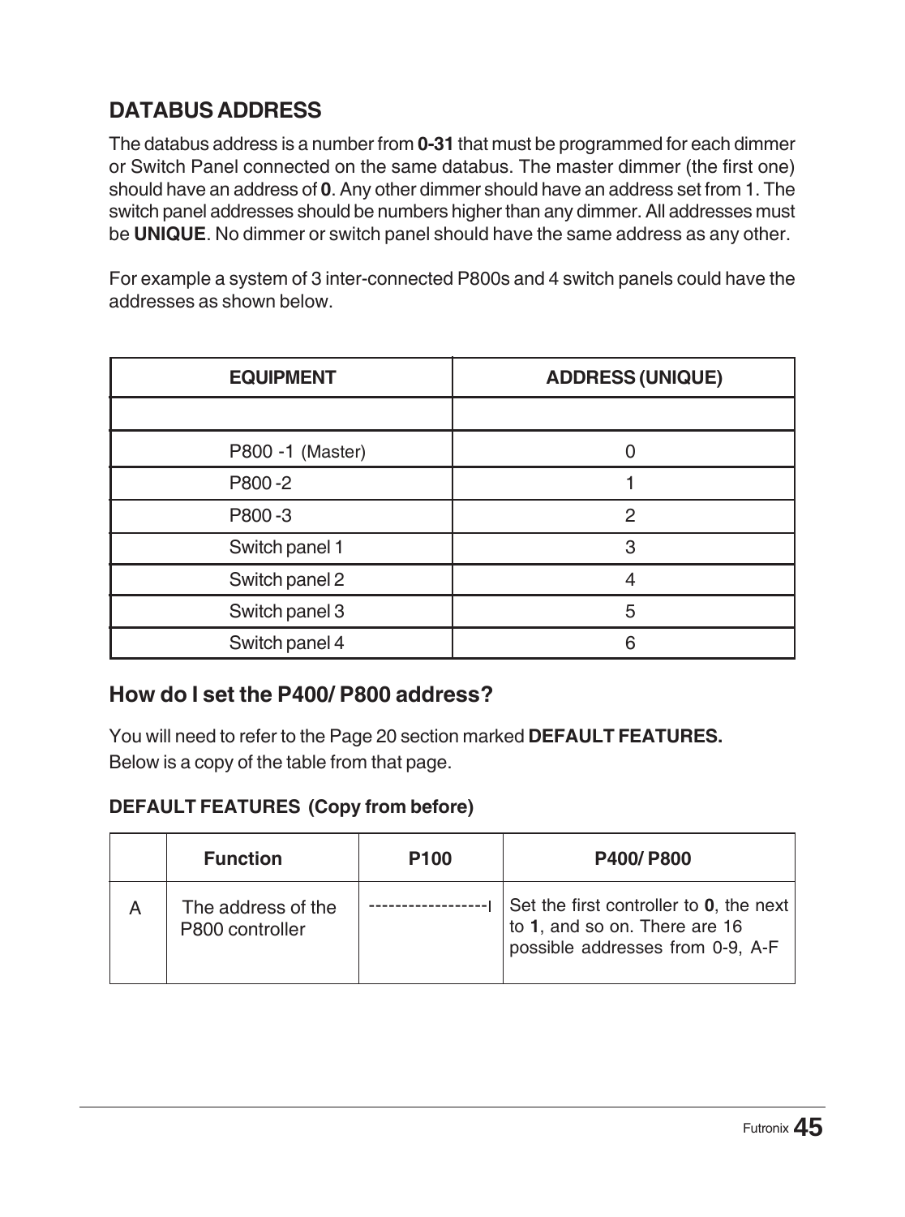## DATABUS ADDRESS

The databus address is a number from **0-31** that must be programmed for each dimmer or Switch Panel connected on the same databus. The master dimmer (the first one) should have an address of **0**. Any other dimmer should have an address set from 1. The switch panel addresses should be numbers higher than any dimmer. All addresses must be **UNIQUE**. No dimmer or switch panel should have the same address as any other.

For example a system of 3 inter-connected P800s and 4 switch panels could have the addresses as shown below.

| EQUIPMENT | ADDRESS (UNIQUE) |
|---|---|
| | |
| P800 -1 (Master) | 0 |
| P800 -2 | 1 |
| P800 -3 | 2 |
| Switch panel 1 | 3 |
| Switch panel 2 | 4 |
| Switch panel 3 | 5 |
| Switch panel 4 | 6 |

### How do I set the P400/ P800 address?

You will need to refer to the Page 20 section marked **DEFAULT FEATURES.**
Below is a copy of the table from that page.

**DEFAULT FEATURES (Copy from before)**

| | Function | P100 | P400/ P800 |
|---|---|---|---|
| A | The address of the P800 controller | ------------------I | Set the first controller to **0**, the next to **1**, and so on. There are 16 possible addresses from 0-9, A-F |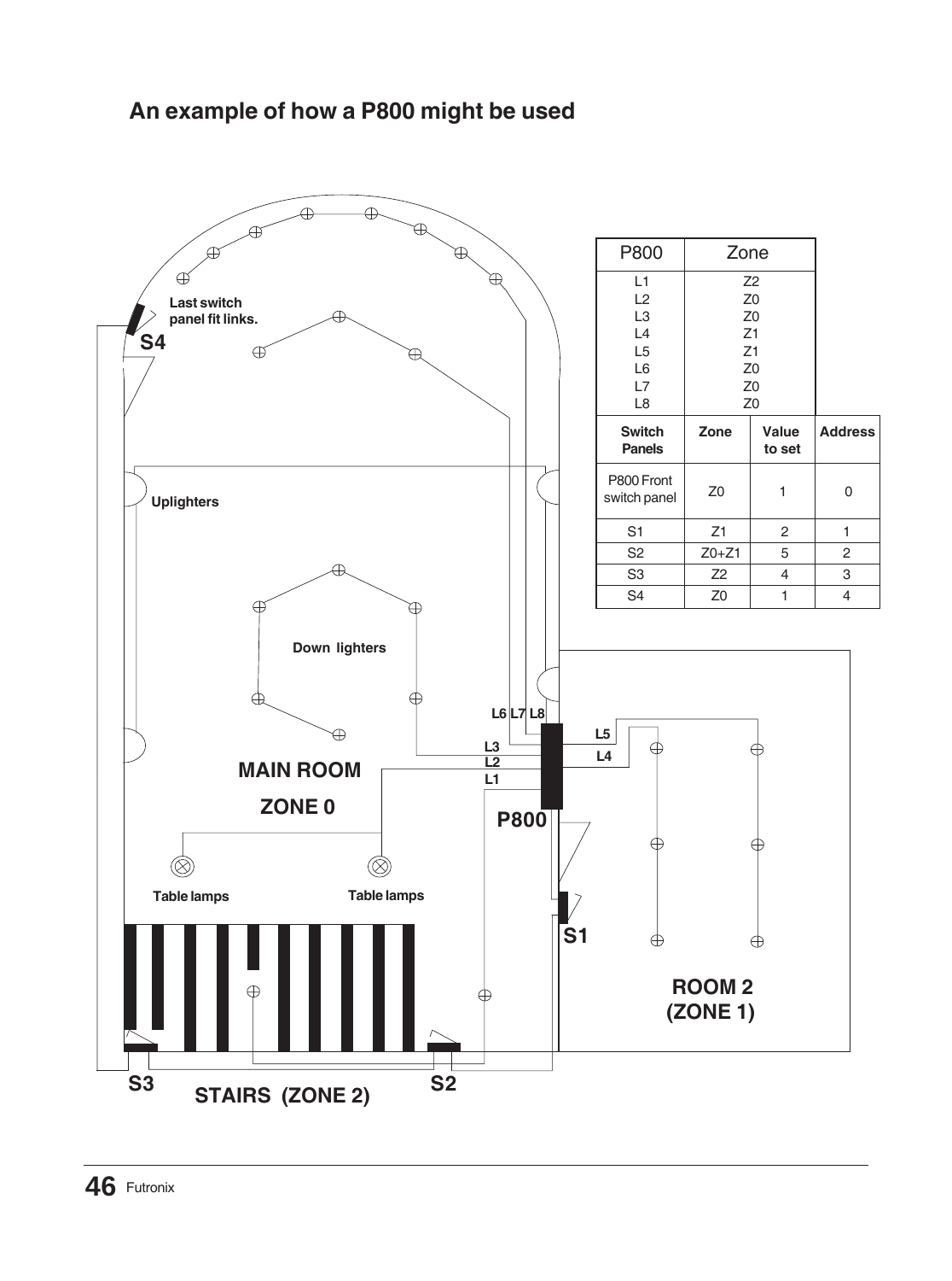## An example of how a P800 might be used

| P800 | Zone |
|---|---|
| L1 | Z2 |
| L2 | Z0 |
| L3 | Z0 |
| L4 | Z1 |
| L5 | Z1 |
| L6 | Z0 |
| L7 | Z0 |
| L8 | Z0 |

| Switch Panels | Zone | Value to set | Address |
|---|---|---|---|
| P800 Front switch panel | Z0 | 1 | 0 |
| S1 | Z1 | 2 | 1 |
| S2 | Z0+Z1 | 5 | 2 |
| S3 | Z2 | 4 | 3 |
| S4 | Z0 | 1 | 4 |

Last switch panel fit links.

S4

Uplighters

Down lighters

L6 L7 L8

L5

L4

L3

L2

L1

P800

MAIN ROOM

ZONE 0

Table lamps

Table lamps

S1

ROOM 2 (ZONE 1)

S3

STAIRS (ZONE 2)

S2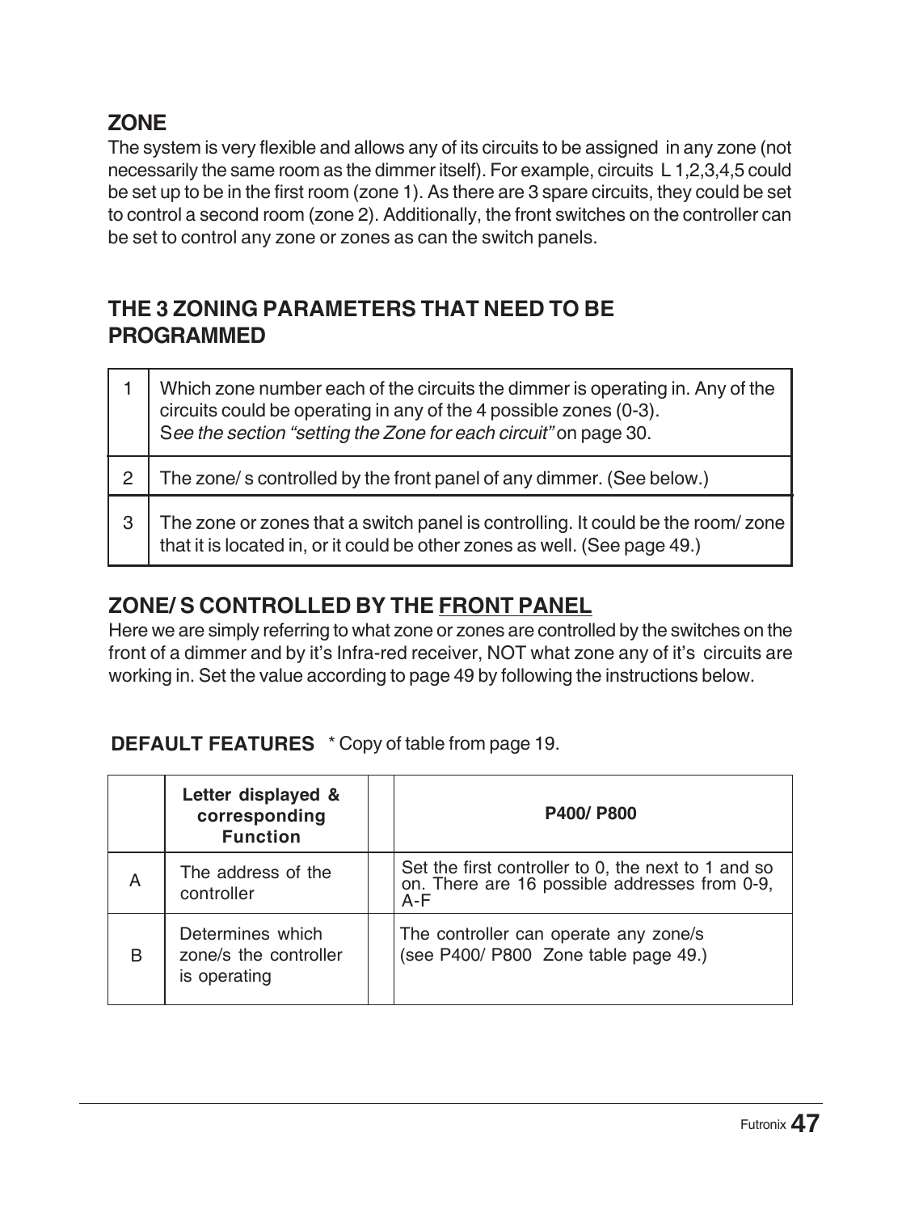## ZONE

The system is very flexible and allows any of its circuits to be assigned in any zone (not necessarily the same room as the dimmer itself). For example, circuits L 1,2,3,4,5 could be set up to be in the first room (zone 1). As there are 3 spare circuits, they could be set to control a second room (zone 2). Additionally, the front switches on the controller can be set to control any zone or zones as can the switch panels.

## THE 3 ZONING PARAMETERS THAT NEED TO BE PROGRAMMED

| | |
|---|---|
| 1 | Which zone number each of the circuits the dimmer is operating in. Any of the circuits could be operating in any of the 4 possible zones (0-3). S*ee the section "setting the Zone for each circuit"* on page 30. |
| 2 | The zone/ s controlled by the front panel of any dimmer. (See below.) |
| 3 | The zone or zones that a switch panel is controlling. It could be the room/ zone that it is located in, or it could be other zones as well. (See page 49.) |

## ZONE/ S CONTROLLED BY THE FRONT PANEL

Here we are simply referring to what zone or zones are controlled by the switches on the front of a dimmer and by it's Infra-red receiver, NOT what zone any of it's circuits are working in. Set the value according to page 49 by following the instructions below.

**DEFAULT FEATURES** * Copy of table from page 19.

| | Letter displayed & corresponding Function | | P400/ P800 |
|---|---|---|---|
| A | The address of the controller | | Set the first controller to 0, the next to 1 and so on. There are 16 possible addresses from 0-9, A-F |
| B | Determines which zone/s the controller is operating | | The controller can operate any zone/s (see P400/ P800 Zone table page 49.) |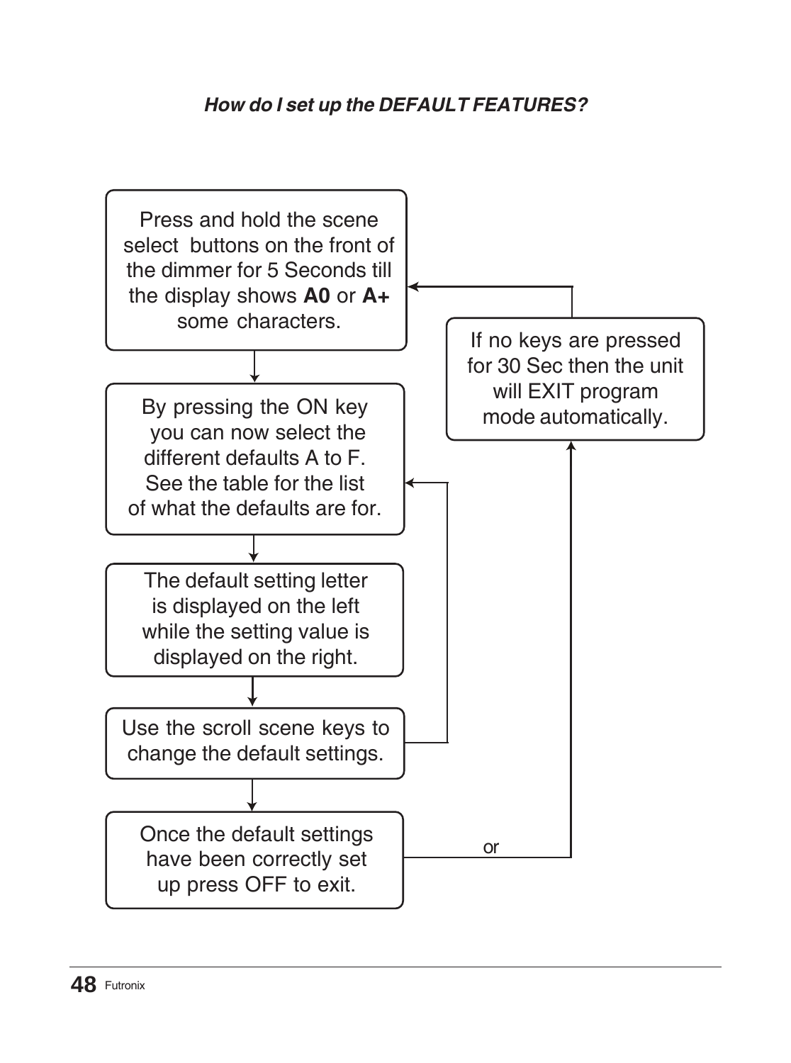***How do I set up the DEFAULT FEATURES?***

Press and hold the scene select buttons on the front of the dimmer for 5 Seconds till the display shows **A0** or **A+** some characters.

By pressing the ON key you can now select the different defaults A to F. See the table for the list of what the defaults are for.

The default setting letter is displayed on the left while the setting value is displayed on the right.

Use the scroll scene keys to change the default settings.

Once the default settings have been correctly set up press OFF to exit.

or

If no keys are pressed for 30 Sec then the unit will EXIT program mode automatically.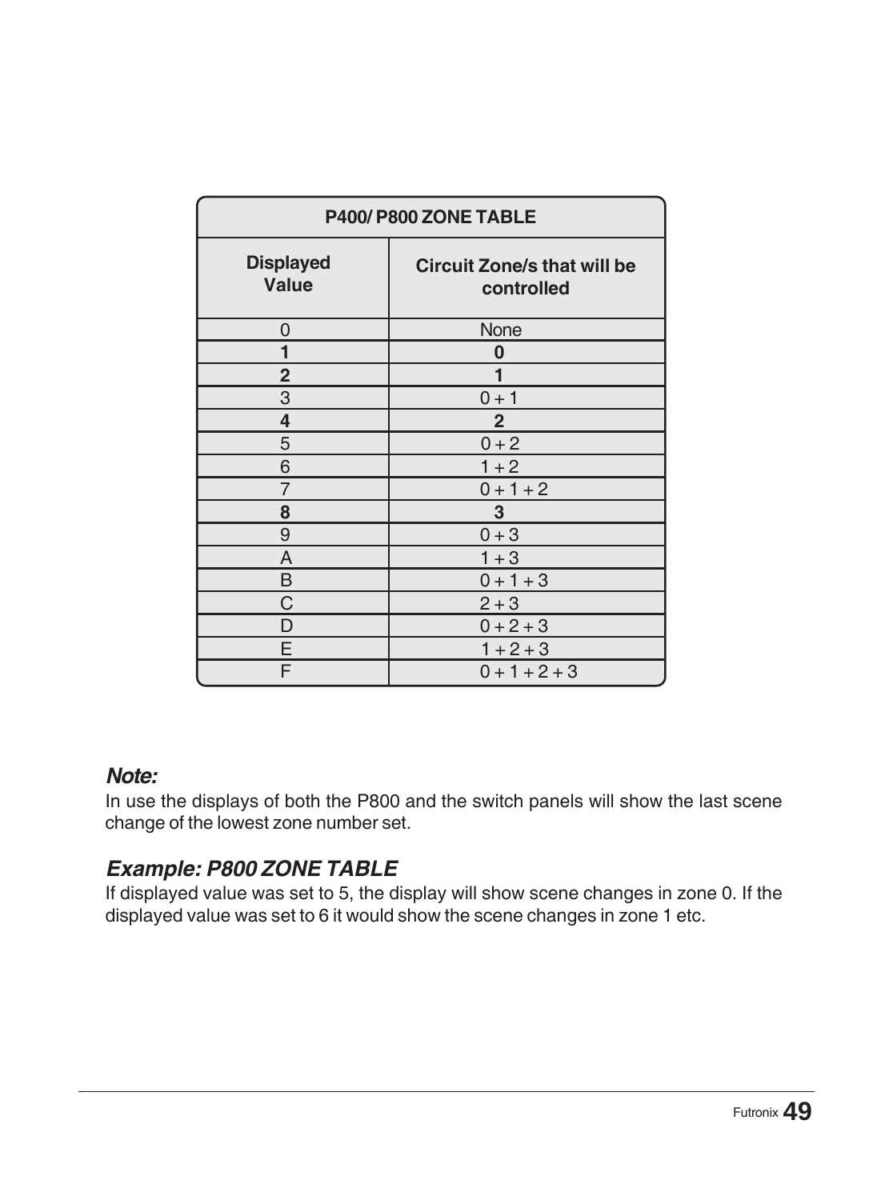| P400/ P800 ZONE TABLE | |
|---|---|
| **Displayed Value** | **Circuit Zone/s that will be controlled** |
| 0 | None |
| **1** | **0** |
| **2** | **1** |
| 3 | 0 + 1 |
| **4** | **2** |
| 5 | 0 + 2 |
| 6 | 1 + 2 |
| 7 | 0 + 1 + 2 |
| **8** | **3** |
| 9 | 0 + 3 |
| A | 1 + 3 |
| B | 0 + 1 + 3 |
| C | 2 + 3 |
| D | 0 + 2 + 3 |
| E | 1 + 2 + 3 |
| F | 0 + 1 + 2 + 3 |

### *Note:*

In use the displays of both the P800 and the switch panels will show the last scene change of the lowest zone number set.

### *Example: P800 ZONE TABLE*

If displayed value was set to 5, the display will show scene changes in zone 0. If the displayed value was set to 6 it would show the scene changes in zone 1 etc.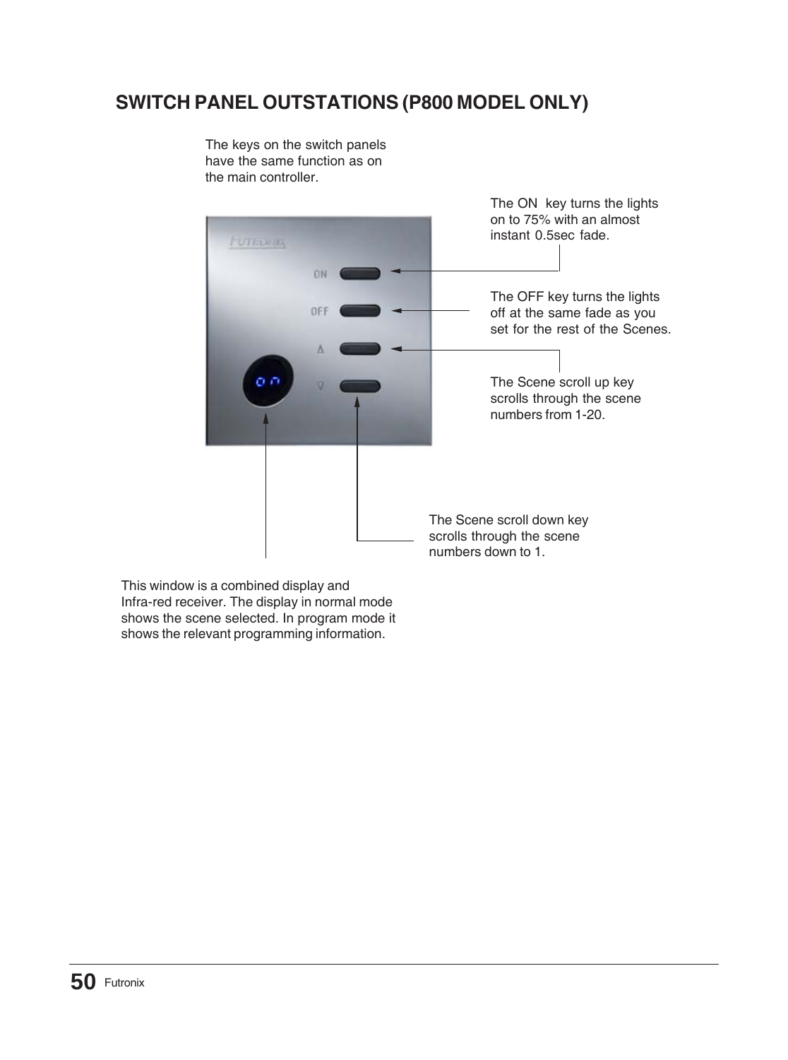## SWITCH PANEL OUTSTATIONS (P800 MODEL ONLY)

The keys on the switch panels have the same function as on the main controller.

The ON key turns the lights on to 75% with an almost instant 0.5sec fade.

The OFF key turns the lights off at the same fade as you set for the rest of the Scenes.

The Scene scroll up key scrolls through the scene numbers from 1-20.

The Scene scroll down key scrolls through the scene numbers down to 1.

This window is a combined display and Infra-red receiver. The display in normal mode shows the scene selected. In program mode it shows the relevant programming information.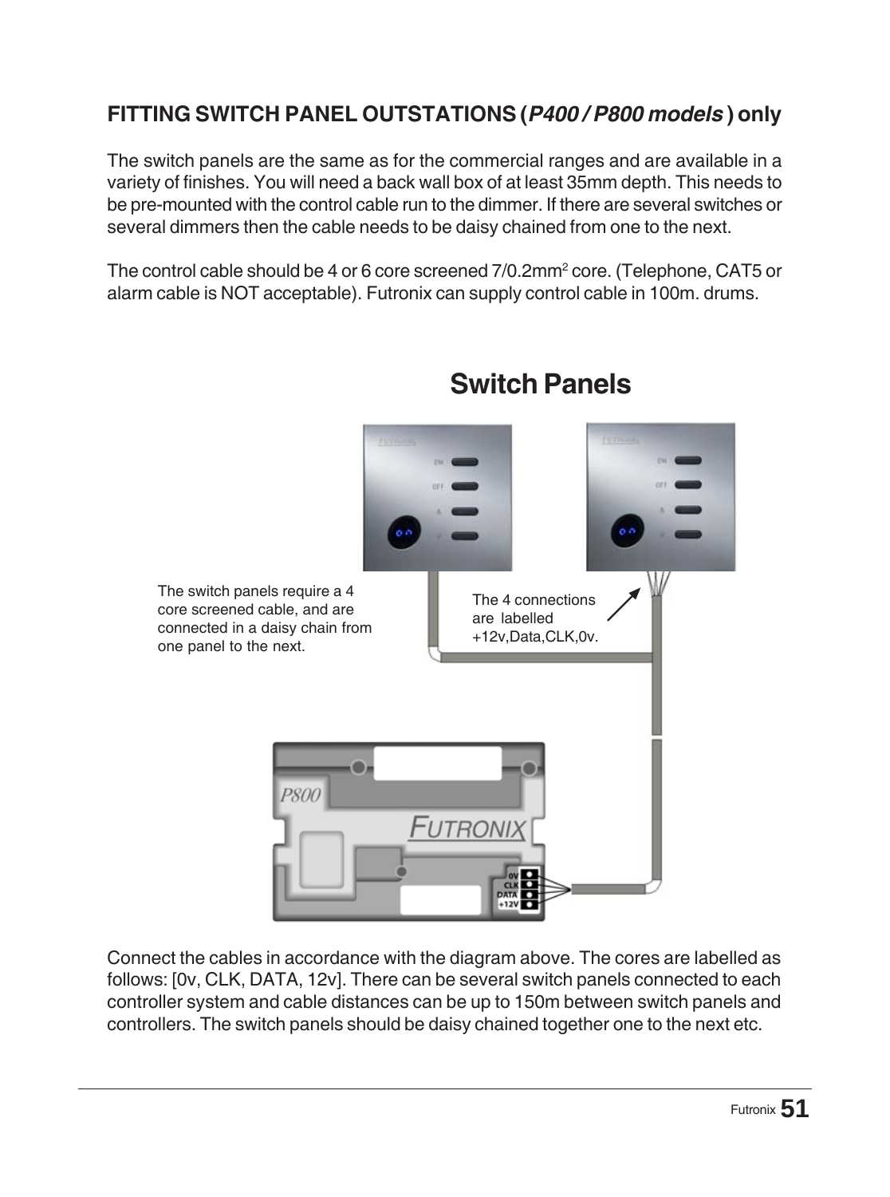## FITTING SWITCH PANEL OUTSTATIONS (*P400 / P800 models*) only

The switch panels are the same as for the commercial ranges and are available in a variety of finishes. You will need a back wall box of at least 35mm depth. This needs to be pre-mounted with the control cable run to the dimmer. If there are several switches or several dimmers then the cable needs to be daisy chained from one to the next.

The control cable should be 4 or 6 core screened 7/0.2mm$^2$ core. (Telephone, CAT5 or alarm cable is NOT acceptable). Futronix can supply control cable in 100m. drums.

## Switch Panels

The switch panels require a 4 core screened cable, and are connected in a daisy chain from one panel to the next.

The 4 connections are labelled +12v,Data,CLK,0v.

Connect the cables in accordance with the diagram above. The cores are labelled as follows: [0v, CLK, DATA, 12v]. There can be several switch panels connected to each controller system and cable distances can be up to 150m between switch panels and controllers. The switch panels should be daisy chained together one to the next etc.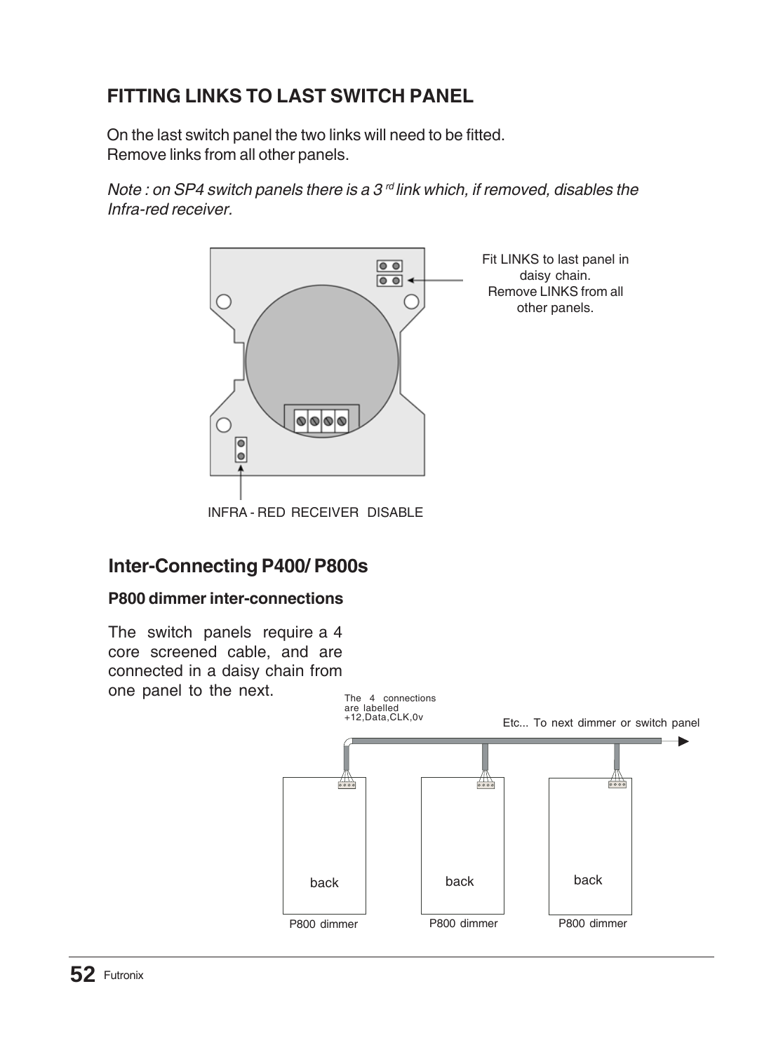## FITTING LINKS TO LAST SWITCH PANEL

On the last switch panel the two links will need to be fitted.
Remove links from all other panels.

*Note : on SP4 switch panels there is a 3 rd link which, if removed, disables the Infra-red receiver.*

Fit LINKS to last panel in daisy chain.
Remove LINKS from all other panels.

INFRA - RED RECEIVER DISABLE

## Inter-Connecting P400/ P800s

### P800 dimmer inter-connections

The switch panels require a 4 core screened cable, and are connected in a daisy chain from one panel to the next.

The 4 connections are labelled +12,Data,CLK,0v

Etc... To next dimmer or switch panel

back

back

back

P800 dimmer

P800 dimmer

P800 dimmer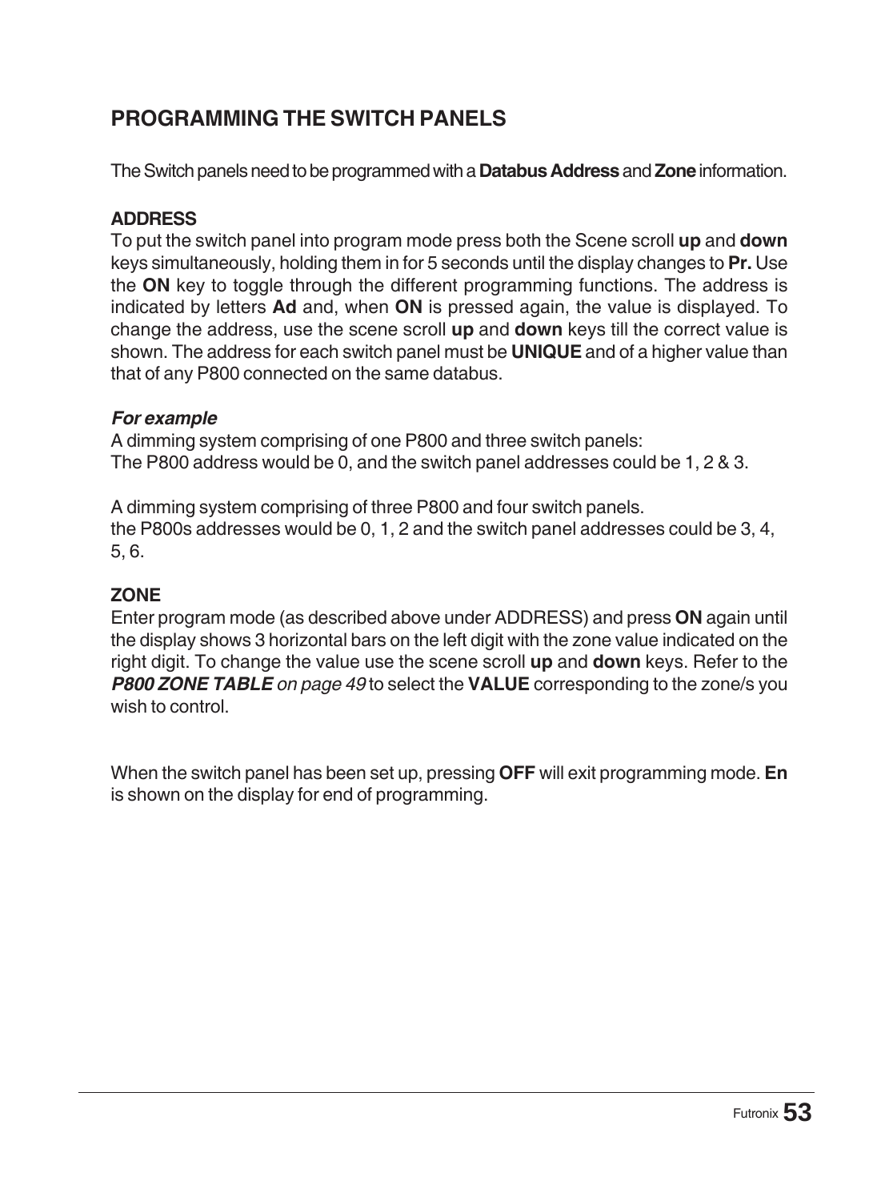## PROGRAMMING THE SWITCH PANELS

The Switch panels need to be programmed with a **Databus Address** and **Zone** information.

### ADDRESS

To put the switch panel into program mode press both the Scene scroll **up** and **down** keys simultaneously, holding them in for 5 seconds until the display changes to **Pr.** Use the **ON** key to toggle through the different programming functions. The address is indicated by letters **Ad** and, when **ON** is pressed again, the value is displayed. To change the address, use the scene scroll **up** and **down** keys till the correct value is shown. The address for each switch panel must be **UNIQUE** and of a higher value than that of any P800 connected on the same databus.

***For example***

A dimming system comprising of one P800 and three switch panels:
The P800 address would be 0, and the switch panel addresses could be 1, 2 & 3.

A dimming system comprising of three P800 and four switch panels.
the P800s addresses would be 0, 1, 2 and the switch panel addresses could be 3, 4, 5, 6.

### ZONE

Enter program mode (as described above under ADDRESS) and press **ON** again until the display shows 3 horizontal bars on the left digit with the zone value indicated on the right digit. To change the value use the scene scroll **up** and **down** keys. Refer to the ***P800 ZONE TABLE*** *on page 49* to select the **VALUE** corresponding to the zone/s you wish to control.

When the switch panel has been set up, pressing **OFF** will exit programming mode. **En** is shown on the display for end of programming.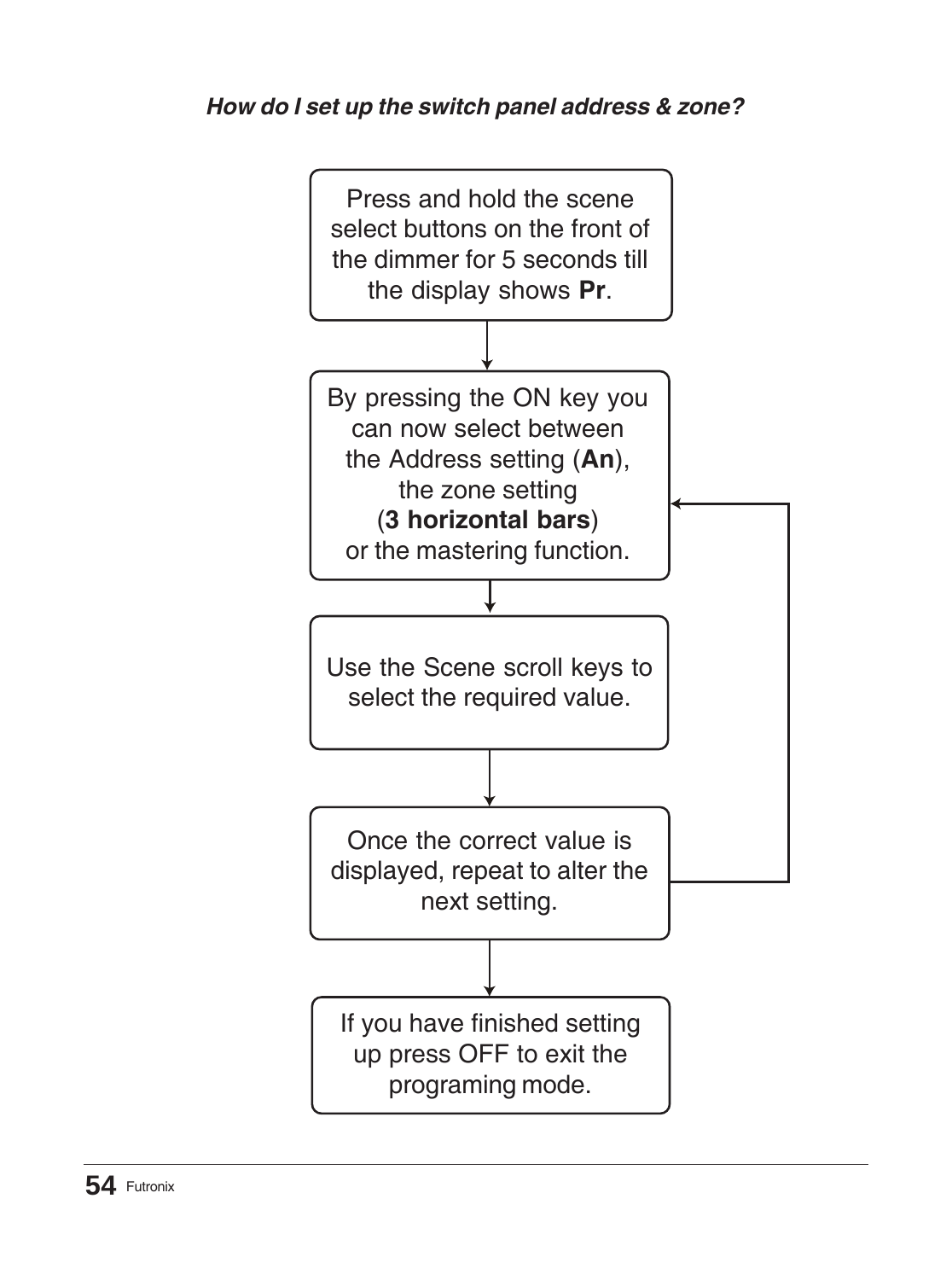***How do I set up the switch panel address & zone?***

Press and hold the scene select buttons on the front of the dimmer for 5 seconds till the display shows **Pr**.

↓

By pressing the ON key you can now select between the Address setting (**An**), the zone setting (**3 horizontal bars**) or the mastering function.

↓

Use the Scene scroll keys to select the required value.

↓

Once the correct value is displayed, repeat to alter the next setting.

↓

If you have finished setting up press OFF to exit the programing mode.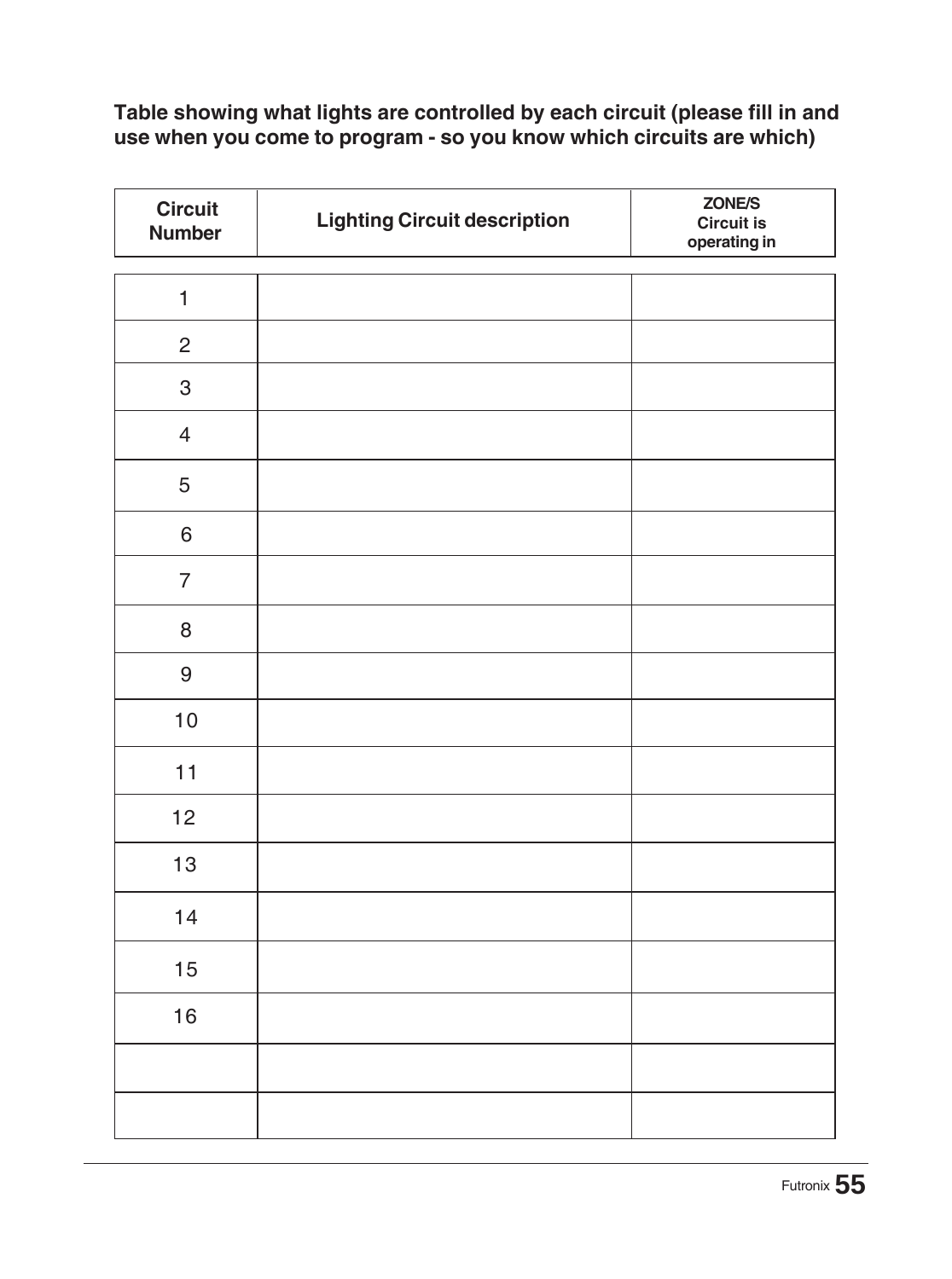**Table showing what lights are controlled by each circuit (please fill in and use when you come to program - so you know which circuits are which)**

| Circuit Number | Lighting Circuit description | ZONE/S Circuit is operating in |
|---|---|---|
| 1 | | |
| 2 | | |
| 3 | | |
| 4 | | |
| 5 | | |
| 6 | | |
| 7 | | |
| 8 | | |
| 9 | | |
| 10 | | |
| 11 | | |
| 12 | | |
| 13 | | |
| 14 | | |
| 15 | | |
| 16 | | |
| | | |
| | | |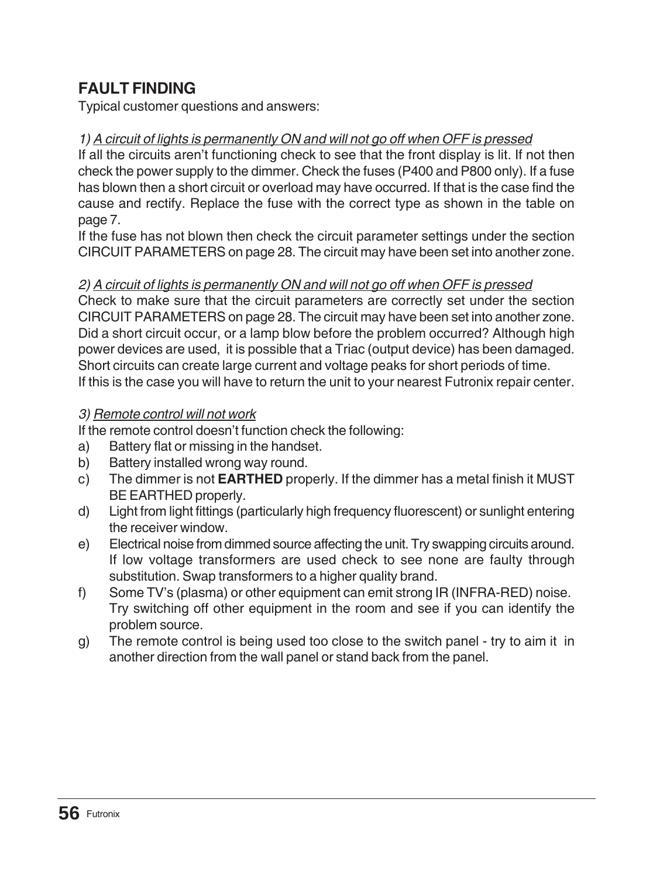## FAULT FINDING

Typical customer questions and answers:

*1) A circuit of lights is permanently ON and will not go off when OFF is pressed*

If all the circuits aren't functioning check to see that the front display is lit. If not then check the power supply to the dimmer. Check the fuses (P400 and P800 only). If a fuse has blown then a short circuit or overload may have occurred. If that is the case find the cause and rectify. Replace the fuse with the correct type as shown in the table on page 7.

If the fuse has not blown then check the circuit parameter settings under the section CIRCUIT PARAMETERS on page 28. The circuit may have been set into another zone.

*2) A circuit of lights is permanently ON and will not go off when OFF is pressed*

Check to make sure that the circuit parameters are correctly set under the section CIRCUIT PARAMETERS on page 28. The circuit may have been set into another zone. Did a short circuit occur, or a lamp blow before the problem occurred? Although high power devices are used, it is possible that a Triac (output device) has been damaged. Short circuits can create large current and voltage peaks for short periods of time.

If this is the case you will have to return the unit to your nearest Futronix repair center.

*3) Remote control will not work*

If the remote control doesn't function check the following:

a) Battery flat or missing in the handset.
b) Battery installed wrong way round.
c) The dimmer is not **EARTHED** properly. If the dimmer has a metal finish it MUST BE EARTHED properly.
d) Light from light fittings (particularly high frequency fluorescent) or sunlight entering the receiver window.
e) Electrical noise from dimmed source affecting the unit. Try swapping circuits around. If low voltage transformers are used check to see none are faulty through substitution. Swap transformers to a higher quality brand.
f) Some TV's (plasma) or other equipment can emit strong IR (INFRA-RED) noise. Try switching off other equipment in the room and see if you can identify the problem source.
g) The remote control is being used too close to the switch panel - try to aim it in another direction from the wall panel or stand back from the panel.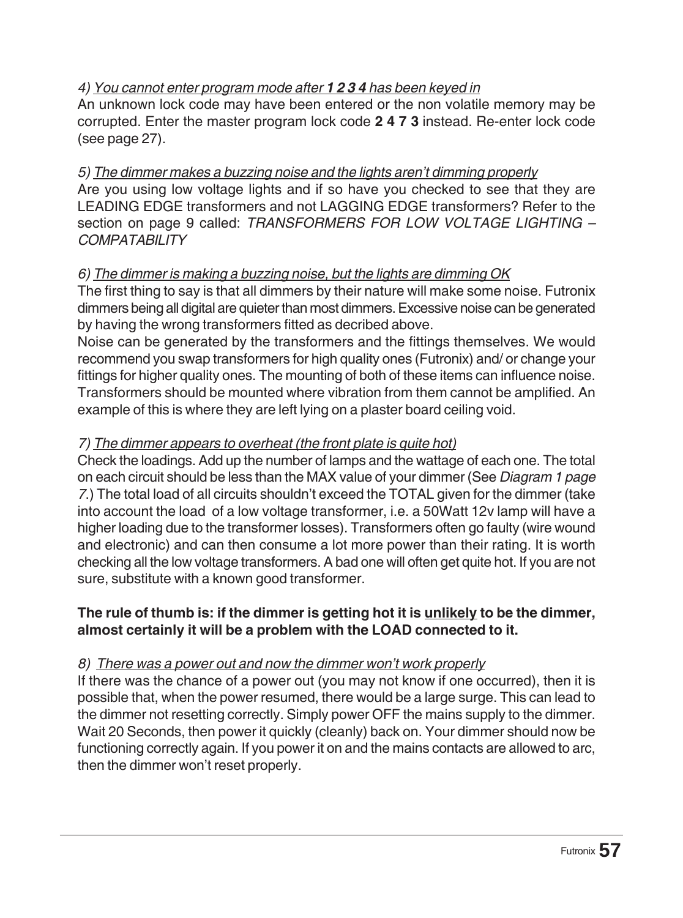*4) You cannot enter program mode after **1 2 3 4** has been keyed in*

An unknown lock code may have been entered or the non volatile memory may be corrupted. Enter the master program lock code **2 4 7 3** instead. Re-enter lock code (see page 27).

*5) The dimmer makes a buzzing noise and the lights aren't dimming properly*

Are you using low voltage lights and if so have you checked to see that they are LEADING EDGE transformers and not LAGGING EDGE transformers? Refer to the section on page 9 called: *TRANSFORMERS FOR LOW VOLTAGE LIGHTING – COMPATABILITY*

*6) The dimmer is making a buzzing noise, but the lights are dimming OK*

The first thing to say is that all dimmers by their nature will make some noise. Futronix dimmers being all digital are quieter than most dimmers. Excessive noise can be generated by having the wrong transformers fitted as decribed above.

Noise can be generated by the transformers and the fittings themselves. We would recommend you swap transformers for high quality ones (Futronix) and/ or change your fittings for higher quality ones. The mounting of both of these items can influence noise. Transformers should be mounted where vibration from them cannot be amplified. An example of this is where they are left lying on a plaster board ceiling void.

*7) The dimmer appears to overheat (the front plate is quite hot)*

Check the loadings. Add up the number of lamps and the wattage of each one. The total on each circuit should be less than the MAX value of your dimmer (See *Diagram 1 page 7*.) The total load of all circuits shouldn't exceed the TOTAL given for the dimmer (take into account the load of a low voltage transformer, i.e. a 50Watt 12v lamp will have a higher loading due to the transformer losses). Transformers often go faulty (wire wound and electronic) and can then consume a lot more power than their rating. It is worth checking all the low voltage transformers. A bad one will often get quite hot. If you are not sure, substitute with a known good transformer.

**The rule of thumb is: if the dimmer is getting hot it is unlikely to be the dimmer, almost certainly it will be a problem with the LOAD connected to it.**

*8) There was a power out and now the dimmer won't work properly*

If there was the chance of a power out (you may not know if one occurred), then it is possible that, when the power resumed, there would be a large surge. This can lead to the dimmer not resetting correctly. Simply power OFF the mains supply to the dimmer. Wait 20 Seconds, then power it quickly (cleanly) back on. Your dimmer should now be functioning correctly again. If you power it on and the mains contacts are allowed to arc, then the dimmer won't reset properly.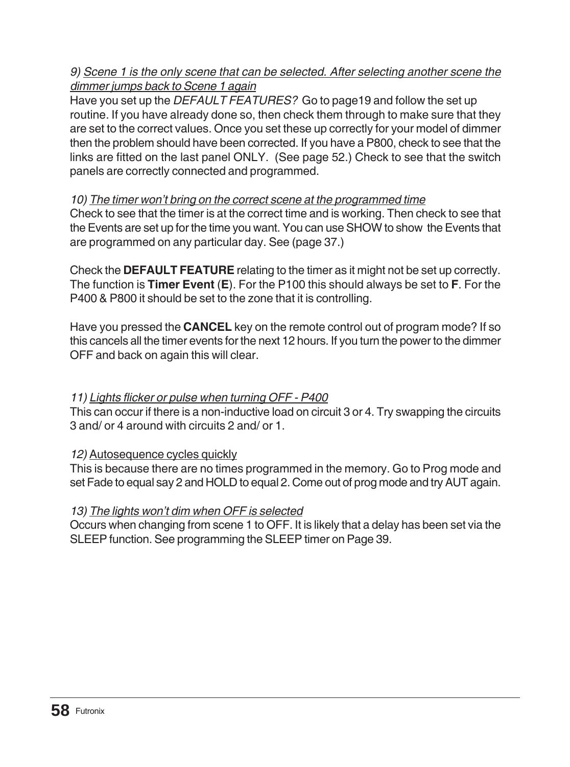*9) Scene 1 is the only scene that can be selected. After selecting another scene the dimmer jumps back to Scene 1 again*

Have you set up the *DEFAULT FEATURES?* Go to page19 and follow the set up routine. If you have already done so, then check them through to make sure that they are set to the correct values. Once you set these up correctly for your model of dimmer then the problem should have been corrected. If you have a P800, check to see that the links are fitted on the last panel ONLY. (See page 52.) Check to see that the switch panels are correctly connected and programmed.

*10) The timer won't bring on the correct scene at the programmed time*

Check to see that the timer is at the correct time and is working. Then check to see that the Events are set up for the time you want. You can use SHOW to show the Events that are programmed on any particular day. See (page 37.)

Check the **DEFAULT FEATURE** relating to the timer as it might not be set up correctly. The function is **Timer Event** (**E**). For the P100 this should always be set to **F**. For the P400 & P800 it should be set to the zone that it is controlling.

Have you pressed the **CANCEL** key on the remote control out of program mode? If so this cancels all the timer events for the next 12 hours. If you turn the power to the dimmer OFF and back on again this will clear.

*11) Lights flicker or pulse when turning OFF - P400*

This can occur if there is a non-inductive load on circuit 3 or 4. Try swapping the circuits 3 and/ or 4 around with circuits 2 and/ or 1.

*12)* Autosequence cycles quickly

This is because there are no times programmed in the memory. Go to Prog mode and set Fade to equal say 2 and HOLD to equal 2. Come out of prog mode and try AUT again.

*13) The lights won't dim when OFF is selected*

Occurs when changing from scene 1 to OFF. It is likely that a delay has been set via the SLEEP function. See programming the SLEEP timer on Page 39.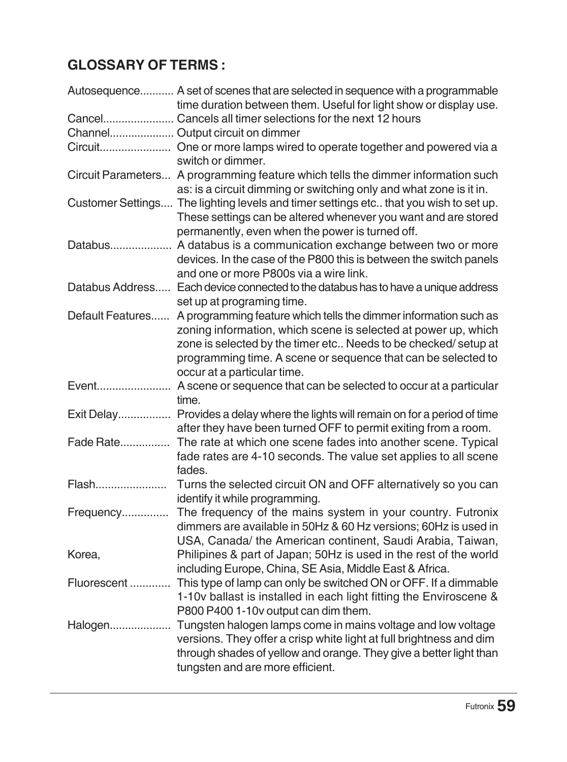## GLOSSARY OF TERMS :

Autosequence........... A set of scenes that are selected in sequence with a programmable time duration between them. Useful for light show or display use.

Cancel....................... Cancels all timer selections for the next 12 hours

Channel..................... Output circuit on dimmer

Circuit....................... One or more lamps wired to operate together and powered via a switch or dimmer.

Circuit Parameters... A programming feature which tells the dimmer information such as: is a circuit dimming or switching only and what zone is it in.

Customer Settings.... The lighting levels and timer settings etc.. that you wish to set up. These settings can be altered whenever you want and are stored permanently, even when the power is turned off.

Databus.................... A databus is a communication exchange between two or more devices. In the case of the P800 this is between the switch panels and one or more P800s via a wire link.

Databus Address..... Each device connected to the databus has to have a unique address set up at programing time.

Default Features...... A programming feature which tells the dimmer information such as zoning information, which scene is selected at power up, which zone is selected by the timer etc.. Needs to be checked/ setup at programming time. A scene or sequence that can be selected to occur at a particular time.

Event........................ A scene or sequence that can be selected to occur at a particular time.

Exit Delay................. Provides a delay where the lights will remain on for a period of time after they have been turned OFF to permit exiting from a room.

Fade Rate................ The rate at which one scene fades into another scene. Typical fade rates are 4-10 seconds. The value set applies to all scene fades.

Flash....................... Turns the selected circuit ON and OFF alternatively so you can identify it while programming.

Frequency............... The frequency of the mains system in your country. Futronix dimmers are available in 50Hz & 60 Hz versions; 60Hz is used in USA, Canada/ the American continent, Saudi Arabia, Taiwan, Korea, Philipines & part of Japan; 50Hz is used in the rest of the world including Europe, China, SE Asia, Middle East & Africa.

Fluorescent ............. This type of lamp can only be switched ON or OFF. If a dimmable 1-10v ballast is installed in each light fitting the Enviroscene & P800 P400 1-10v output can dim them.

Halogen.................... Tungsten halogen lamps come in mains voltage and low voltage versions. They offer a crisp white light at full brightness and dim through shades of yellow and orange. They give a better light than tungsten and are more efficient.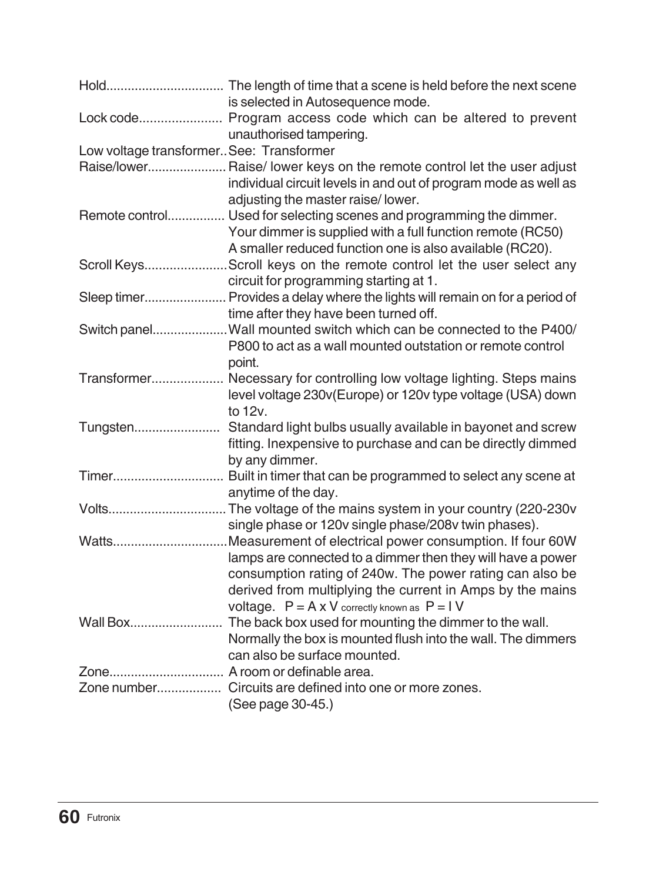Hold................................ The length of time that a scene is held before the next scene is selected in Autosequence mode.

Lock code....................... Program access code which can be altered to prevent unauthorised tampering.

Low voltage transformer.. See: Transformer

Raise/lower...................... Raise/ lower keys on the remote control let the user adjust individual circuit levels in and out of program mode as well as adjusting the master raise/ lower.

Remote control................ Used for selecting scenes and programming the dimmer. Your dimmer is supplied with a full function remote (RC50) A smaller reduced function one is also available (RC20).

Scroll Keys....................... Scroll keys on the remote control let the user select any circuit for programming starting at 1.

Sleep timer....................... Provides a delay where the lights will remain on for a period of time after they have been turned off.

Switch panel..................... Wall mounted switch which can be connected to the P400/ P800 to act as a wall mounted outstation or remote control point.

Transformer.................... Necessary for controlling low voltage lighting. Steps mains level voltage 230v(Europe) or 120v type voltage (USA) down to 12v.

Tungsten........................ Standard light bulbs usually available in bayonet and screw fitting. Inexpensive to purchase and can be directly dimmed by any dimmer.

Timer............................... Built in timer that can be programmed to select any scene at anytime of the day.

Volts................................. The voltage of the mains system in your country (220-230v single phase or 120v single phase/208v twin phases).

Watts................................ Measurement of electrical power consumption. If four 60W lamps are connected to a dimmer then they will have a power consumption rating of 240w. The power rating can also be derived from multiplying the current in Amps by the mains voltage. $P = A \times V$ correctly known as $P = I\,V$

Wall Box.......................... The back box used for mounting the dimmer to the wall. Normally the box is mounted flush into the wall. The dimmers can also be surface mounted.

Zone................................ A room or definable area.

Zone number.................. Circuits are defined into one or more zones. (See page 30-45.)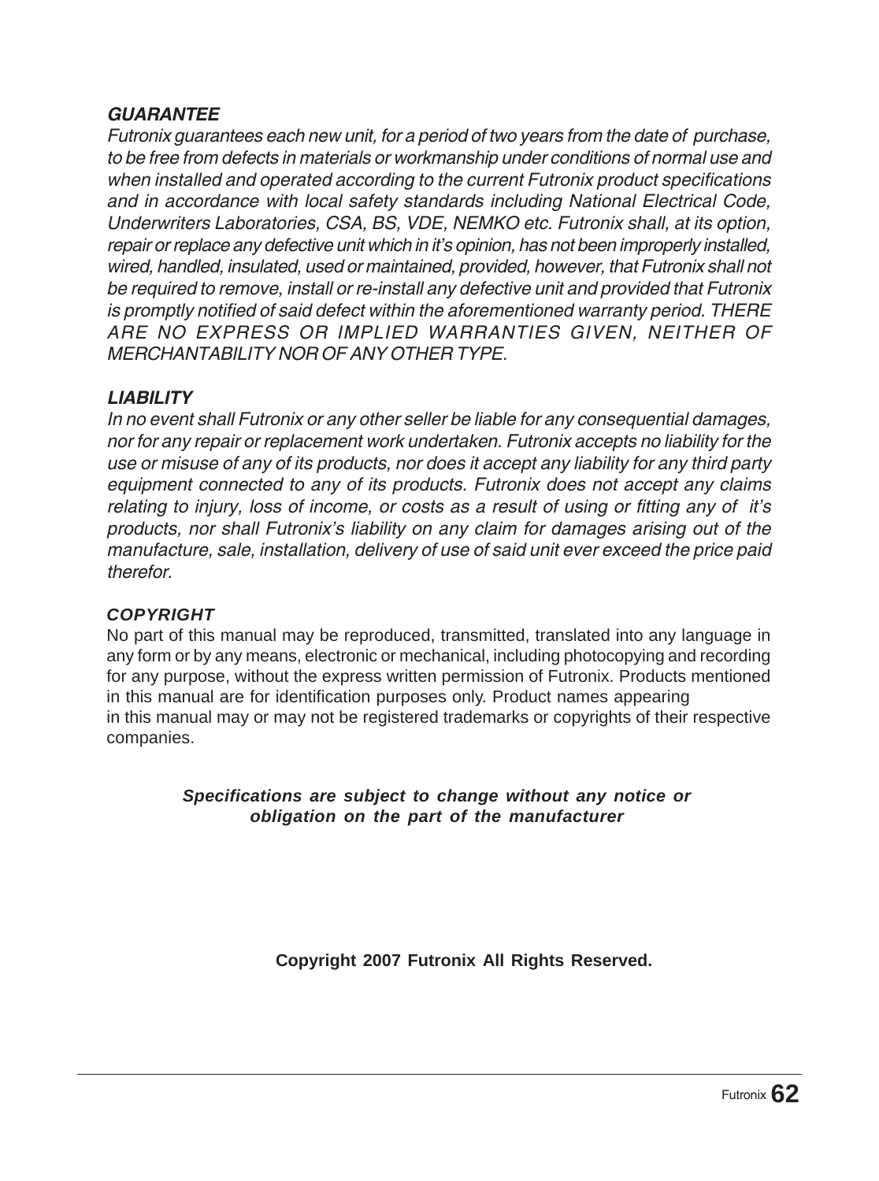### *GUARANTEE*

*Futronix guarantees each new unit, for a period of two years from the date of purchase, to be free from defects in materials or workmanship under conditions of normal use and when installed and operated according to the current Futronix product specifications and in accordance with local safety standards including National Electrical Code, Underwriters Laboratories, CSA, BS, VDE, NEMKO etc. Futronix shall, at its option, repair or replace any defective unit which in it's opinion, has not been improperly installed, wired, handled, insulated, used or maintained, provided, however, that Futronix shall not be required to remove, install or re-install any defective unit and provided that Futronix is promptly notified of said defect within the aforementioned warranty period. THERE ARE NO EXPRESS OR IMPLIED WARRANTIES GIVEN, NEITHER OF MERCHANTABILITY NOR OF ANY OTHER TYPE.*

### *LIABILITY*

*In no event shall Futronix or any other seller be liable for any consequential damages, nor for any repair or replacement work undertaken. Futronix accepts no liability for the use or misuse of any of its products, nor does it accept any liability for any third party equipment connected to any of its products. Futronix does not accept any claims relating to injury, loss of income, or costs as a result of using or fitting any of it's products, nor shall Futronix's liability on any claim for damages arising out of the manufacture, sale, installation, delivery of use of said unit ever exceed the price paid therefor.*

### *COPYRIGHT*

No part of this manual may be reproduced, transmitted, translated into any language in any form or by any means, electronic or mechanical, including photocopying and recording for any purpose, without the express written permission of Futronix. Products mentioned in this manual are for identification purposes only. Product names appearing in this manual may or may not be registered trademarks or copyrights of their respective companies.

***Specifications are subject to change without any notice or obligation on the part of the manufacturer***

**Copyright 2007 Futronix All Rights Reserved.**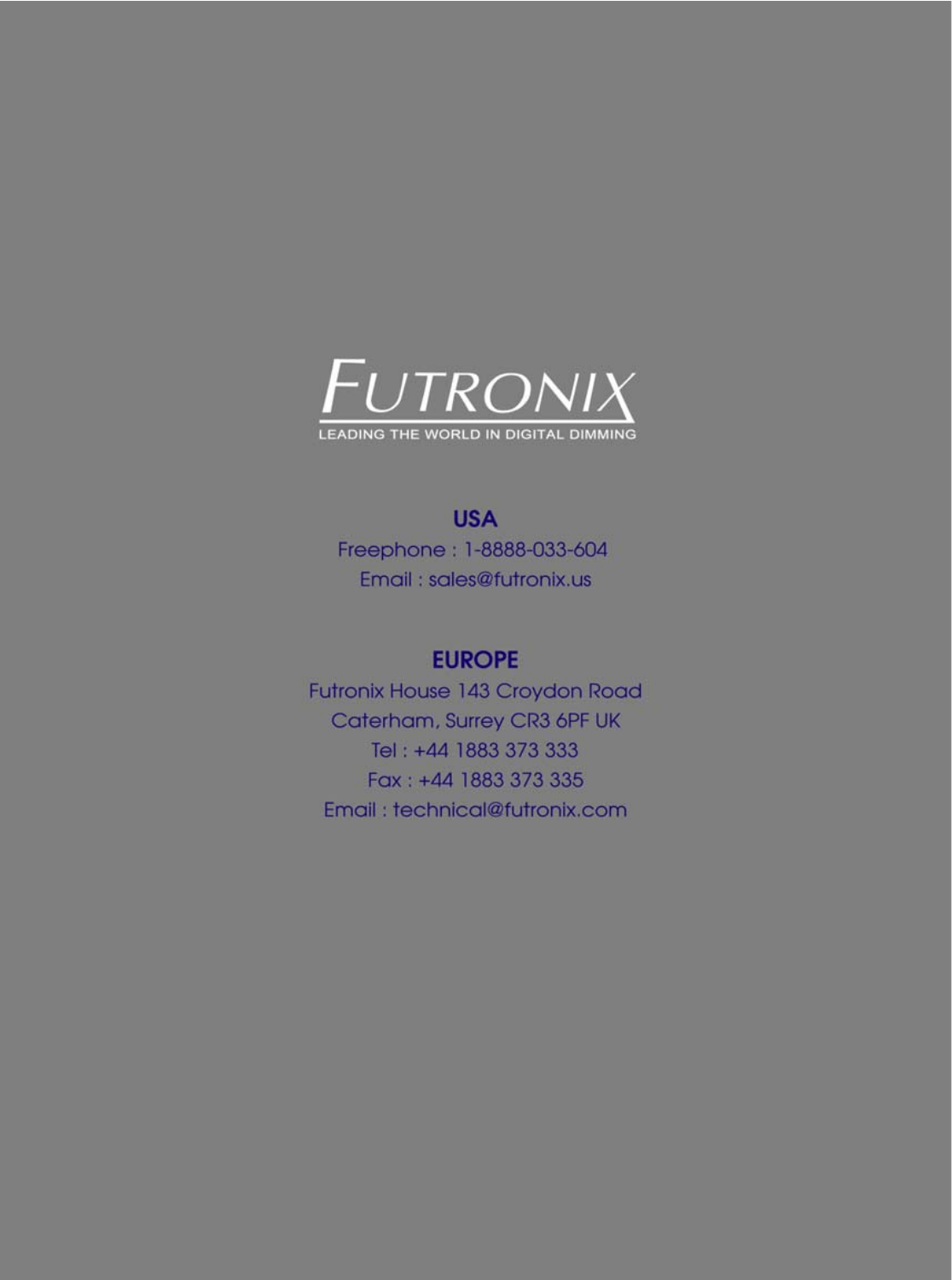FUTRONIX

LEADING THE WORLD IN DIGITAL DIMMING

**USA**

Freephone : 1-8888-033-604

Email : sales@futronix.us

**EUROPE**

Futronix House 143 Croydon Road

Caterham, Surrey CR3 6PF UK

Tel : +44 1883 373 333

Fax : +44 1883 373 335

Email : technical@futronix.com